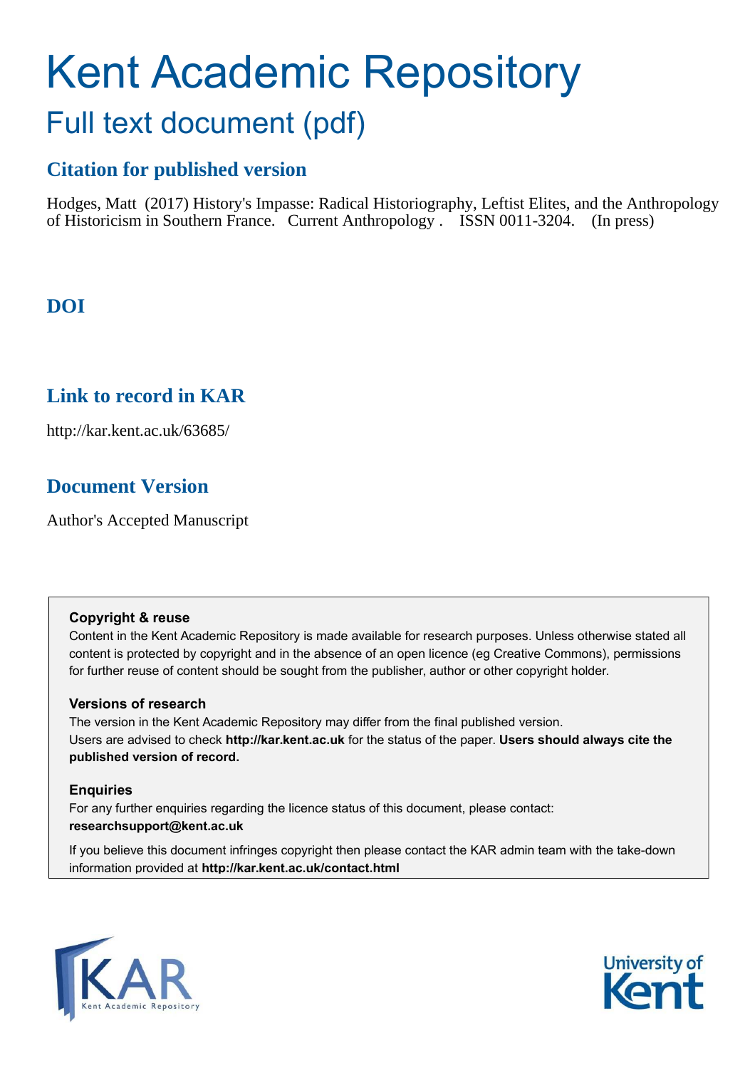# Kent Academic Repository

## Full text document (pdf)

### Citation for published version

Hodges, Matt (2017) History's Impasse: Radical Historiography, Leftist Elites, and the Anthropology of Historicism in Southern France. Current Anthropology . ISSN 0011-3204. (In press)

### DOI

### Link to record in KAR

http://kar.kent.ac.uk/63685/

### Document Version

Author's Accepted Manuscript

**Copyright & reuse**

Content in the Kent Academic Repository is made available for research purposes. Unless otherwise stated all content is protected by copyright and in the absence of an open licence (eg Creative Commons), permissions for further reuse of content should be sought from the publisher, author or other copyright holder.

**Versions of research**

The version in the Kent Academic Repository may differ from the final published version. Users are advised to check **http://kar.kent.ac.uk** for the status of the paper. **Users should always cite the published version of record.**

**Enquiries**

For any further enquiries regarding the licence status of this document, please contact: **researchsupport@kent.ac.uk**

If you believe this document infringes copyright then please contact the KAR admin team with the take-down information provided at **http://kar.kent.ac.uk/contact.html**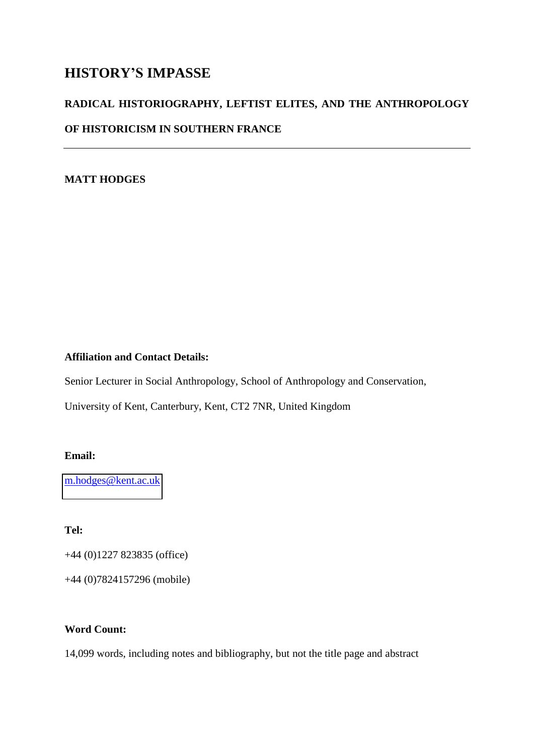# HISTORY'S IMPASSE

## RADICAL HISTORIOGRAPHY, LEFTIST ELITES, AND THE ANTHROPOLOGY OF HISTORICISM IN SOUTHERN FRANCE

---

**MATT HODGES**

**Affiliation and Contact Details:**

Senior Lecturer in Social Anthropology, School of Anthropology and Conservation,

University of Kent, Canterbury, Kent, CT2 7NR, United Kingdom

**Email:**

m.hodges@kent.ac.uk

**Tel:**

+44 (0)1227 823835 (office)

+44 (0)7824157296 (mobile)

**Word Count:**

14,099 words, including notes and bibliography, but not the title page and abstract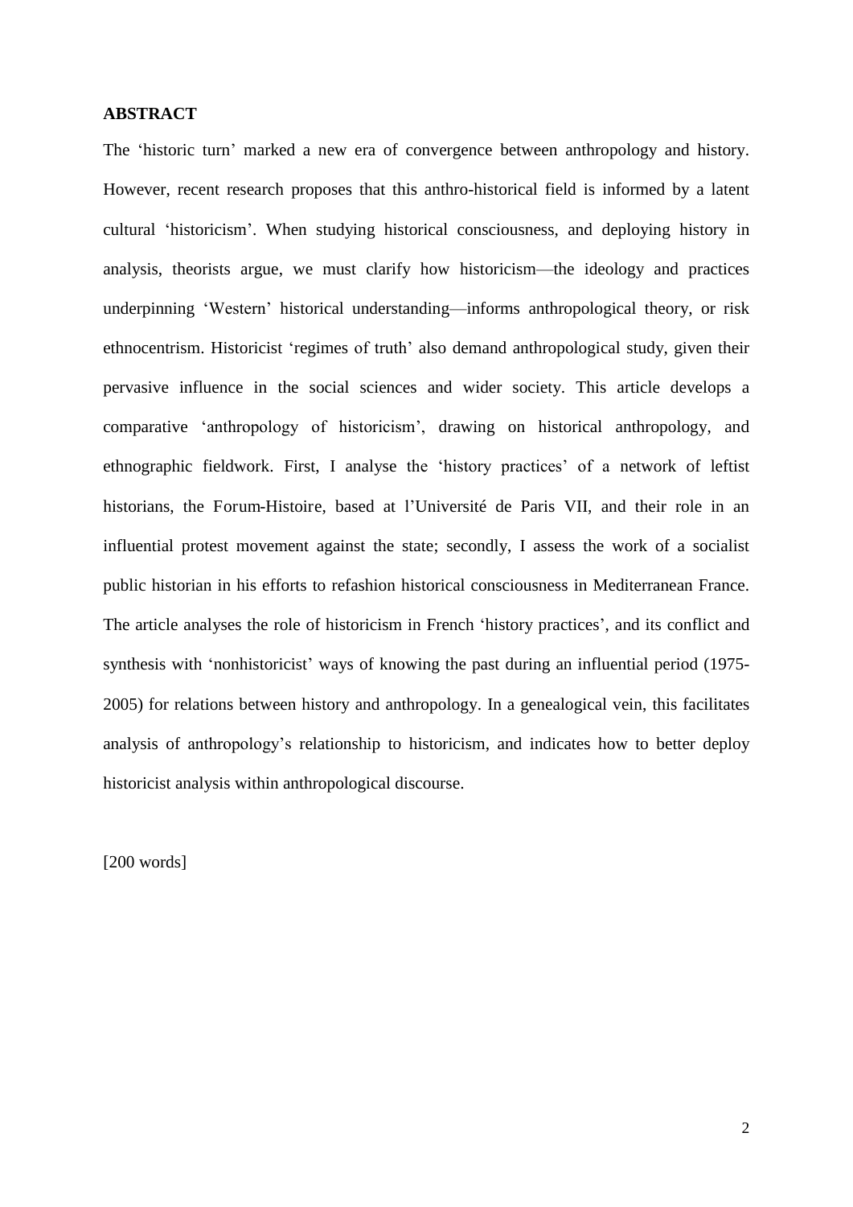**ABSTRACT**

The 'historic turn' marked a new era of convergence between anthropology and history. However, recent research proposes that this anthro-historical field is informed by a latent cultural 'historicism'. When studying historical consciousness, and deploying history in analysis, theorists argue, we must clarify how historicism—the ideology and practices underpinning 'Western' historical understanding—informs anthropological theory, or risk ethnocentrism. Historicist 'regimes of truth' also demand anthropological study, given their pervasive influence in the social sciences and wider society. This article develops a comparative 'anthropology of historicism', drawing on historical anthropology, and ethnographic fieldwork. First, I analyse the 'history practices' of a network of leftist historians, the Forum-Histoire, based at l'Université de Paris VII, and their role in an influential protest movement against the state; secondly, I assess the work of a socialist public historian in his efforts to refashion historical consciousness in Mediterranean France. The article analyses the role of historicism in French 'history practices', and its conflict and synthesis with 'nonhistoricist' ways of knowing the past during an influential period (1975-2005) for relations between history and anthropology. In a genealogical vein, this facilitates analysis of anthropology's relationship to historicism, and indicates how to better deploy historicist analysis within anthropological discourse.

[200 words]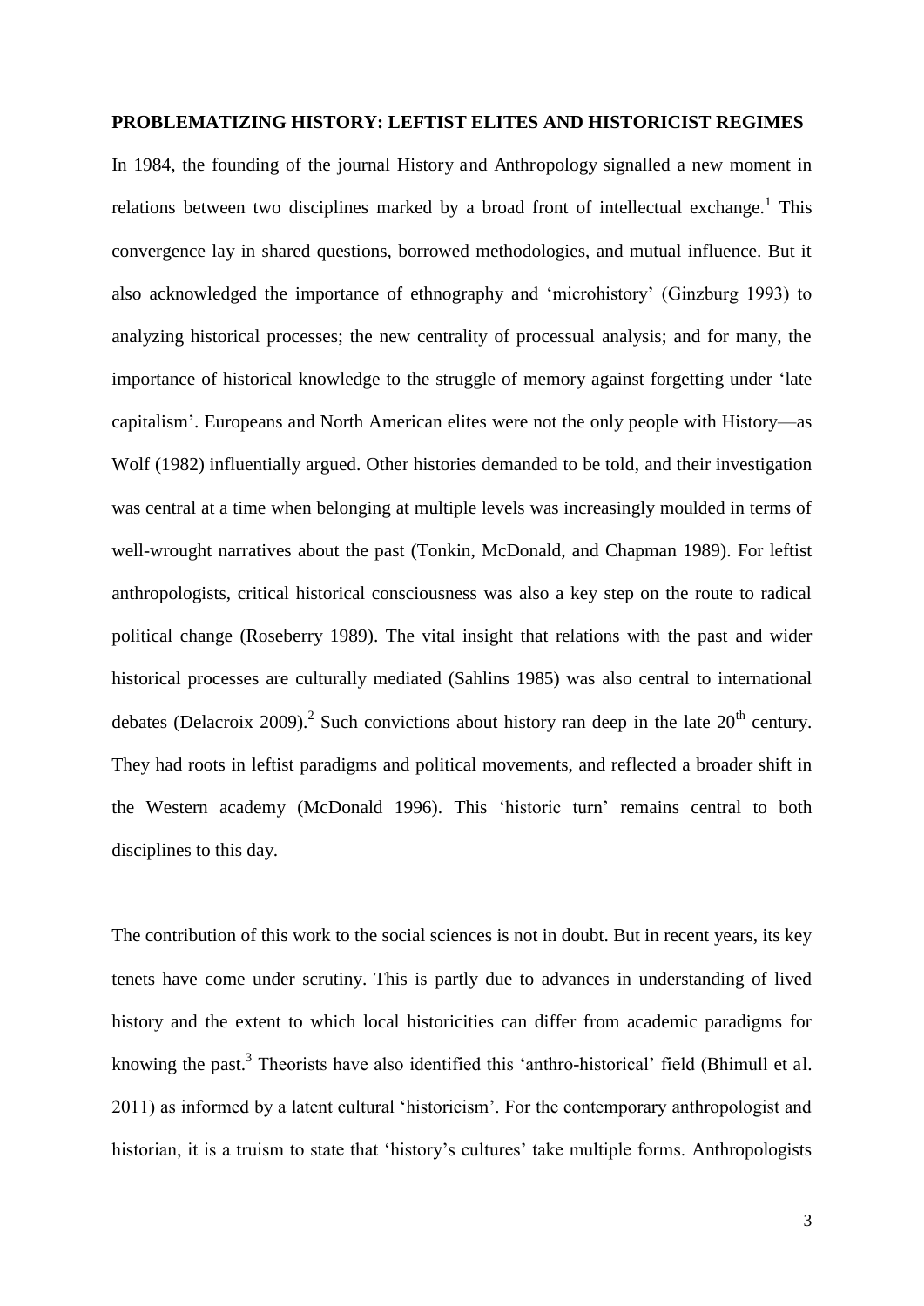## PROBLEMATIZING HISTORY: LEFTIST ELITES AND HISTORICIST REGIMES

In 1984, the founding of the journal History and Anthropology signalled a new moment in relations between two disciplines marked by a broad front of intellectual exchange.[1] This convergence lay in shared questions, borrowed methodologies, and mutual influence. But it also acknowledged the importance of ethnography and 'microhistory' (Ginzburg 1993) to analyzing historical processes; the new centrality of processual analysis; and for many, the importance of historical knowledge to the struggle of memory against forgetting under 'late capitalism'. Europeans and North American elites were not the only people with History—as Wolf (1982) influentially argued. Other histories demanded to be told, and their investigation was central at a time when belonging at multiple levels was increasingly moulded in terms of well-wrought narratives about the past (Tonkin, McDonald, and Chapman 1989). For leftist anthropologists, critical historical consciousness was also a key step on the route to radical political change (Roseberry 1989). The vital insight that relations with the past and wider historical processes are culturally mediated (Sahlins 1985) was also central to international debates (Delacroix 2009).[2] Such convictions about history ran deep in the late 20[th] century. They had roots in leftist paradigms and political movements, and reflected a broader shift in the Western academy (McDonald 1996). This 'historic turn' remains central to both disciplines to this day.

The contribution of this work to the social sciences is not in doubt. But in recent years, its key tenets have come under scrutiny. This is partly due to advances in understanding of lived history and the extent to which local historicities can differ from academic paradigms for knowing the past.[3] Theorists have also identified this 'anthro-historical' field (Bhimull et al. 2011) as informed by a latent cultural 'historicism'. For the contemporary anthropologist and historian, it is a truism to state that 'history's cultures' take multiple forms. Anthropologists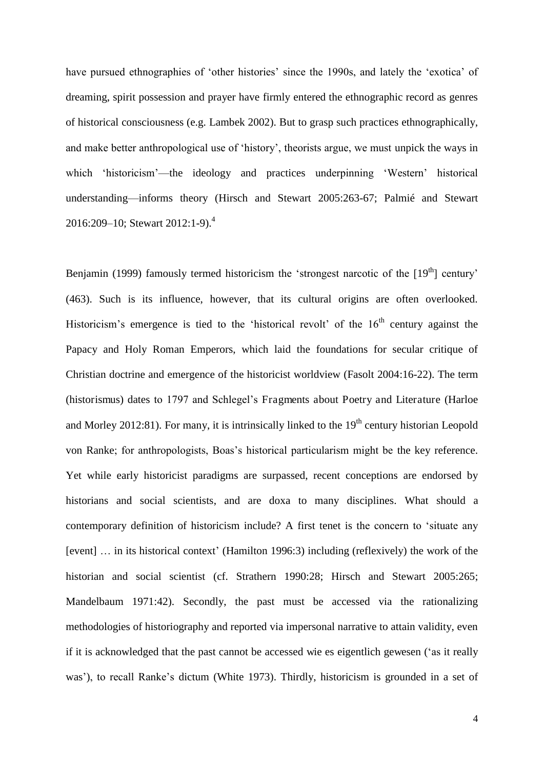have pursued ethnographies of 'other histories' since the 1990s, and lately the 'exotica' of dreaming, spirit possession and prayer have firmly entered the ethnographic record as genres of historical consciousness (e.g. Lambek 2002). But to grasp such practices ethnographically, and make better anthropological use of 'history', theorists argue, we must unpick the ways in which 'historicism'—the ideology and practices underpinning 'Western' historical understanding—informs theory (Hirsch and Stewart 2005:263-67; Palmié and Stewart 2016:209–10; Stewart 2012:1-9).[4]

Benjamin (1999) famously termed historicism the 'strongest narcotic of the [19th] century' (463). Such is its influence, however, that its cultural origins are often overlooked. Historicism's emergence is tied to the 'historical revolt' of the 16th century against the Papacy and Holy Roman Emperors, which laid the foundations for secular critique of Christian doctrine and emergence of the historicist worldview (Fasolt 2004:16-22). The term (historismus) dates to 1797 and Schlegel's *Fragments about Poetry and Literature* (Harloe and Morley 2012:81). For many, it is intrinsically linked to the 19th century historian Leopold von Ranke; for anthropologists, Boas's historical particularism might be the key reference. Yet while early historicist paradigms are surpassed, recent conceptions are endorsed by historians and social scientists, and are doxa to many disciplines. What should a contemporary definition of historicism include? A first tenet is the concern to 'situate any [event] … in its historical context' (Hamilton 1996:3) including (reflexively) the work of the historian and social scientist (cf. Strathern 1990:28; Hirsch and Stewart 2005:265; Mandelbaum 1971:42). Secondly, the past must be accessed via the rationalizing methodologies of historiography and reported via impersonal narrative to attain validity, even if it is acknowledged that the past cannot be accessed *wie es eigentlich gewesen* ('as it really was'), to recall Ranke's dictum (White 1973). Thirdly, historicism is grounded in a set of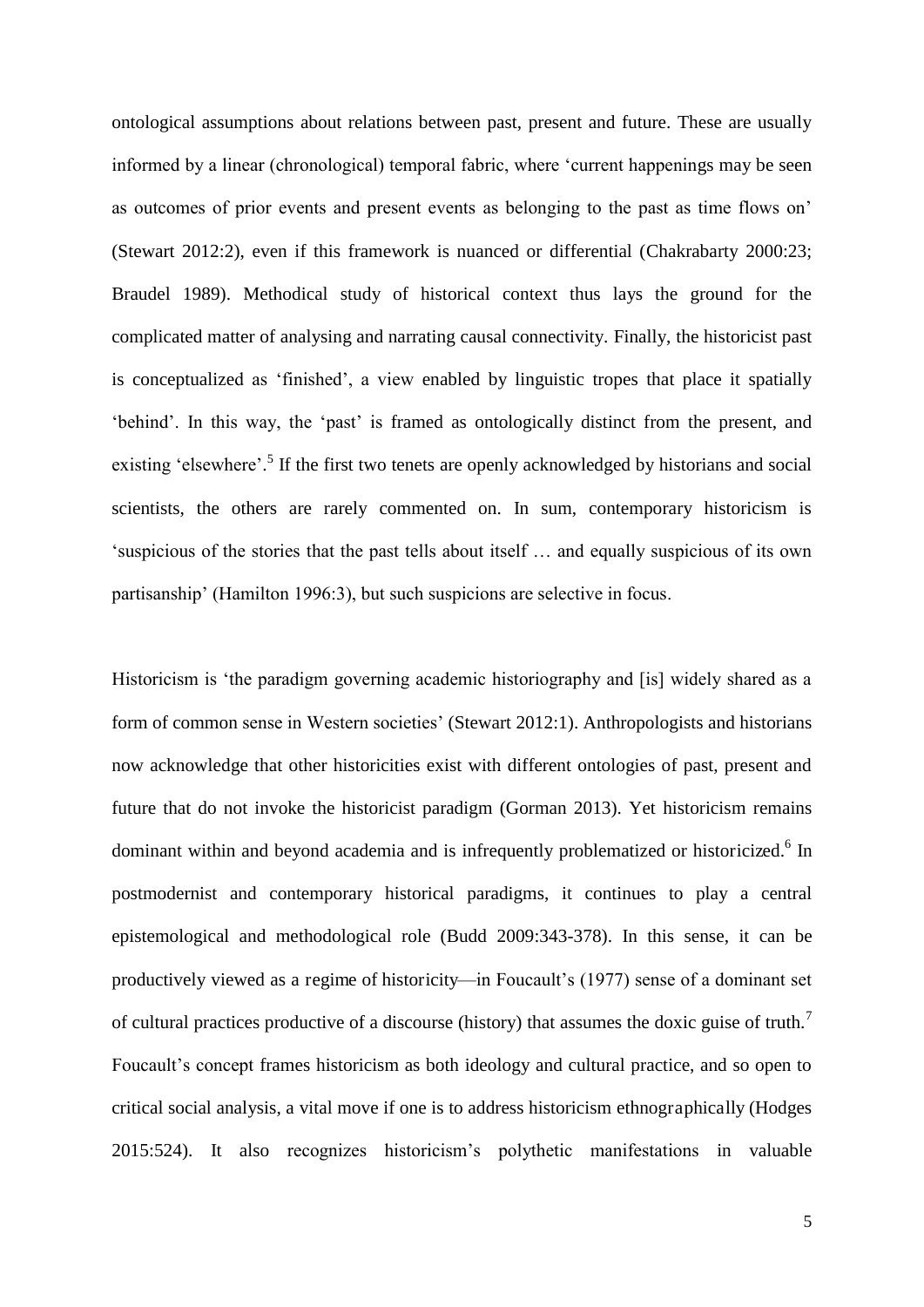ontological assumptions about relations between past, present and future. These are usually informed by a linear (chronological) temporal fabric, where 'current happenings may be seen as outcomes of prior events and present events as belonging to the past as time flows on' (Stewart 2012:2), even if this framework is nuanced or differential (Chakrabarty 2000:23; Braudel 1989). Methodical study of historical context thus lays the ground for the complicated matter of analysing and narrating causal connectivity. Finally, the historicist past is conceptualized as 'finished', a view enabled by linguistic tropes that place it spatially 'behind'. In this way, the 'past' is framed as ontologically distinct from the present, and existing 'elsewhere'.[5] If the first two tenets are openly acknowledged by historians and social scientists, the others are rarely commented on. In sum, contemporary historicism is 'suspicious of the stories that the past tells about itself … and equally suspicious of its own partisanship' (Hamilton 1996:3), but such suspicions are selective in focus.

Historicism is 'the paradigm governing academic historiography and [is] widely shared as a form of common sense in Western societies' (Stewart 2012:1). Anthropologists and historians now acknowledge that other historicities exist with different ontologies of past, present and future that do not invoke the historicist paradigm (Gorman 2013). Yet historicism remains dominant within and beyond academia and is infrequently problematized or historicized.[6] In postmodernist and contemporary historical paradigms, it continues to play a central epistemological and methodological role (Budd 2009:343-378). In this sense, it can be productively viewed as a regime of historicity—in Foucault's (1977) sense of a dominant set of cultural practices productive of a discourse (history) that assumes the doxic guise of truth.[7] Foucault's concept frames historicism as both ideology and cultural practice, and so open to critical social analysis, a vital move if one is to address historicism ethnographically (Hodges 2015:524). It also recognizes historicism's polythetic manifestations in valuable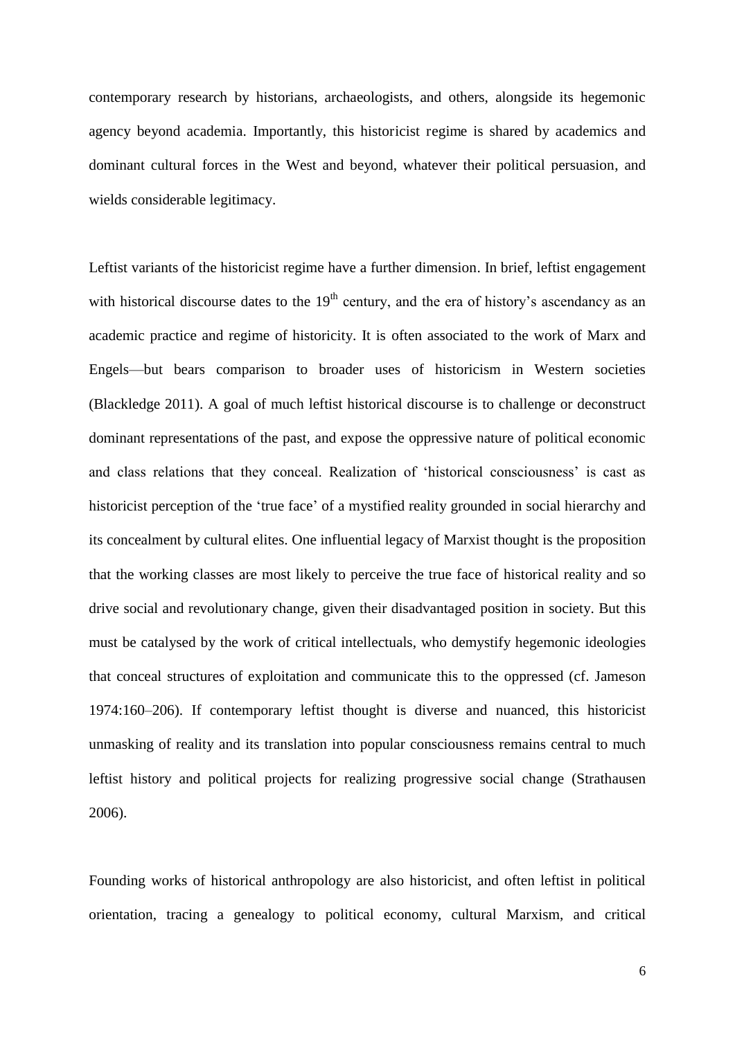contemporary research by historians, archaeologists, and others, alongside its hegemonic agency beyond academia. Importantly, this historicist regime is shared by academics and dominant cultural forces in the West and beyond, whatever their political persuasion, and wields considerable legitimacy.

Leftist variants of the historicist regime have a further dimension. In brief, leftist engagement with historical discourse dates to the 19th century, and the era of history's ascendancy as an academic practice and regime of historicity. It is often associated to the work of Marx and Engels—but bears comparison to broader uses of historicism in Western societies (Blackledge 2011). A goal of much leftist historical discourse is to challenge or deconstruct dominant representations of the past, and expose the oppressive nature of political economic and class relations that they conceal. Realization of 'historical consciousness' is cast as historicist perception of the 'true face' of a mystified reality grounded in social hierarchy and its concealment by cultural elites. One influential legacy of Marxist thought is the proposition that the working classes are most likely to perceive the true face of historical reality and so drive social and revolutionary change, given their disadvantaged position in society. But this must be catalysed by the work of critical intellectuals, who demystify hegemonic ideologies that conceal structures of exploitation and communicate this to the oppressed (cf. Jameson 1974:160–206). If contemporary leftist thought is diverse and nuanced, this historicist unmasking of reality and its translation into popular consciousness remains central to much leftist history and political projects for realizing progressive social change (Strathausen 2006).

Founding works of historical anthropology are also historicist, and often leftist in political orientation, tracing a genealogy to political economy, cultural Marxism, and critical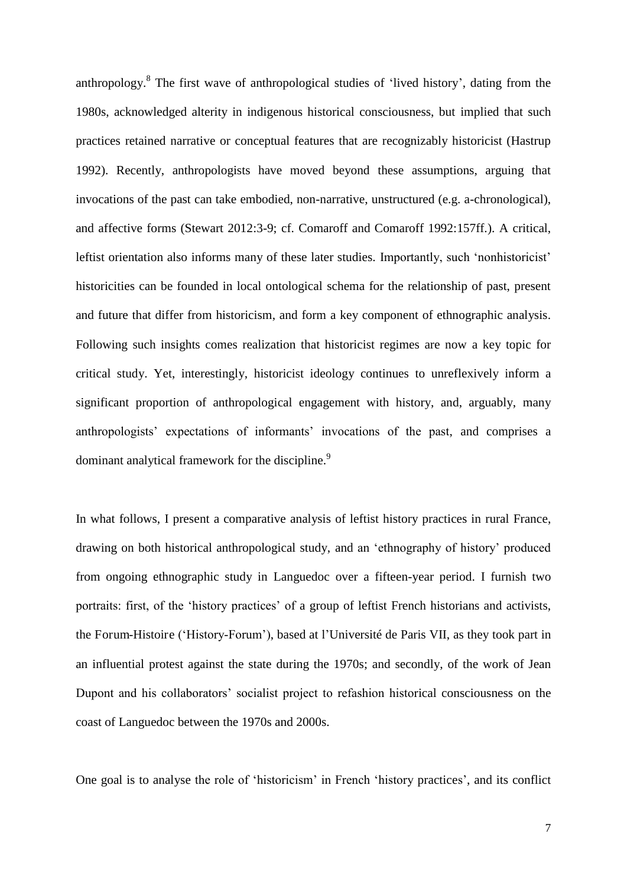anthropology.[8] The first wave of anthropological studies of 'lived history', dating from the 1980s, acknowledged alterity in indigenous historical consciousness, but implied that such practices retained narrative or conceptual features that are recognizably historicist (Hastrup 1992). Recently, anthropologists have moved beyond these assumptions, arguing that invocations of the past can take embodied, non-narrative, unstructured (e.g. a-chronological), and affective forms (Stewart 2012:3-9; cf. Comaroff and Comaroff 1992:157ff.). A critical, leftist orientation also informs many of these later studies. Importantly, such 'nonhistoricist' historicities can be founded in local ontological schema for the relationship of past, present and future that differ from historicism, and form a key component of ethnographic analysis. Following such insights comes realization that historicist regimes are now a key topic for critical study. Yet, interestingly, historicist ideology continues to unreflexively inform a significant proportion of anthropological engagement with history, and, arguably, many anthropologists' expectations of informants' invocations of the past, and comprises a dominant analytical framework for the discipline.[9]

In what follows, I present a comparative analysis of leftist history practices in rural France, drawing on both historical anthropological study, and an 'ethnography of history' produced from ongoing ethnographic study in Languedoc over a fifteen-year period. I furnish two portraits: first, of the 'history practices' of a group of leftist French historians and activists, the Forum-Histoire ('History-Forum'), based at l'Université de Paris VII, as they took part in an influential protest against the state during the 1970s; and secondly, of the work of Jean Dupont and his collaborators' socialist project to refashion historical consciousness on the coast of Languedoc between the 1970s and 2000s.

One goal is to analyse the role of 'historicism' in French 'history practices', and its conflict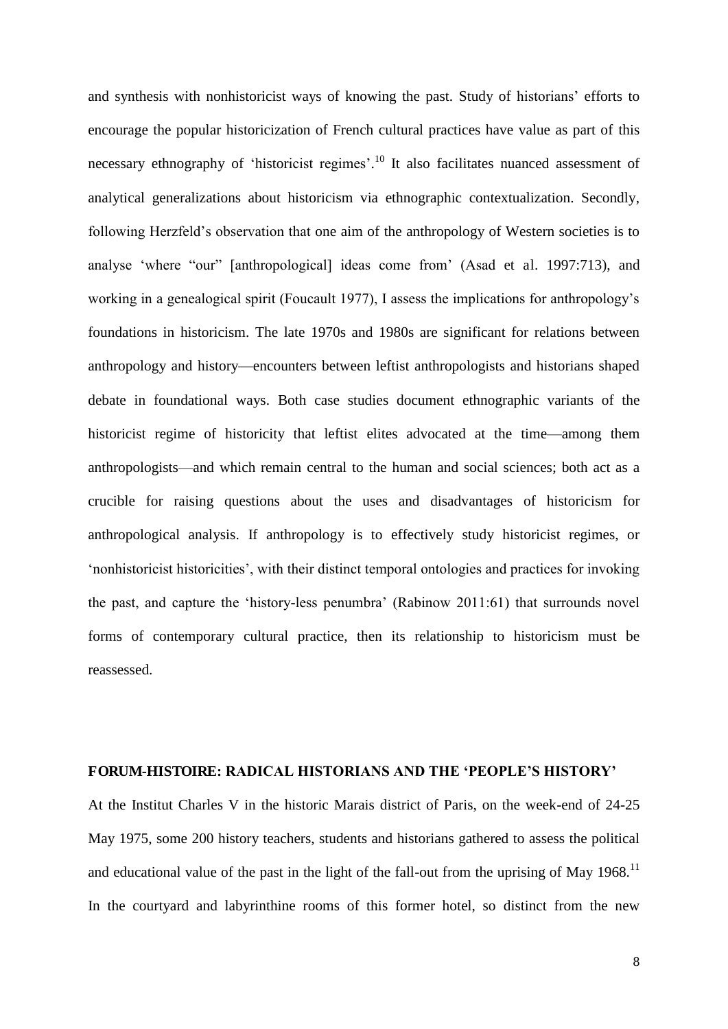and synthesis with nonhistoricist ways of knowing the past. Study of historians' efforts to encourage the popular historicization of French cultural practices have value as part of this necessary ethnography of 'historicist regimes'.[10] It also facilitates nuanced assessment of analytical generalizations about historicism via ethnographic contextualization. Secondly, following Herzfeld's observation that one aim of the anthropology of Western societies is to analyse 'where "our" [anthropological] ideas come from' (Asad et al. 1997:713), and working in a genealogical spirit (Foucault 1977), I assess the implications for anthropology's foundations in historicism. The late 1970s and 1980s are significant for relations between anthropology and history—encounters between leftist anthropologists and historians shaped debate in foundational ways. Both case studies document ethnographic variants of the historicist regime of historicity that leftist elites advocated at the time—among them anthropologists—and which remain central to the human and social sciences; both act as a crucible for raising questions about the uses and disadvantages of historicism for anthropological analysis. If anthropology is to effectively study historicist regimes, or 'nonhistoricist historicities', with their distinct temporal ontologies and practices for invoking the past, and capture the 'history-less penumbra' (Rabinow 2011:61) that surrounds novel forms of contemporary cultural practice, then its relationship to historicism must be reassessed.

## FORUM-HISTOIRE: RADICAL HISTORIANS AND THE 'PEOPLE'S HISTORY'

At the Institut Charles V in the historic Marais district of Paris, on the week-end of 24-25 May 1975, some 200 history teachers, students and historians gathered to assess the political and educational value of the past in the light of the fall-out from the uprising of May 1968.[11] In the courtyard and labyrinthine rooms of this former hotel, so distinct from the new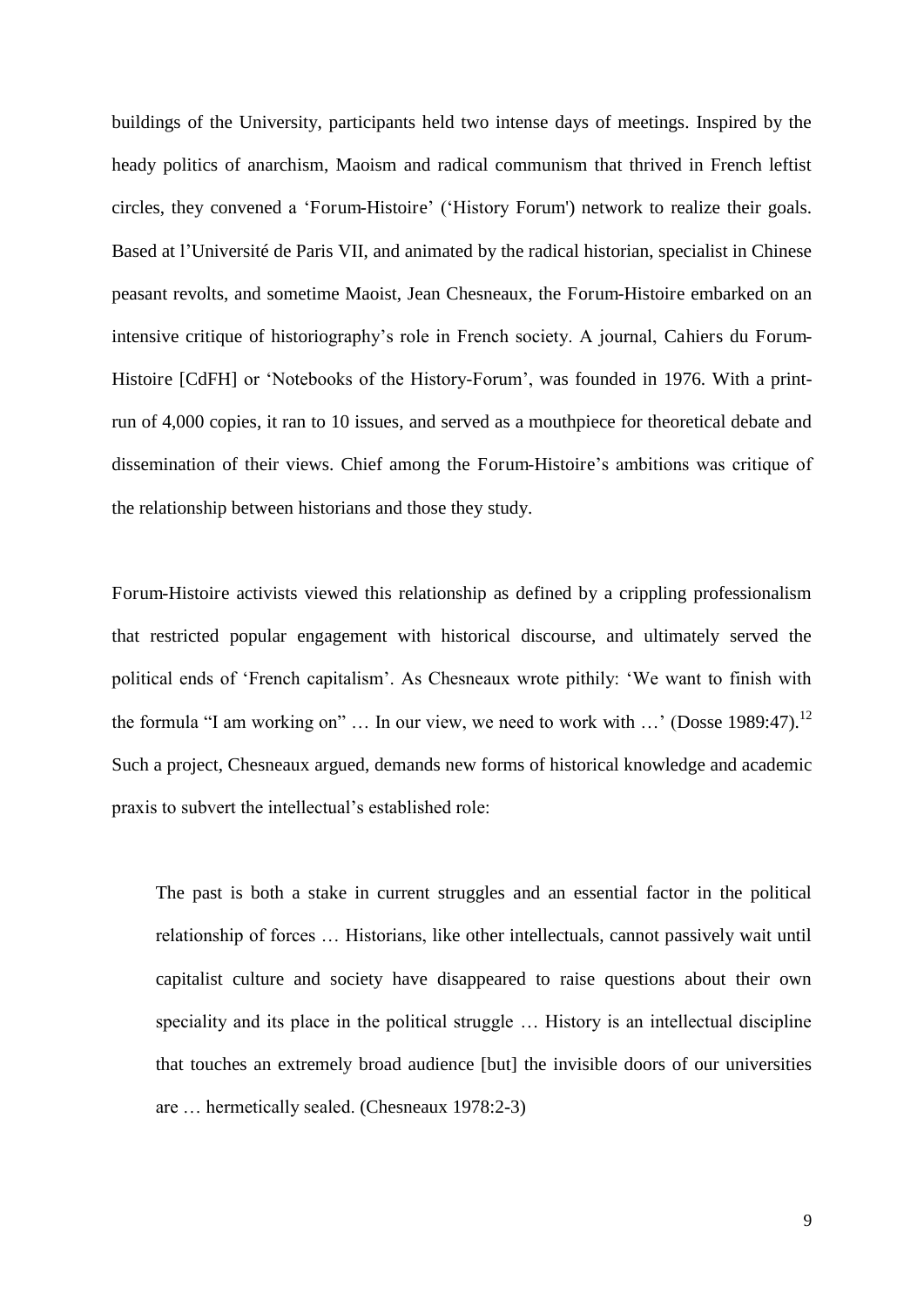buildings of the University, participants held two intense days of meetings. Inspired by the heady politics of anarchism, Maoism and radical communism that thrived in French leftist circles, they convened a 'Forum-Histoire' ('History Forum') network to realize their goals. Based at l'Université de Paris VII, and animated by the radical historian, specialist in Chinese peasant revolts, and sometime Maoist, Jean Chesneaux, the Forum-Histoire embarked on an intensive critique of historiography's role in French society. A journal, Cahiers du Forum-Histoire [CdFH] or 'Notebooks of the History-Forum', was founded in 1976. With a print-run of 4,000 copies, it ran to 10 issues, and served as a mouthpiece for theoretical debate and dissemination of their views. Chief among the Forum-Histoire's ambitions was critique of the relationship between historians and those they study.

Forum-Histoire activists viewed this relationship as defined by a crippling professionalism that restricted popular engagement with historical discourse, and ultimately served the political ends of 'French capitalism'. As Chesneaux wrote pithily: 'We want to finish with the formula "I am working on" … In our view, we need to work with …' (Dosse 1989:47).[12] Such a project, Chesneaux argued, demands new forms of historical knowledge and academic praxis to subvert the intellectual's established role:

> The past is both a stake in current struggles and an essential factor in the political relationship of forces … Historians, like other intellectuals, cannot passively wait until capitalist culture and society have disappeared to raise questions about their own speciality and its place in the political struggle … History is an intellectual discipline that touches an extremely broad audience [but] the invisible doors of our universities are … hermetically sealed. (Chesneaux 1978:2-3)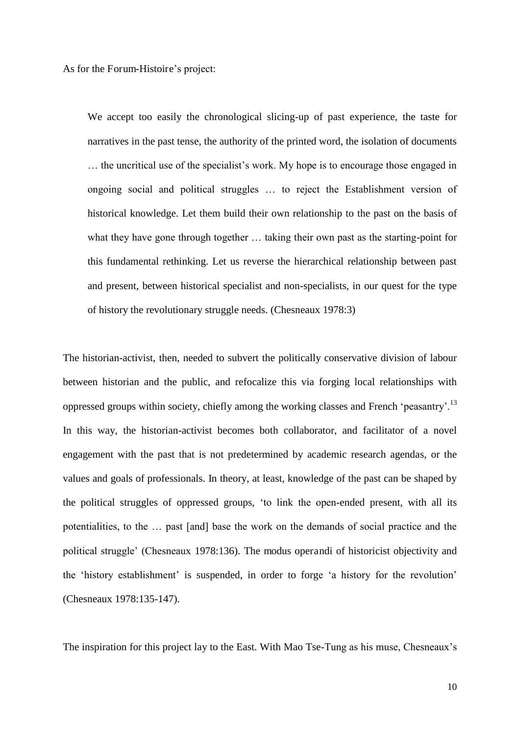As for the Forum-Histoire's project:

> We accept too easily the chronological slicing-up of past experience, the taste for narratives in the past tense, the authority of the printed word, the isolation of documents … the uncritical use of the specialist's work. My hope is to encourage those engaged in ongoing social and political struggles … to reject the Establishment version of historical knowledge. Let them build their own relationship to the past on the basis of what they have gone through together … taking their own past as the starting-point for this fundamental rethinking. Let us reverse the hierarchical relationship between past and present, between historical specialist and non-specialists, in our quest for the type of history the revolutionary struggle needs. (Chesneaux 1978:3)

The historian-activist, then, needed to subvert the politically conservative division of labour between historian and the public, and refocalize this via forging local relationships with oppressed groups within society, chiefly among the working classes and French 'peasantry'.[13] In this way, the historian-activist becomes both collaborator, and facilitator of a novel engagement with the past that is not predetermined by academic research agendas, or the values and goals of professionals. In theory, at least, knowledge of the past can be shaped by the political struggles of oppressed groups, 'to link the open-ended present, with all its potentialities, to the … past [and] base the work on the demands of social practice and the political struggle' (Chesneaux 1978:136). The modus operandi of historicist objectivity and the 'history establishment' is suspended, in order to forge 'a history for the revolution' (Chesneaux 1978:135-147).

The inspiration for this project lay to the East. With Mao Tse-Tung as his muse, Chesneaux's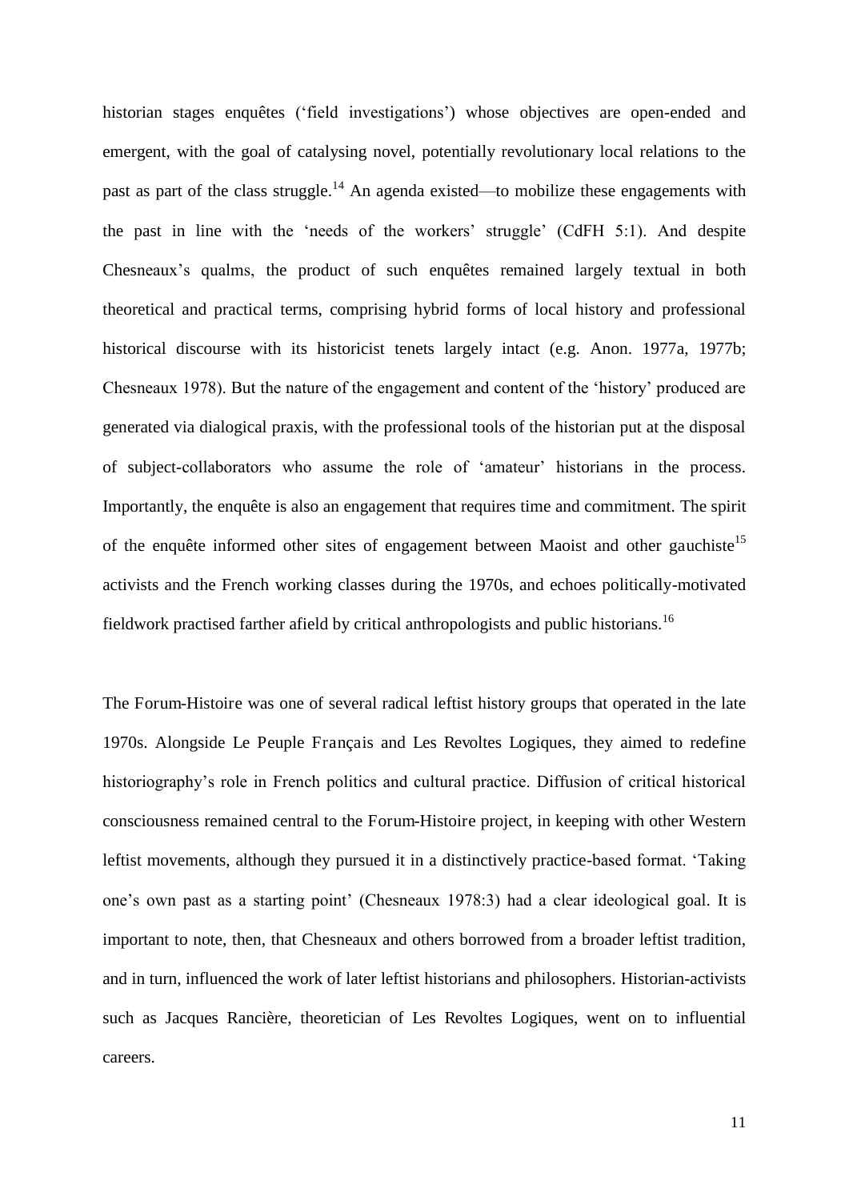historian stages enquêtes ('field investigations') whose objectives are open-ended and emergent, with the goal of catalysing novel, potentially revolutionary local relations to the past as part of the class struggle.[14] An agenda existed—to mobilize these engagements with the past in line with the 'needs of the workers' struggle' (CdFH 5:1). And despite Chesneaux's qualms, the product of such enquêtes remained largely textual in both theoretical and practical terms, comprising hybrid forms of local history and professional historical discourse with its historicist tenets largely intact (e.g. Anon. 1977a, 1977b; Chesneaux 1978). But the nature of the engagement and content of the 'history' produced are generated via dialogical praxis, with the professional tools of the historian put at the disposal of subject-collaborators who assume the role of 'amateur' historians in the process. Importantly, the enquête is also an engagement that requires time and commitment. The spirit of the enquête informed other sites of engagement between Maoist and other gauchiste[15] activists and the French working classes during the 1970s, and echoes politically-motivated fieldwork practised farther afield by critical anthropologists and public historians.[16]

The Forum-Histoire was one of several radical leftist history groups that operated in the late 1970s. Alongside Le Peuple Français and Les Revoltes Logiques, they aimed to redefine historiography's role in French politics and cultural practice. Diffusion of critical historical consciousness remained central to the Forum-Histoire project, in keeping with other Western leftist movements, although they pursued it in a distinctively practice-based format. 'Taking one's own past as a starting point' (Chesneaux 1978:3) had a clear ideological goal. It is important to note, then, that Chesneaux and others borrowed from a broader leftist tradition, and in turn, influenced the work of later leftist historians and philosophers. Historian-activists such as Jacques Rancière, theoretician of Les Revoltes Logiques, went on to influential careers.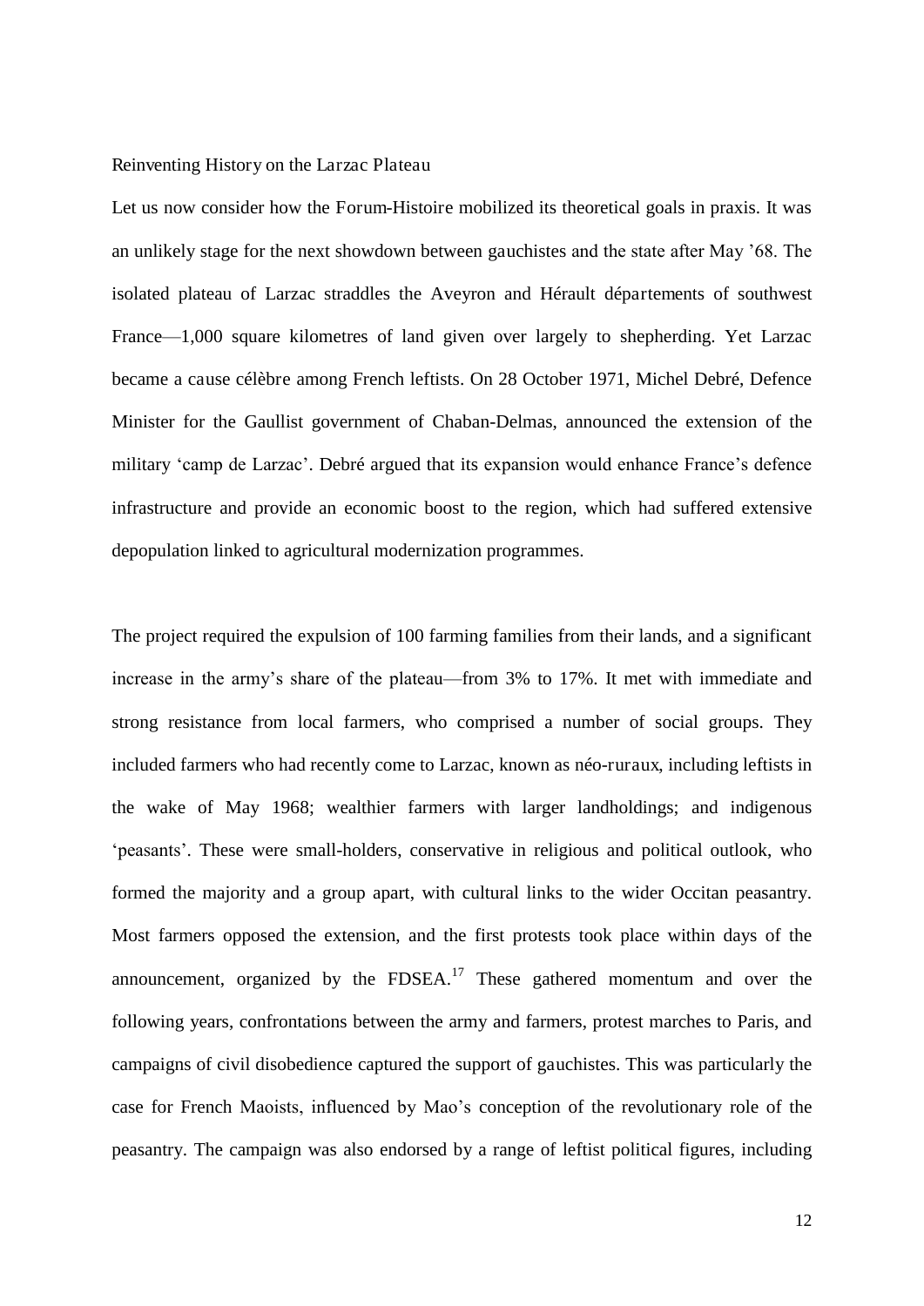## Reinventing History on the Larzac Plateau

Let us now consider how the Forum-Histoire mobilized its theoretical goals in praxis. It was an unlikely stage for the next showdown between gauchistes and the state after May ’68. The isolated plateau of Larzac straddles the Aveyron and Hérault départements of southwest France—1,000 square kilometres of land given over largely to shepherding. Yet Larzac became a cause célèbre among French leftists. On 28 October 1971, Michel Debré, Defence Minister for the Gaullist government of Chaban-Delmas, announced the extension of the military ‘camp de Larzac’. Debré argued that its expansion would enhance France’s defence infrastructure and provide an economic boost to the region, which had suffered extensive depopulation linked to agricultural modernization programmes.

The project required the expulsion of 100 farming families from their lands, and a significant increase in the army’s share of the plateau—from 3% to 17%. It met with immediate and strong resistance from local farmers, who comprised a number of social groups. They included farmers who had recently come to Larzac, known as néo-ruraux, including leftists in the wake of May 1968; wealthier farmers with larger landholdings; and indigenous ‘peasants’. These were small-holders, conservative in religious and political outlook, who formed the majority and a group apart, with cultural links to the wider Occitan peasantry. Most farmers opposed the extension, and the first protests took place within days of the announcement, organized by the FDSEA.[17] These gathered momentum and over the following years, confrontations between the army and farmers, protest marches to Paris, and campaigns of civil disobedience captured the support of gauchistes. This was particularly the case for French Maoists, influenced by Mao’s conception of the revolutionary role of the peasantry. The campaign was also endorsed by a range of leftist political figures, including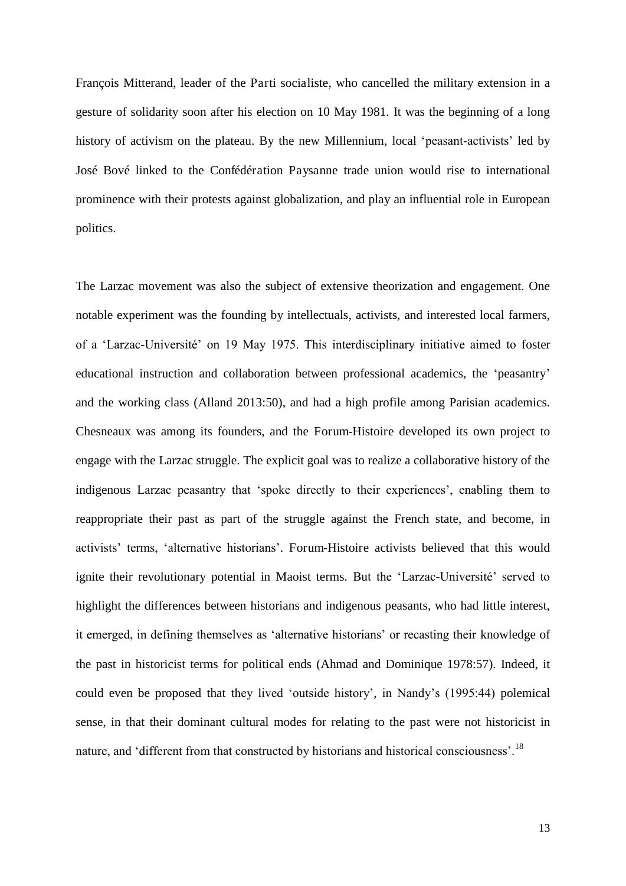François Mitterand, leader of the Parti socialiste, who cancelled the military extension in a gesture of solidarity soon after his election on 10 May 1981. It was the beginning of a long history of activism on the plateau. By the new Millennium, local 'peasant-activists' led by José Bové linked to the Confédération Paysanne trade union would rise to international prominence with their protests against globalization, and play an influential role in European politics.

The Larzac movement was also the subject of extensive theorization and engagement. One notable experiment was the founding by intellectuals, activists, and interested local farmers, of a 'Larzac-Université' on 19 May 1975. This interdisciplinary initiative aimed to foster educational instruction and collaboration between professional academics, the 'peasantry' and the working class (Alland 2013:50), and had a high profile among Parisian academics. Chesneaux was among its founders, and the Forum-Histoire developed its own project to engage with the Larzac struggle. The explicit goal was to realize a collaborative history of the indigenous Larzac peasantry that 'spoke directly to their experiences', enabling them to reappropriate their past as part of the struggle against the French state, and become, in activists' terms, 'alternative historians'. Forum-Histoire activists believed that this would ignite their revolutionary potential in Maoist terms. But the 'Larzac-Université' served to highlight the differences between historians and indigenous peasants, who had little interest, it emerged, in defining themselves as 'alternative historians' or recasting their knowledge of the past in historicist terms for political ends (Ahmad and Dominique 1978:57). Indeed, it could even be proposed that they lived 'outside history', in Nandy's (1995:44) polemical sense, in that their dominant cultural modes for relating to the past were not historicist in nature, and 'different from that constructed by historians and historical consciousness'.[18]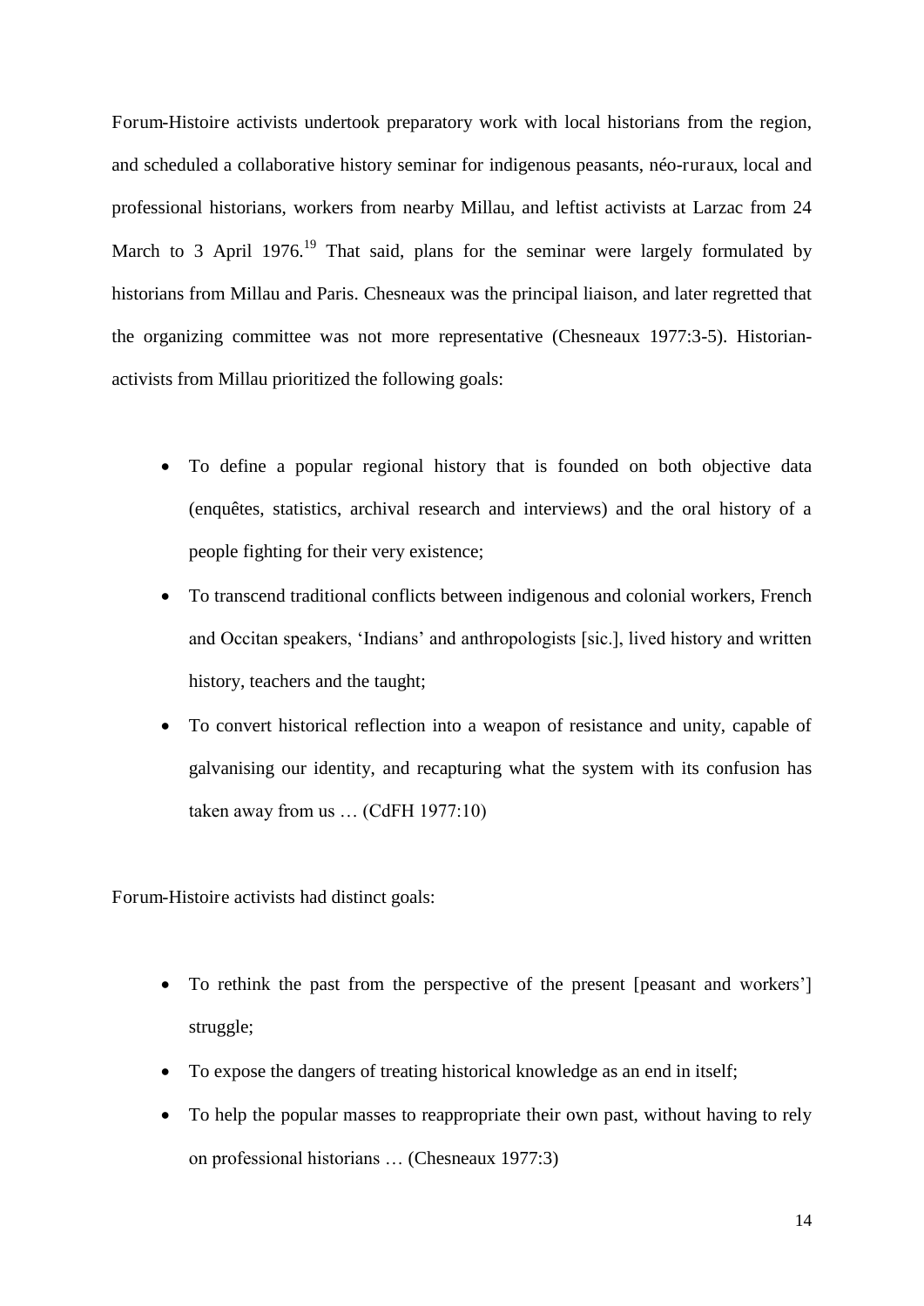Forum-Histoire activists undertook preparatory work with local historians from the region, and scheduled a collaborative history seminar for indigenous peasants, *néo-ruraux*, local and professional historians, workers from nearby Millau, and leftist activists at Larzac from 24 March to 3 April 1976.[19] That said, plans for the seminar were largely formulated by historians from Millau and Paris. Chesneaux was the principal liaison, and later regretted that the organizing committee was not more representative (Chesneaux 1977:3-5). Historian-activists from Millau prioritized the following goals:

- To define a popular regional history that is founded on both objective data (enquêtes, statistics, archival research and interviews) and the oral history of a people fighting for their very existence;
- To transcend traditional conflicts between indigenous and colonial workers, French and Occitan speakers, 'Indians' and anthropologists [sic.], lived history and written history, teachers and the taught;
- To convert historical reflection into a weapon of resistance and unity, capable of galvanising our identity, and recapturing what the system with its confusion has taken away from us … (CdFH 1977:10)

Forum-Histoire activists had distinct goals:

- To rethink the past from the perspective of the present [peasant and workers'] struggle;
- To expose the dangers of treating historical knowledge as an end in itself;
- To help the popular masses to reappropriate their own past, without having to rely on professional historians … (Chesneaux 1977:3)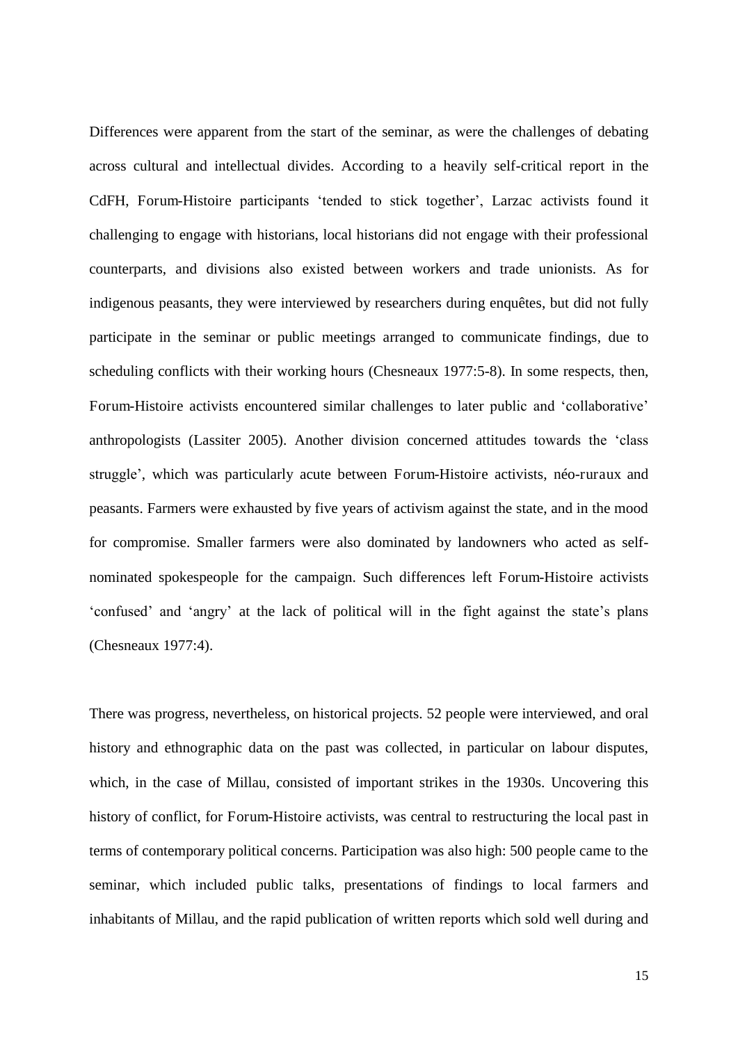Differences were apparent from the start of the seminar, as were the challenges of debating across cultural and intellectual divides. According to a heavily self-critical report in the CdFH, Forum-Histoire participants 'tended to stick together', Larzac activists found it challenging to engage with historians, local historians did not engage with their professional counterparts, and divisions also existed between workers and trade unionists. As for indigenous peasants, they were interviewed by researchers during enquêtes, but did not fully participate in the seminar or public meetings arranged to communicate findings, due to scheduling conflicts with their working hours (Chesneaux 1977:5-8). In some respects, then, Forum-Histoire activists encountered similar challenges to later public and 'collaborative' anthropologists (Lassiter 2005). Another division concerned attitudes towards the 'class struggle', which was particularly acute between Forum-Histoire activists, néo-ruraux and peasants. Farmers were exhausted by five years of activism against the state, and in the mood for compromise. Smaller farmers were also dominated by landowners who acted as self-nominated spokespeople for the campaign. Such differences left Forum-Histoire activists 'confused' and 'angry' at the lack of political will in the fight against the state's plans (Chesneaux 1977:4).

There was progress, nevertheless, on historical projects. 52 people were interviewed, and oral history and ethnographic data on the past was collected, in particular on labour disputes, which, in the case of Millau, consisted of important strikes in the 1930s. Uncovering this history of conflict, for Forum-Histoire activists, was central to restructuring the local past in terms of contemporary political concerns. Participation was also high: 500 people came to the seminar, which included public talks, presentations of findings to local farmers and inhabitants of Millau, and the rapid publication of written reports which sold well during and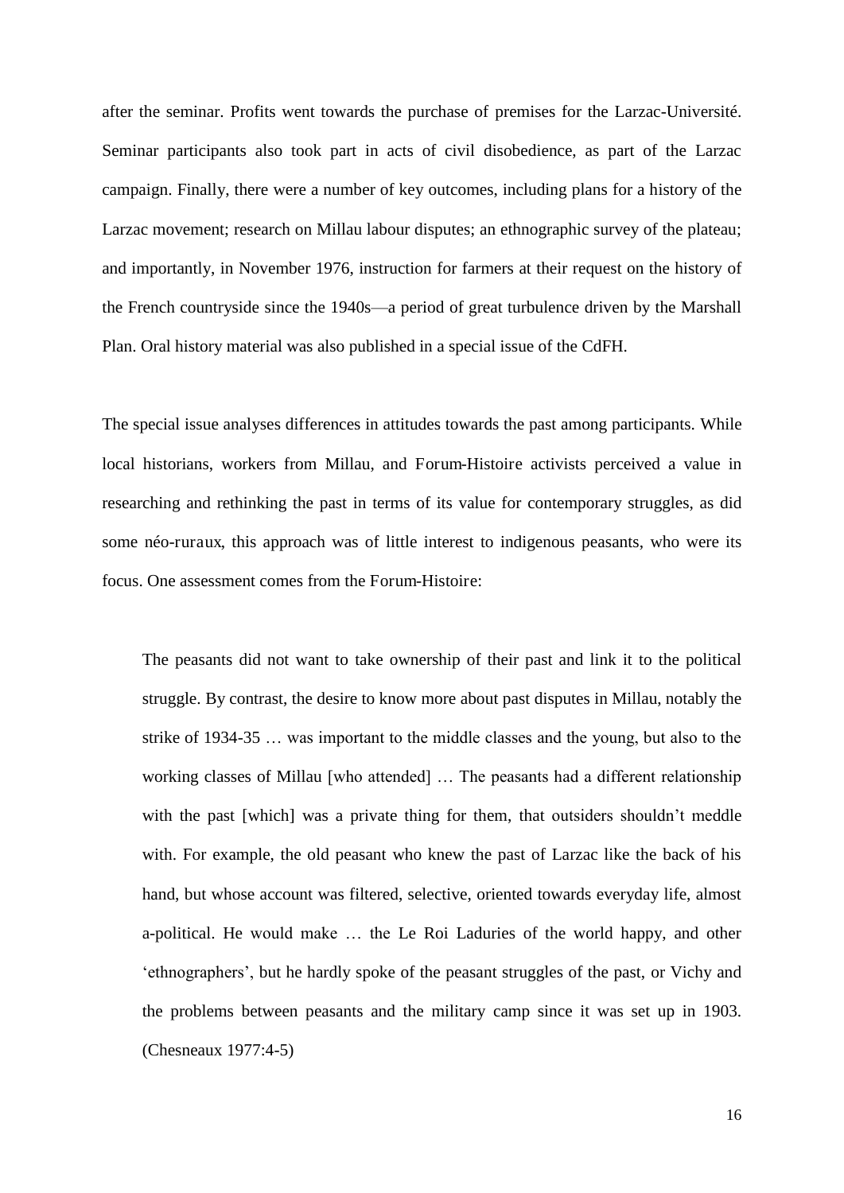after the seminar. Profits went towards the purchase of premises for the Larzac-Université. Seminar participants also took part in acts of civil disobedience, as part of the Larzac campaign. Finally, there were a number of key outcomes, including plans for a history of the Larzac movement; research on Millau labour disputes; an ethnographic survey of the plateau; and importantly, in November 1976, instruction for farmers at their request on the history of the French countryside since the 1940s—a period of great turbulence driven by the Marshall Plan. Oral history material was also published in a special issue of the CdFH.

The special issue analyses differences in attitudes towards the past among participants. While local historians, workers from Millau, and Forum-Histoire activists perceived a value in researching and rethinking the past in terms of its value for contemporary struggles, as did some néo-ruraux, this approach was of little interest to indigenous peasants, who were its focus. One assessment comes from the Forum-Histoire:

> The peasants did not want to take ownership of their past and link it to the political struggle. By contrast, the desire to know more about past disputes in Millau, notably the strike of 1934-35 … was important to the middle classes and the young, but also to the working classes of Millau [who attended] … The peasants had a different relationship with the past [which] was a private thing for them, that outsiders shouldn't meddle with. For example, the old peasant who knew the past of Larzac like the back of his hand, but whose account was filtered, selective, oriented towards everyday life, almost a-political. He would make … the Le Roi Laduries of the world happy, and other 'ethnographers', but he hardly spoke of the peasant struggles of the past, or Vichy and the problems between peasants and the military camp since it was set up in 1903. (Chesneaux 1977:4-5)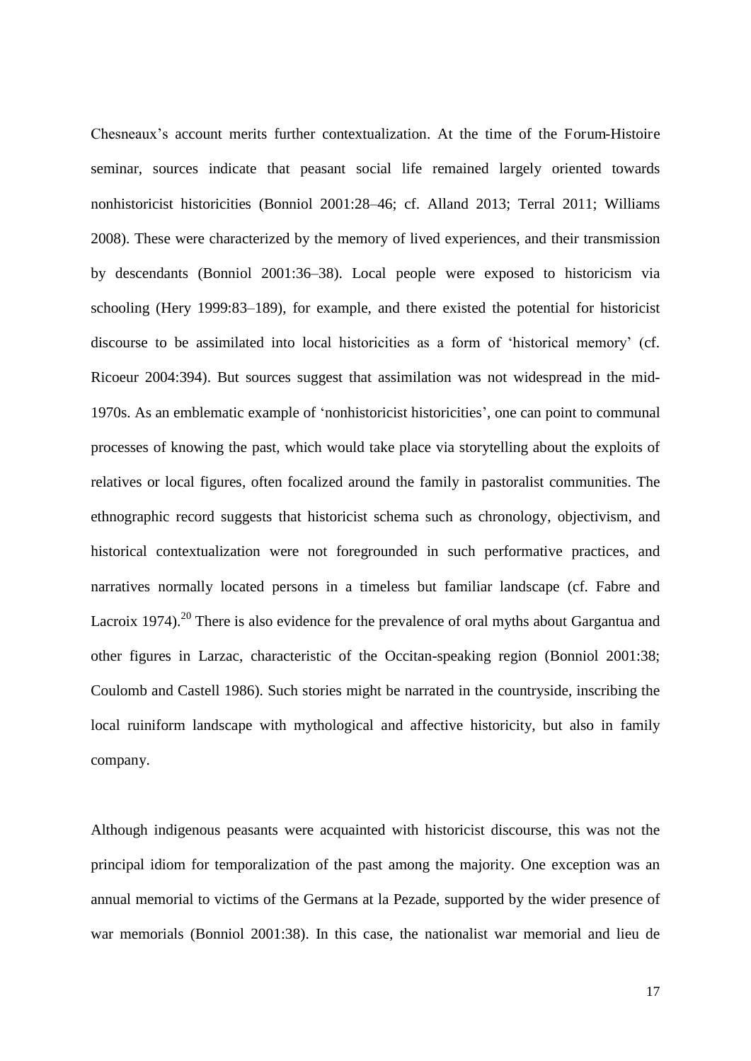Chesneaux's account merits further contextualization. At the time of the Forum-Histoire seminar, sources indicate that peasant social life remained largely oriented towards nonhistoricist historicities (Bonniol 2001:28–46; cf. Alland 2013; Terral 2011; Williams 2008). These were characterized by the memory of lived experiences, and their transmission by descendants (Bonniol 2001:36–38). Local people were exposed to historicism via schooling (Hery 1999:83–189), for example, and there existed the potential for historicist discourse to be assimilated into local historicities as a form of 'historical memory' (cf. Ricoeur 2004:394). But sources suggest that assimilation was not widespread in the mid-1970s. As an emblematic example of 'nonhistoricist historicities', one can point to communal processes of knowing the past, which would take place via storytelling about the exploits of relatives or local figures, often focalized around the family in pastoralist communities. The ethnographic record suggests that historicist schema such as chronology, objectivism, and historical contextualization were not foregrounded in such performative practices, and narratives normally located persons in a timeless but familiar landscape (cf. Fabre and Lacroix 1974).[20] There is also evidence for the prevalence of oral myths about Gargantua and other figures in Larzac, characteristic of the Occitan-speaking region (Bonniol 2001:38; Coulomb and Castell 1986). Such stories might be narrated in the countryside, inscribing the local ruiniform landscape with mythological and affective historicity, but also in family company.

Although indigenous peasants were acquainted with historicist discourse, this was not the principal idiom for temporalization of the past among the majority. One exception was an annual memorial to victims of the Germans at la Pezade, supported by the wider presence of war memorials (Bonniol 2001:38). In this case, the nationalist war memorial and lieu de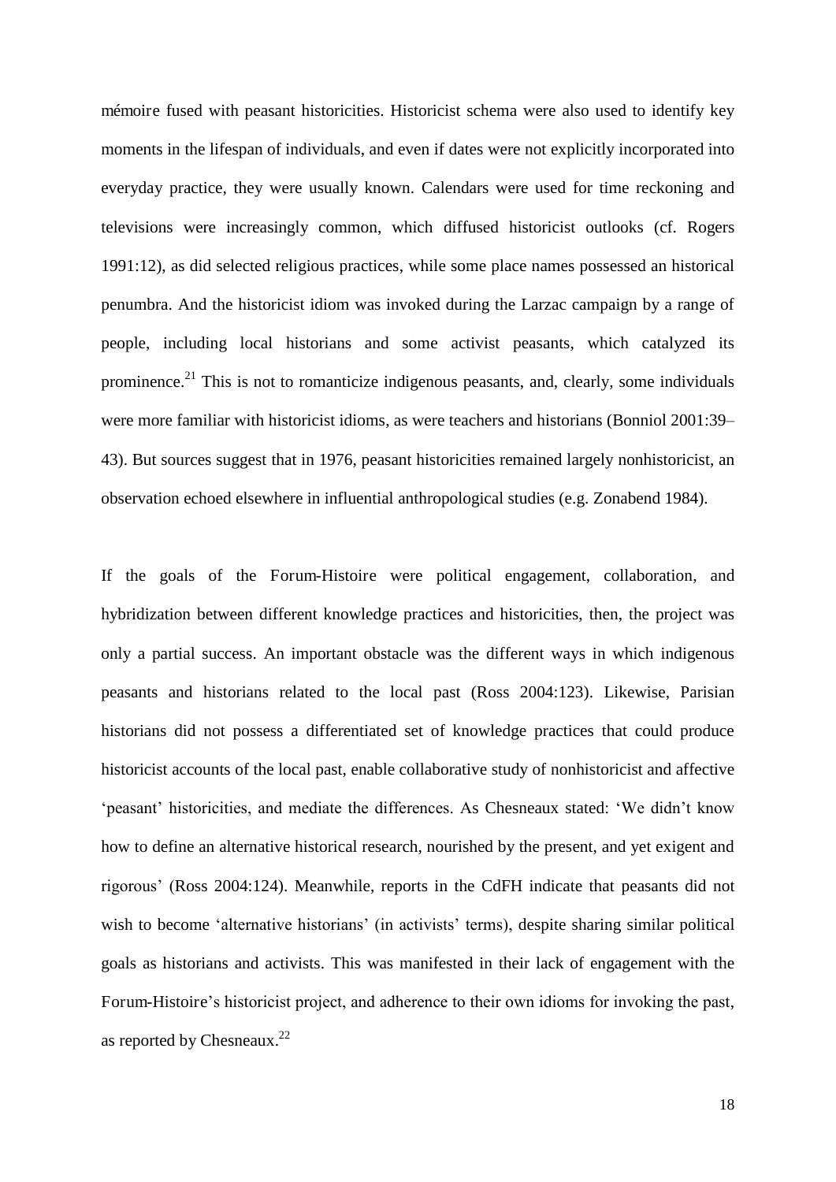mémoire fused with peasant historicities. Historicist schema were also used to identify key moments in the lifespan of individuals, and even if dates were not explicitly incorporated into everyday practice, they were usually known. Calendars were used for time reckoning and televisions were increasingly common, which diffused historicist outlooks (cf. Rogers 1991:12), as did selected religious practices, while some place names possessed an historical penumbra. And the historicist idiom was invoked during the Larzac campaign by a range of people, including local historians and some activist peasants, which catalyzed its prominence.[21] This is not to romanticize indigenous peasants, and, clearly, some individuals were more familiar with historicist idioms, as were teachers and historians (Bonniol 2001:39–43). But sources suggest that in 1976, peasant historicities remained largely nonhistoricist, an observation echoed elsewhere in influential anthropological studies (e.g. Zonabend 1984).

If the goals of the Forum-Histoire were political engagement, collaboration, and hybridization between different knowledge practices and historicities, then, the project was only a partial success. An important obstacle was the different ways in which indigenous peasants and historians related to the local past (Ross 2004:123). Likewise, Parisian historians did not possess a differentiated set of knowledge practices that could produce historicist accounts of the local past, enable collaborative study of nonhistoricist and affective 'peasant' historicities, and mediate the differences. As Chesneaux stated: 'We didn't know how to define an alternative historical research, nourished by the present, and yet exigent and rigorous' (Ross 2004:124). Meanwhile, reports in the CdFH indicate that peasants did not wish to become 'alternative historians' (in activists' terms), despite sharing similar political goals as historians and activists. This was manifested in their lack of engagement with the Forum-Histoire's historicist project, and adherence to their own idioms for invoking the past, as reported by Chesneaux.[22]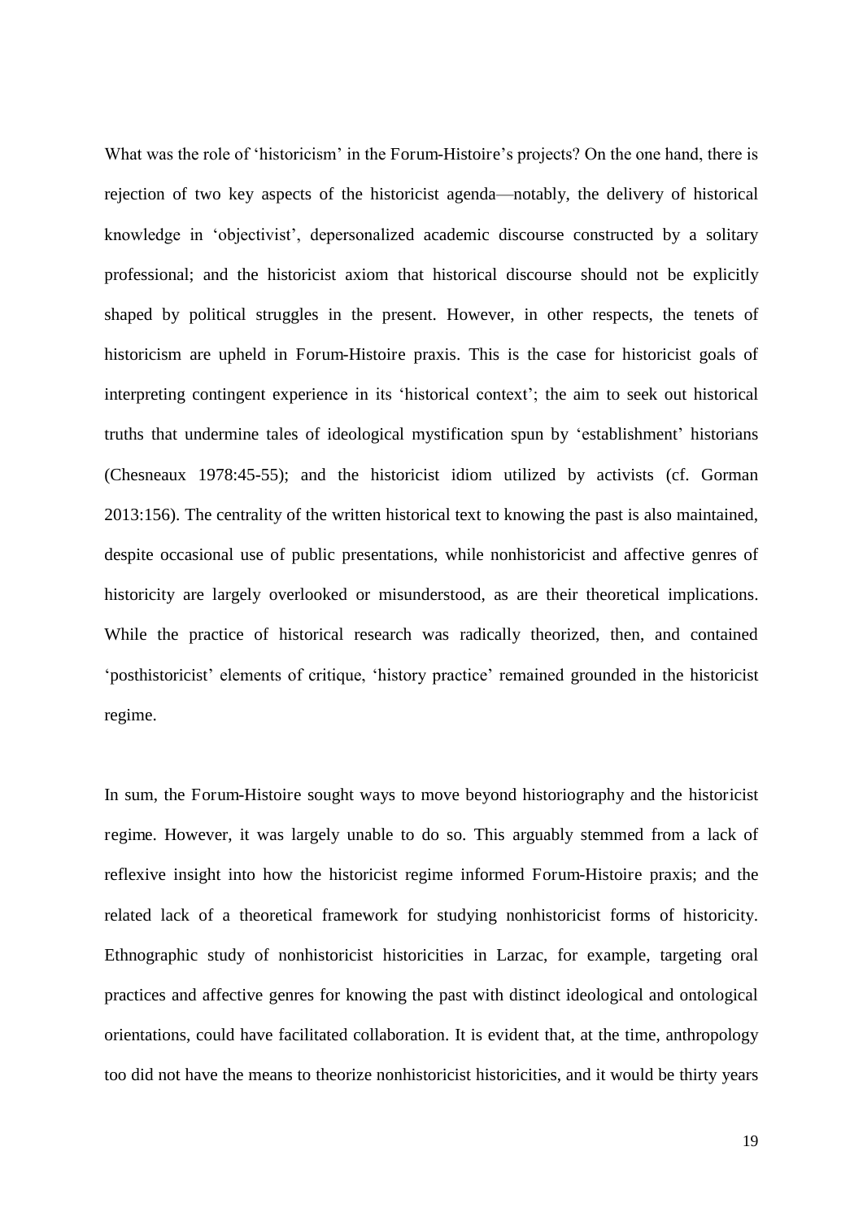What was the role of ‘historicism’ in the Forum-Histoire’s projects? On the one hand, there is rejection of two key aspects of the historicist agenda—notably, the delivery of historical knowledge in ‘objectivist’, depersonalized academic discourse constructed by a solitary professional; and the historicist axiom that historical discourse should not be explicitly shaped by political struggles in the present. However, in other respects, the tenets of historicism are upheld in Forum-Histoire praxis. This is the case for historicist goals of interpreting contingent experience in its ‘historical context’; the aim to seek out historical truths that undermine tales of ideological mystification spun by ‘establishment’ historians (Chesneaux 1978:45-55); and the historicist idiom utilized by activists (cf. Gorman 2013:156). The centrality of the written historical text to knowing the past is also maintained, despite occasional use of public presentations, while nonhistoricist and affective genres of historicity are largely overlooked or misunderstood, as are their theoretical implications. While the practice of historical research was radically theorized, then, and contained ‘posthistoricist’ elements of critique, ‘history practice’ remained grounded in the historicist regime.

In sum, the Forum-Histoire sought ways to move beyond historiography and the historicist regime. However, it was largely unable to do so. This arguably stemmed from a lack of reflexive insight into how the historicist regime informed Forum-Histoire praxis; and the related lack of a theoretical framework for studying nonhistoricist forms of historicity. Ethnographic study of nonhistoricist historicities in Larzac, for example, targeting oral practices and affective genres for knowing the past with distinct ideological and ontological orientations, could have facilitated collaboration. It is evident that, at the time, anthropology too did not have the means to theorize nonhistoricist historicities, and it would be thirty years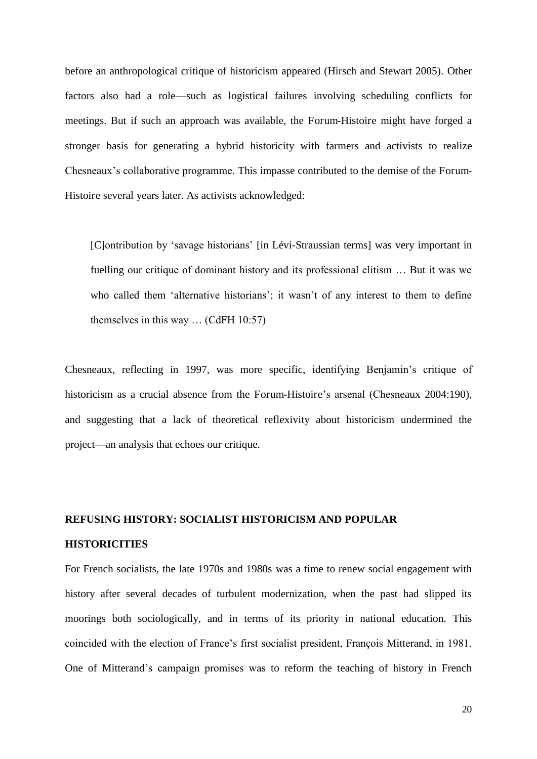before an anthropological critique of historicism appeared (Hirsch and Stewart 2005). Other factors also had a role—such as logistical failures involving scheduling conflicts for meetings. But if such an approach was available, the Forum-Histoire might have forged a stronger basis for generating a hybrid historicity with farmers and activists to realize Chesneaux's collaborative programme. This impasse contributed to the demise of the Forum-Histoire several years later. As activists acknowledged:

> [C]ontribution by 'savage historians' [in Lévi-Straussian terms] was very important in fuelling our critique of dominant history and its professional elitism … But it was we who called them 'alternative historians'; it wasn't of any interest to them to define themselves in this way … (CdFH 10:57)

Chesneaux, reflecting in 1997, was more specific, identifying Benjamin's critique of historicism as a crucial absence from the Forum-Histoire's arsenal (Chesneaux 2004:190), and suggesting that a lack of theoretical reflexivity about historicism undermined the project—an analysis that echoes our critique.

## REFUSING HISTORY: SOCIALIST HISTORICISM AND POPULAR HISTORICITIES

For French socialists, the late 1970s and 1980s was a time to renew social engagement with history after several decades of turbulent modernization, when the past had slipped its moorings both sociologically, and in terms of its priority in national education. This coincided with the election of France's first socialist president, François Mitterand, in 1981. One of Mitterand's campaign promises was to reform the teaching of history in French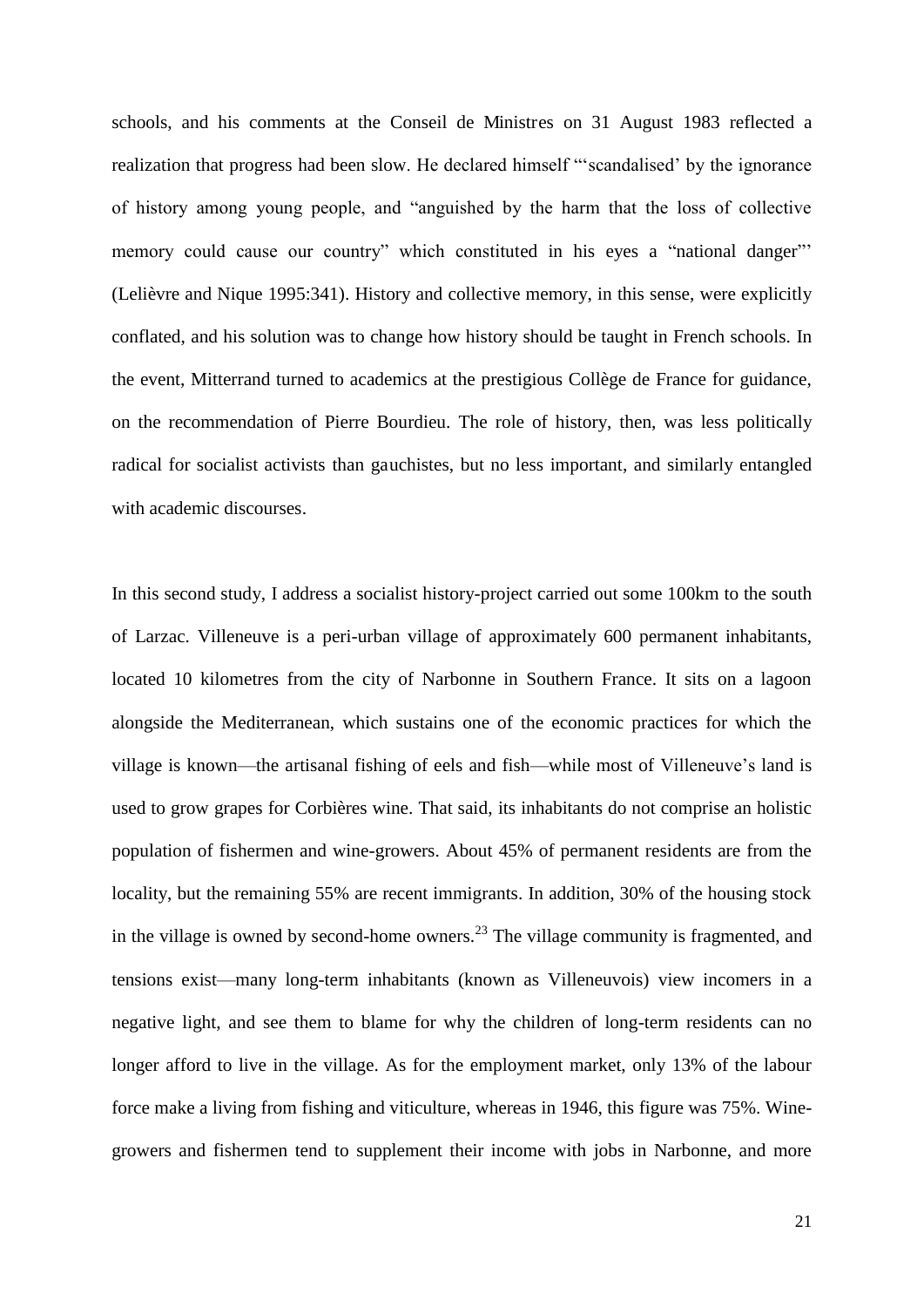schools, and his comments at the Conseil de Ministres on 31 August 1983 reflected a realization that progress had been slow. He declared himself "'scandalised' by the ignorance of history among young people, and "anguished by the harm that the loss of collective memory could cause our country" which constituted in his eyes a "national danger"' (Lelièvre and Nique 1995:341). History and collective memory, in this sense, were explicitly conflated, and his solution was to change how history should be taught in French schools. In the event, Mitterrand turned to academics at the prestigious Collège de France for guidance, on the recommendation of Pierre Bourdieu. The role of history, then, was less politically radical for socialist activists than gauchistes, but no less important, and similarly entangled with academic discourses.

In this second study, I address a socialist history-project carried out some 100km to the south of Larzac. Villeneuve is a peri-urban village of approximately 600 permanent inhabitants, located 10 kilometres from the city of Narbonne in Southern France. It sits on a lagoon alongside the Mediterranean, which sustains one of the economic practices for which the village is known—the artisanal fishing of eels and fish—while most of Villeneuve's land is used to grow grapes for Corbières wine. That said, its inhabitants do not comprise an holistic population of fishermen and wine-growers. About 45% of permanent residents are from the locality, but the remaining 55% are recent immigrants. In addition, 30% of the housing stock in the village is owned by second-home owners.[23] The village community is fragmented, and tensions exist—many long-term inhabitants (known as Villeneuvois) view incomers in a negative light, and see them to blame for why the children of long-term residents can no longer afford to live in the village. As for the employment market, only 13% of the labour force make a living from fishing and viticulture, whereas in 1946, this figure was 75%. Wine-growers and fishermen tend to supplement their income with jobs in Narbonne, and more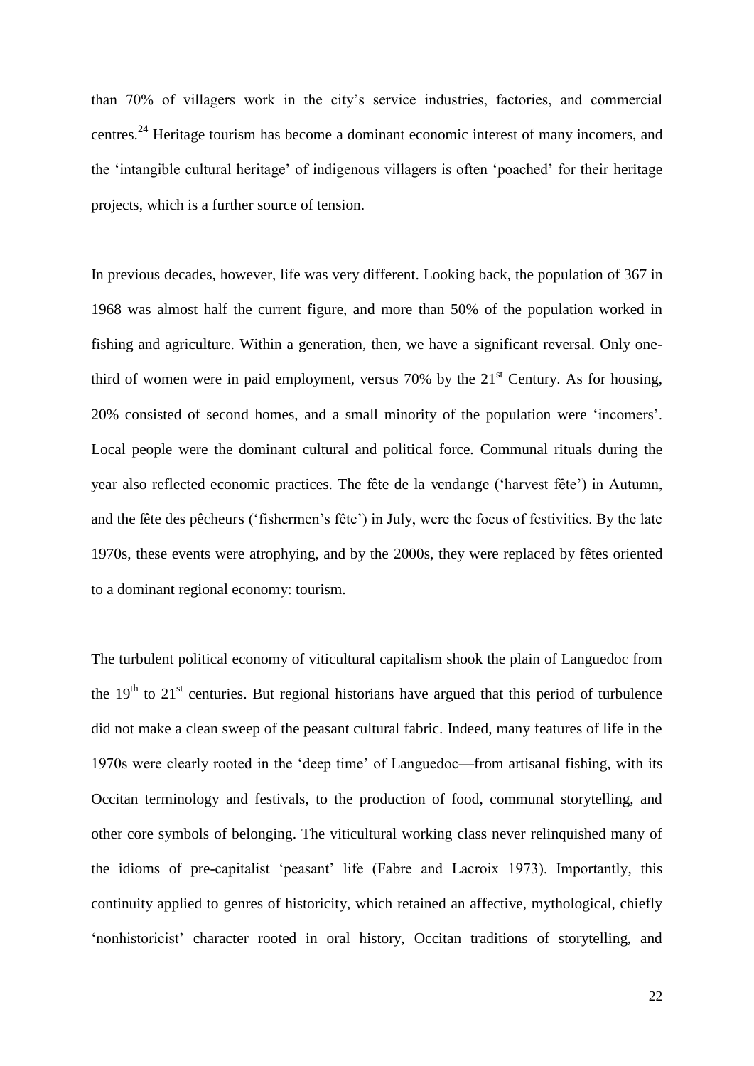than 70% of villagers work in the city's service industries, factories, and commercial centres.[24] Heritage tourism has become a dominant economic interest of many incomers, and the 'intangible cultural heritage' of indigenous villagers is often 'poached' for their heritage projects, which is a further source of tension.

In previous decades, however, life was very different. Looking back, the population of 367 in 1968 was almost half the current figure, and more than 50% of the population worked in fishing and agriculture. Within a generation, then, we have a significant reversal. Only one-third of women were in paid employment, versus 70% by the 21st Century. As for housing, 20% consisted of second homes, and a small minority of the population were 'incomers'. Local people were the dominant cultural and political force. Communal rituals during the year also reflected economic practices. The fête de la vendange ('harvest fête') in Autumn, and the fête des pêcheurs ('fishermen's fête') in July, were the focus of festivities. By the late 1970s, these events were atrophying, and by the 2000s, they were replaced by fêtes oriented to a dominant regional economy: tourism.

The turbulent political economy of viticultural capitalism shook the plain of Languedoc from the 19th to 21st centuries. But regional historians have argued that this period of turbulence did not make a clean sweep of the peasant cultural fabric. Indeed, many features of life in the 1970s were clearly rooted in the 'deep time' of Languedoc—from artisanal fishing, with its Occitan terminology and festivals, to the production of food, communal storytelling, and other core symbols of belonging. The viticultural working class never relinquished many of the idioms of pre-capitalist 'peasant' life (Fabre and Lacroix 1973). Importantly, this continuity applied to genres of historicity, which retained an affective, mythological, chiefly 'nonhistoricist' character rooted in oral history, Occitan traditions of storytelling, and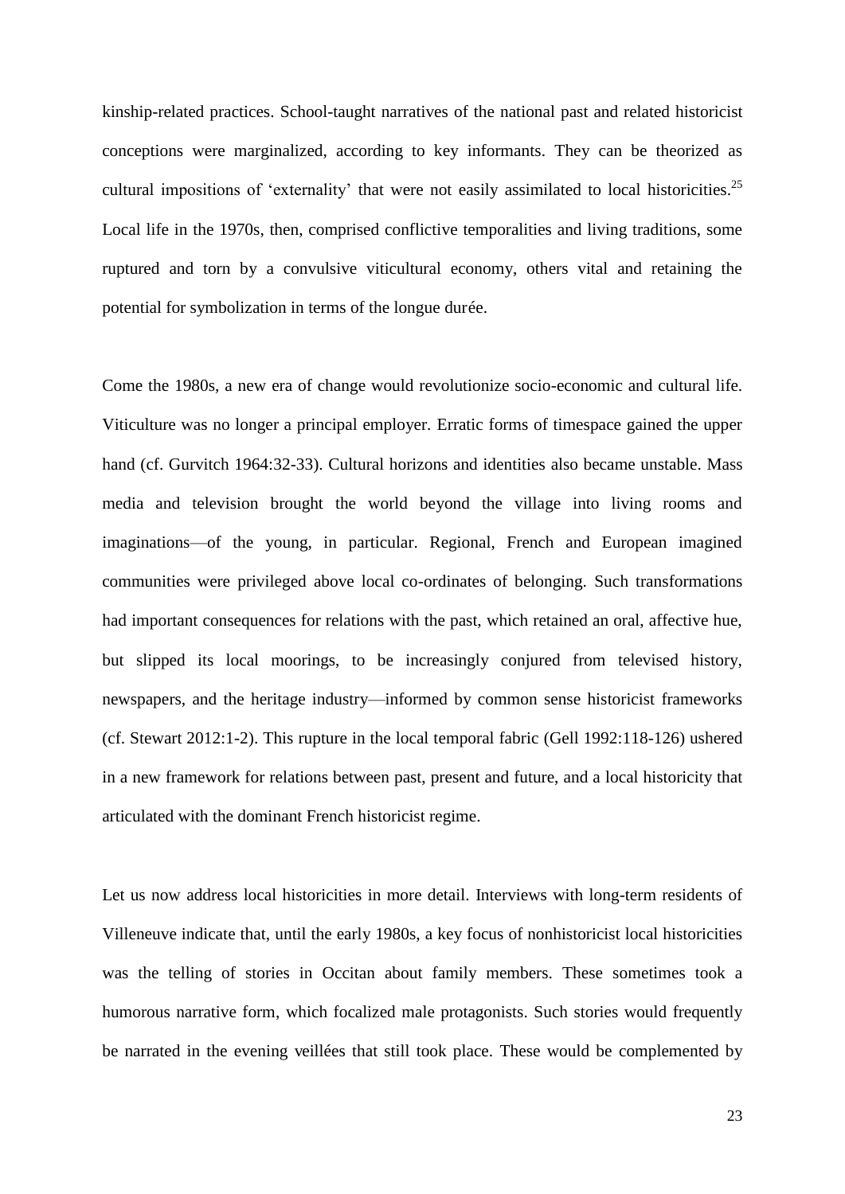kinship-related practices. School-taught narratives of the national past and related historicist conceptions were marginalized, according to key informants. They can be theorized as cultural impositions of 'externality' that were not easily assimilated to local historicities.[25] Local life in the 1970s, then, comprised conflictive temporalities and living traditions, some ruptured and torn by a convulsive viticultural economy, others vital and retaining the potential for symbolization in terms of the longue durée.

Come the 1980s, a new era of change would revolutionize socio-economic and cultural life. Viticulture was no longer a principal employer. Erratic forms of timespace gained the upper hand (cf. Gurvitch 1964:32-33). Cultural horizons and identities also became unstable. Mass media and television brought the world beyond the village into living rooms and imaginations—of the young, in particular. Regional, French and European imagined communities were privileged above local co-ordinates of belonging. Such transformations had important consequences for relations with the past, which retained an oral, affective hue, but slipped its local moorings, to be increasingly conjured from televised history, newspapers, and the heritage industry—informed by common sense historicist frameworks (cf. Stewart 2012:1-2). This rupture in the local temporal fabric (Gell 1992:118-126) ushered in a new framework for relations between past, present and future, and a local historicity that articulated with the dominant French historicist regime.

Let us now address local historicities in more detail. Interviews with long-term residents of Villeneuve indicate that, until the early 1980s, a key focus of nonhistoricist local historicities was the telling of stories in Occitan about family members. These sometimes took a humorous narrative form, which focalized male protagonists. Such stories would frequently be narrated in the evening veillées that still took place. These would be complemented by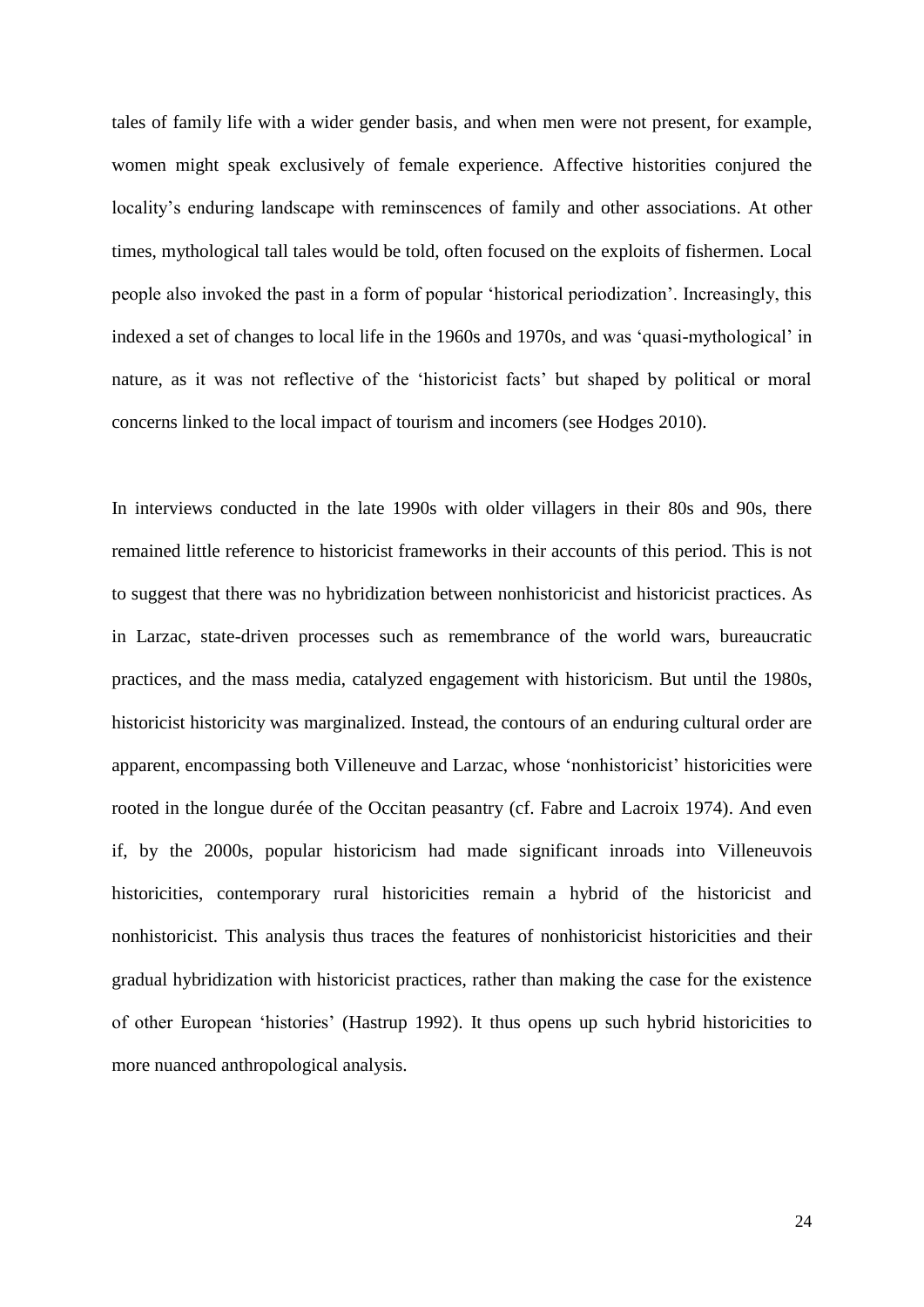tales of family life with a wider gender basis, and when men were not present, for example, women might speak exclusively of female experience. Affective histories conjured the locality's enduring landscape with reminscences of family and other associations. At other times, mythological tall tales would be told, often focused on the exploits of fishermen. Local people also invoked the past in a form of popular 'historical periodization'. Increasingly, this indexed a set of changes to local life in the 1960s and 1970s, and was 'quasi-mythological' in nature, as it was not reflective of the 'historicist facts' but shaped by political or moral concerns linked to the local impact of tourism and incomers (see Hodges 2010).

In interviews conducted in the late 1990s with older villagers in their 80s and 90s, there remained little reference to historicist frameworks in their accounts of this period. This is not to suggest that there was no hybridization between nonhistoricist and historicist practices. As in Larzac, state-driven processes such as remembrance of the world wars, bureaucratic practices, and the mass media, catalyzed engagement with historicism. But until the 1980s, historicist historicity was marginalized. Instead, the contours of an enduring cultural order are apparent, encompassing both Villeneuve and Larzac, whose 'nonhistoricist' historicities were rooted in the longue durée of the Occitan peasantry (cf. Fabre and Lacroix 1974). And even if, by the 2000s, popular historicism had made significant inroads into Villeneuvois historicities, contemporary rural historicities remain a hybrid of the historicist and nonhistoricist. This analysis thus traces the features of nonhistoricist historicities and their gradual hybridization with historicist practices, rather than making the case for the existence of other European 'histories' (Hastrup 1992). It thus opens up such hybrid historicities to more nuanced anthropological analysis.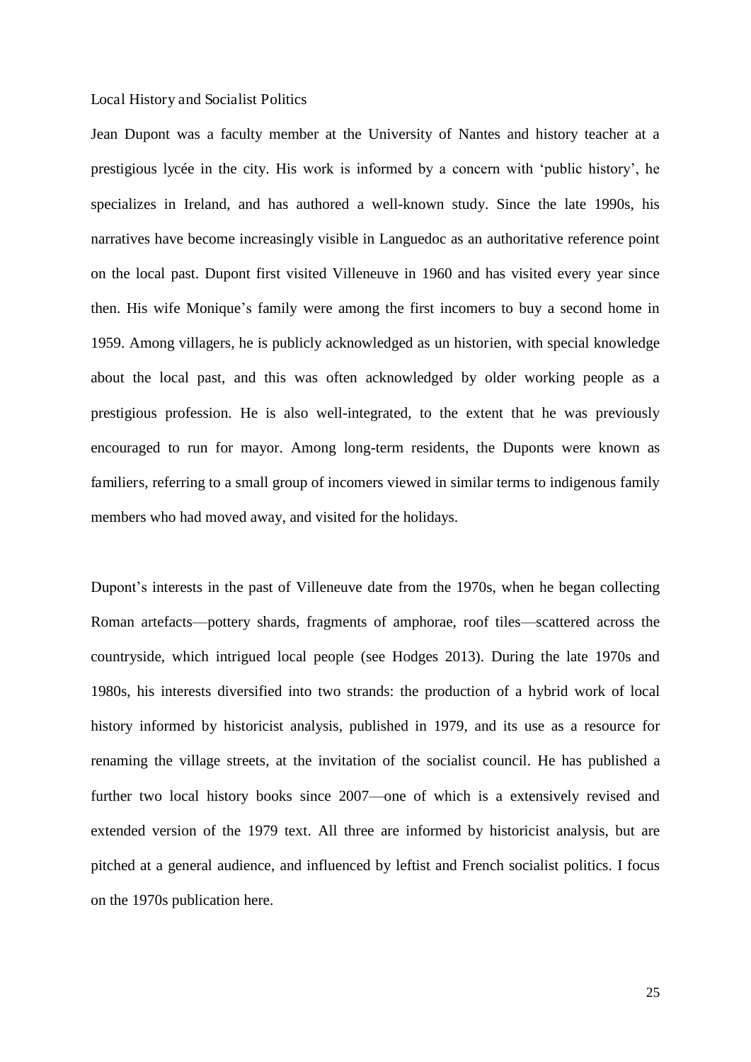Local History and Socialist Politics

Jean Dupont was a faculty member at the University of Nantes and history teacher at a prestigious lycée in the city. His work is informed by a concern with 'public history', he specializes in Ireland, and has authored a well-known study. Since the late 1990s, his narratives have become increasingly visible in Languedoc as an authoritative reference point on the local past. Dupont first visited Villeneuve in 1960 and has visited every year since then. His wife Monique's family were among the first incomers to buy a second home in 1959. Among villagers, he is publicly acknowledged as un historien, with special knowledge about the local past, and this was often acknowledged by older working people as a prestigious profession. He is also well-integrated, to the extent that he was previously encouraged to run for mayor. Among long-term residents, the Duponts were known as familiers, referring to a small group of incomers viewed in similar terms to indigenous family members who had moved away, and visited for the holidays.

Dupont's interests in the past of Villeneuve date from the 1970s, when he began collecting Roman artefacts—pottery shards, fragments of amphorae, roof tiles—scattered across the countryside, which intrigued local people (see Hodges 2013). During the late 1970s and 1980s, his interests diversified into two strands: the production of a hybrid work of local history informed by historicist analysis, published in 1979, and its use as a resource for renaming the village streets, at the invitation of the socialist council. He has published a further two local history books since 2007—one of which is a extensively revised and extended version of the 1979 text. All three are informed by historicist analysis, but are pitched at a general audience, and influenced by leftist and French socialist politics. I focus on the 1970s publication here.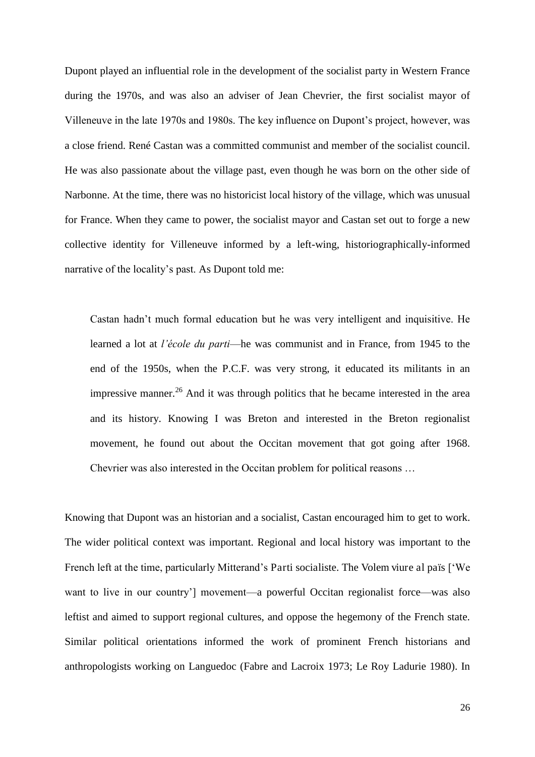Dupont played an influential role in the development of the socialist party in Western France during the 1970s, and was also an adviser of Jean Chevrier, the first socialist mayor of Villeneuve in the late 1970s and 1980s. The key influence on Dupont's project, however, was a close friend. René Castan was a committed communist and member of the socialist council. He was also passionate about the village past, even though he was born on the other side of Narbonne. At the time, there was no historicist local history of the village, which was unusual for France. When they came to power, the socialist mayor and Castan set out to forge a new collective identity for Villeneuve informed by a left-wing, historiographically-informed narrative of the locality's past. As Dupont told me:

> Castan hadn't much formal education but he was very intelligent and inquisitive. He learned a lot at *l'école du parti*—he was communist and in France, from 1945 to the end of the 1950s, when the P.C.F. was very strong, it educated its militants in an impressive manner.[26] And it was through politics that he became interested in the area and its history. Knowing I was Breton and interested in the Breton regionalist movement, he found out about the Occitan movement that got going after 1968. Chevrier was also interested in the Occitan problem for political reasons …

Knowing that Dupont was an historian and a socialist, Castan encouraged him to get to work. The wider political context was important. Regional and local history was important to the French left at the time, particularly Mitterand's Parti socialiste. The Volem viure al païs ['We want to live in our country'] movement—a powerful Occitan regionalist force—was also leftist and aimed to support regional cultures, and oppose the hegemony of the French state. Similar political orientations informed the work of prominent French historians and anthropologists working on Languedoc (Fabre and Lacroix 1973; Le Roy Ladurie 1980). In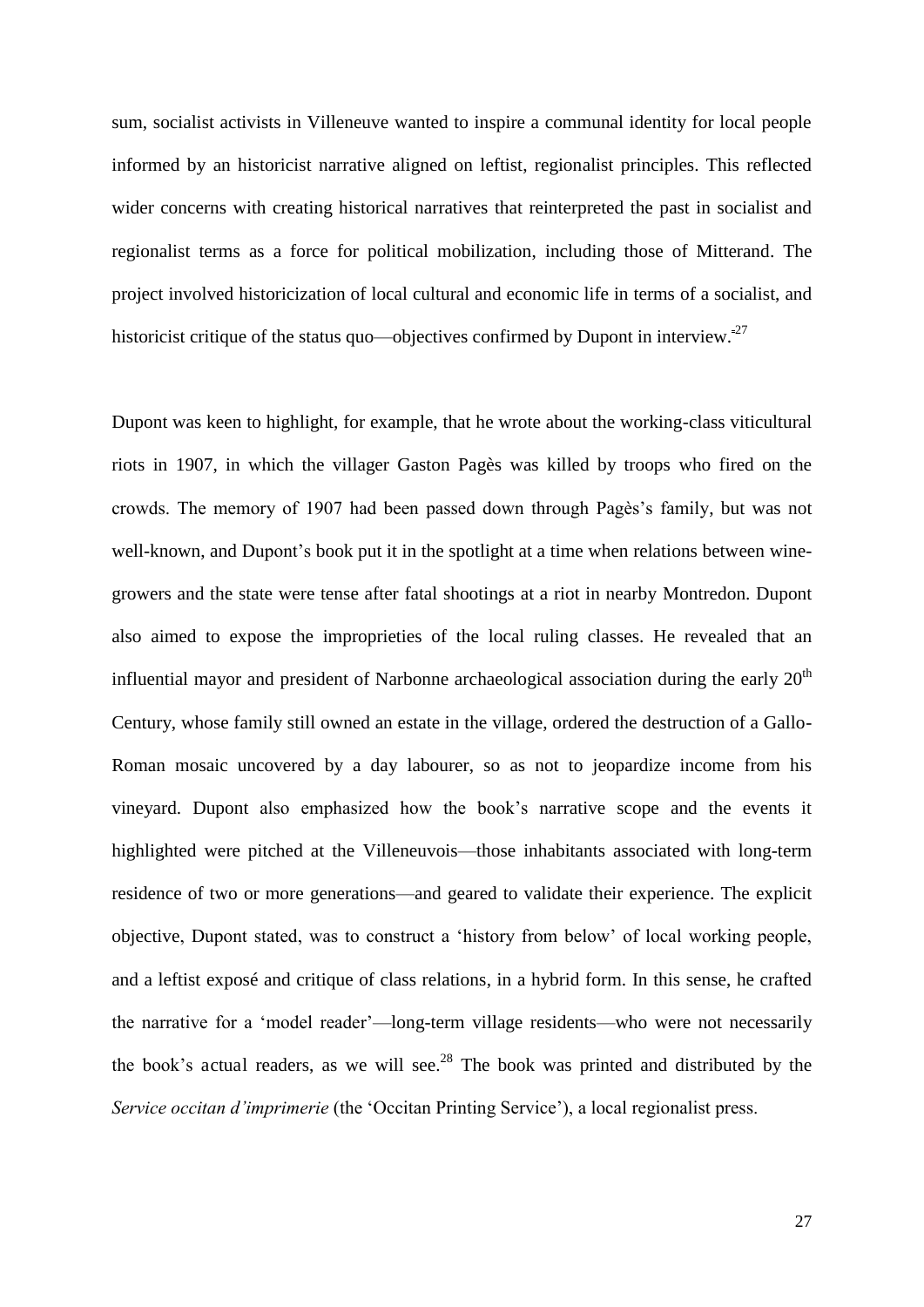sum, socialist activists in Villeneuve wanted to inspire a communal identity for local people informed by an historicist narrative aligned on leftist, regionalist principles. This reflected wider concerns with creating historical narratives that reinterpreted the past in socialist and regionalist terms as a force for political mobilization, including those of Mitterand. The project involved historicization of local cultural and economic life in terms of a socialist, and historicist critique of the status quo—objectives confirmed by Dupont in interview.[27]

Dupont was keen to highlight, for example, that he wrote about the working-class viticultural riots in 1907, in which the villager Gaston Pagès was killed by troops who fired on the crowds. The memory of 1907 had been passed down through Pagès's family, but was not well-known, and Dupont's book put it in the spotlight at a time when relations between wine-growers and the state were tense after fatal shootings at a riot in nearby Montredon. Dupont also aimed to expose the improprieties of the local ruling classes. He revealed that an influential mayor and president of Narbonne archaeological association during the early 20th Century, whose family still owned an estate in the village, ordered the destruction of a Gallo-Roman mosaic uncovered by a day labourer, so as not to jeopardize income from his vineyard. Dupont also emphasized how the book's narrative scope and the events it highlighted were pitched at the Villeneuvois—those inhabitants associated with long-term residence of two or more generations—and geared to validate their experience. The explicit objective, Dupont stated, was to construct a 'history from below' of local working people, and a leftist exposé and critique of class relations, in a hybrid form. In this sense, he crafted the narrative for a 'model reader'—long-term village residents—who were not necessarily the book's actual readers, as we will see.[28] The book was printed and distributed by the *Service occitan d'imprimerie* (the 'Occitan Printing Service'), a local regionalist press.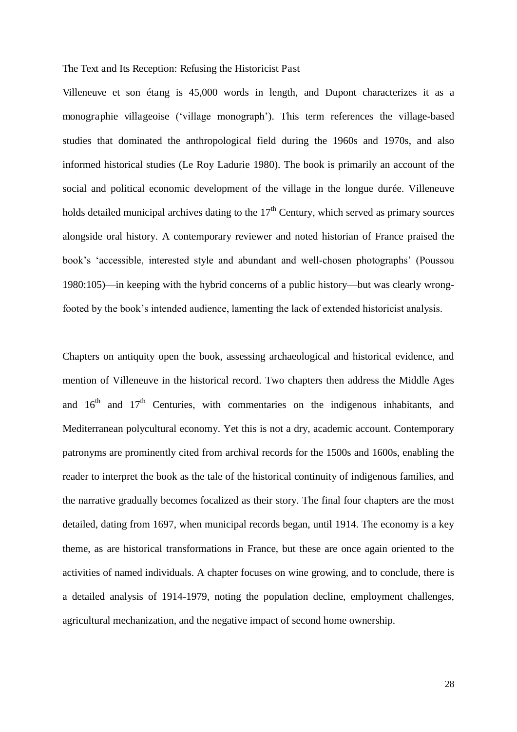## The Text and Its Reception: Refusing the Historicist Past

Villeneuve et son étang is 45,000 words in length, and Dupont characterizes it as a monographie villageoise ('village monograph'). This term references the village-based studies that dominated the anthropological field during the 1960s and 1970s, and also informed historical studies (Le Roy Ladurie 1980). The book is primarily an account of the social and political economic development of the village in the longue durée. Villeneuve holds detailed municipal archives dating to the 17th Century, which served as primary sources alongside oral history. A contemporary reviewer and noted historian of France praised the book's 'accessible, interested style and abundant and well-chosen photographs' (Poussou 1980:105)—in keeping with the hybrid concerns of a public history—but was clearly wrong-footed by the book's intended audience, lamenting the lack of extended historicist analysis.

Chapters on antiquity open the book, assessing archaeological and historical evidence, and mention of Villeneuve in the historical record. Two chapters then address the Middle Ages and 16th and 17th Centuries, with commentaries on the indigenous inhabitants, and Mediterranean polycultural economy. Yet this is not a dry, academic account. Contemporary patronyms are prominently cited from archival records for the 1500s and 1600s, enabling the reader to interpret the book as the tale of the historical continuity of indigenous families, and the narrative gradually becomes focalized as their story. The final four chapters are the most detailed, dating from 1697, when municipal records began, until 1914. The economy is a key theme, as are historical transformations in France, but these are once again oriented to the activities of named individuals. A chapter focuses on wine growing, and to conclude, there is a detailed analysis of 1914-1979, noting the population decline, employment challenges, agricultural mechanization, and the negative impact of second home ownership.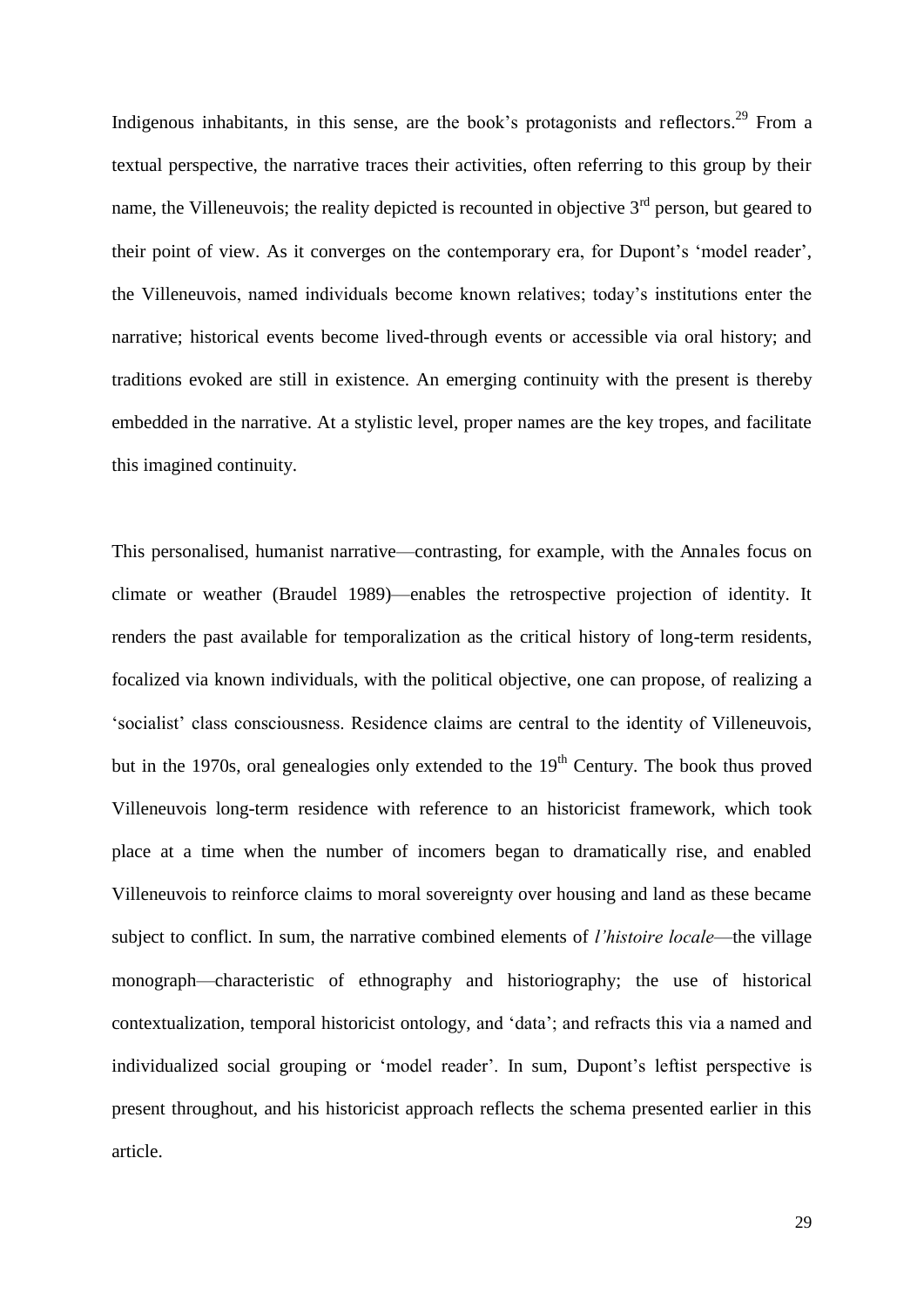Indigenous inhabitants, in this sense, are the book's protagonists and reflectors.[29] From a textual perspective, the narrative traces their activities, often referring to this group by their name, the Villeneuvois; the reality depicted is recounted in objective 3rd person, but geared to their point of view. As it converges on the contemporary era, for Dupont's 'model reader', the Villeneuvois, named individuals become known relatives; today's institutions enter the narrative; historical events become lived-through events or accessible via oral history; and traditions evoked are still in existence. An emerging continuity with the present is thereby embedded in the narrative. At a stylistic level, proper names are the key tropes, and facilitate this imagined continuity.

This personalised, humanist narrative—contrasting, for example, with the Annales focus on climate or weather (Braudel 1989)—enables the retrospective projection of identity. It renders the past available for temporalization as the critical history of long-term residents, focalized via known individuals, with the political objective, one can propose, of realizing a 'socialist' class consciousness. Residence claims are central to the identity of Villeneuvois, but in the 1970s, oral genealogies only extended to the 19th Century. The book thus proved Villeneuvois long-term residence with reference to an historicist framework, which took place at a time when the number of incomers began to dramatically rise, and enabled Villeneuvois to reinforce claims to moral sovereignty over housing and land as these became subject to conflict. In sum, the narrative combined elements of *l'histoire locale*—the village monograph—characteristic of ethnography and historiography; the use of historical contextualization, temporal historicist ontology, and 'data'; and refracts this via a named and individualized social grouping or 'model reader'. In sum, Dupont's leftist perspective is present throughout, and his historicist approach reflects the schema presented earlier in this article.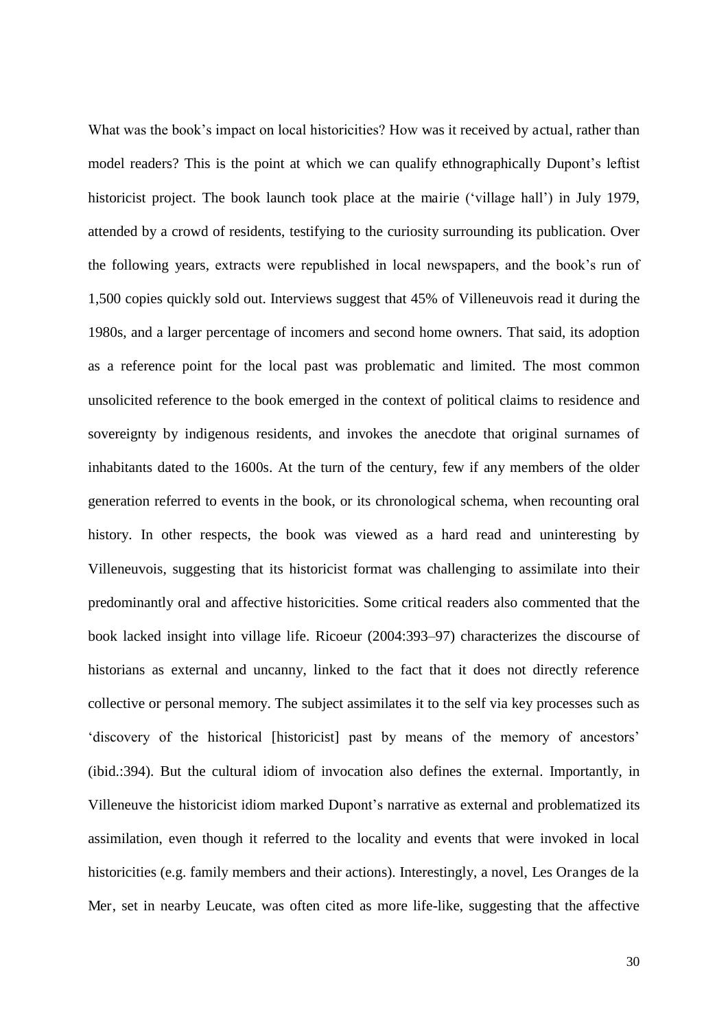What was the book's impact on local historicities? How was it received by actual, rather than model readers? This is the point at which we can qualify ethnographically Dupont's leftist historicist project. The book launch took place at the mairie ('village hall') in July 1979, attended by a crowd of residents, testifying to the curiosity surrounding its publication. Over the following years, extracts were republished in local newspapers, and the book's run of 1,500 copies quickly sold out. Interviews suggest that 45% of Villeneuvois read it during the 1980s, and a larger percentage of incomers and second home owners. That said, its adoption as a reference point for the local past was problematic and limited. The most common unsolicited reference to the book emerged in the context of political claims to residence and sovereignty by indigenous residents, and invokes the anecdote that original surnames of inhabitants dated to the 1600s. At the turn of the century, few if any members of the older generation referred to events in the book, or its chronological schema, when recounting oral history. In other respects, the book was viewed as a hard read and uninteresting by Villeneuvois, suggesting that its historicist format was challenging to assimilate into their predominantly oral and affective historicities. Some critical readers also commented that the book lacked insight into village life. Ricoeur (2004:393–97) characterizes the discourse of historians as external and uncanny, linked to the fact that it does not directly reference collective or personal memory. The subject assimilates it to the self via key processes such as 'discovery of the historical [historicist] past by means of the memory of ancestors' (ibid.:394). But the cultural idiom of invocation also defines the external. Importantly, in Villeneuve the historicist idiom marked Dupont's narrative as external and problematized its assimilation, even though it referred to the locality and events that were invoked in local historicities (e.g. family members and their actions). Interestingly, a novel, Les Oranges de la Mer, set in nearby Leucate, was often cited as more life-like, suggesting that the affective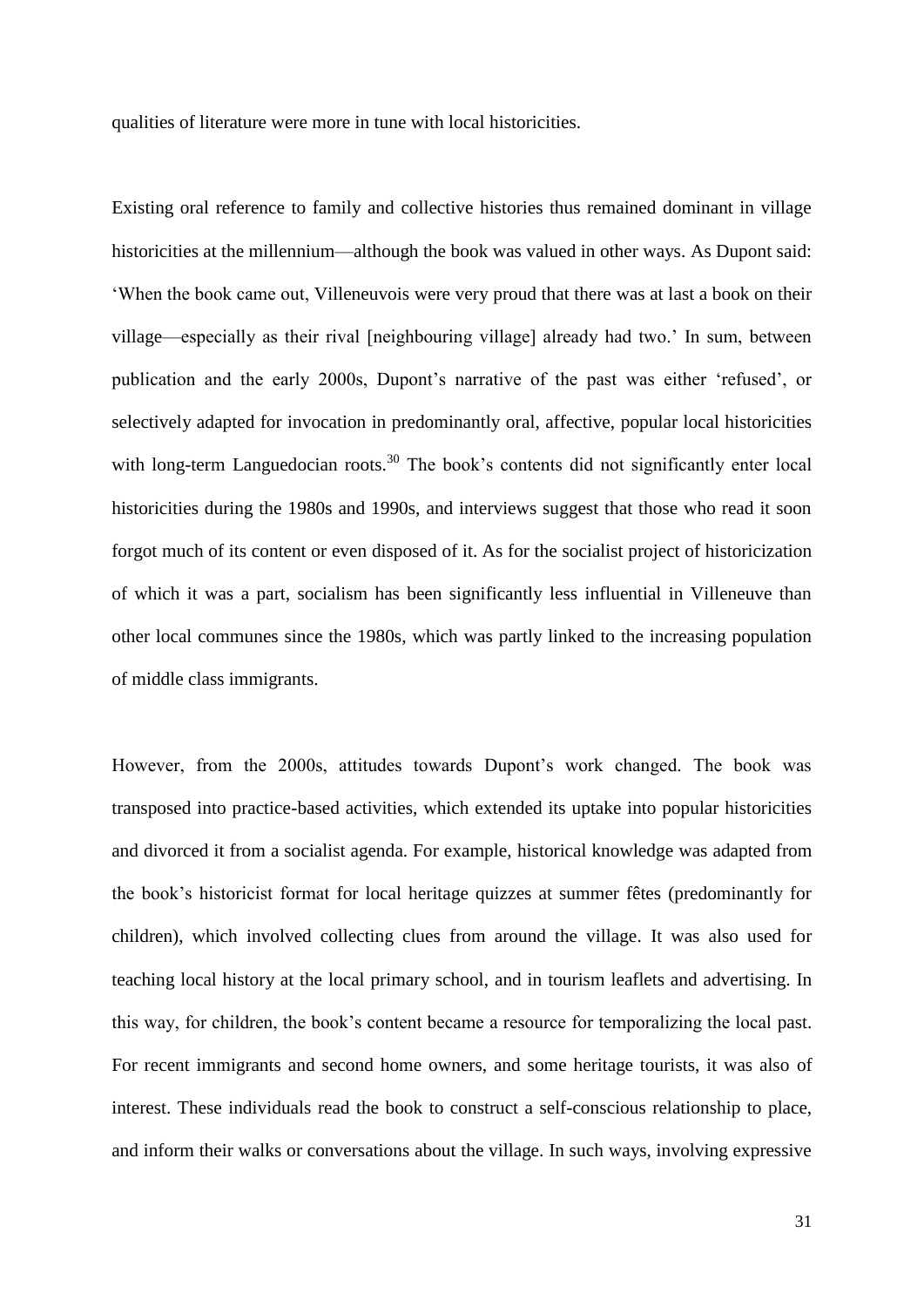qualities of literature were more in tune with local historicities.

Existing oral reference to family and collective histories thus remained dominant in village historicities at the millennium—although the book was valued in other ways. As Dupont said: 'When the book came out, Villeneuvois were very proud that there was at last a book on their village—especially as their rival [neighbouring village] already had two.' In sum, between publication and the early 2000s, Dupont's narrative of the past was either 'refused', or selectively adapted for invocation in predominantly oral, affective, popular local historicities with long-term Languedocian roots.[30] The book's contents did not significantly enter local historicities during the 1980s and 1990s, and interviews suggest that those who read it soon forgot much of its content or even disposed of it. As for the socialist project of historicization of which it was a part, socialism has been significantly less influential in Villeneuve than other local communes since the 1980s, which was partly linked to the increasing population of middle class immigrants.

However, from the 2000s, attitudes towards Dupont's work changed. The book was transposed into practice-based activities, which extended its uptake into popular historicities and divorced it from a socialist agenda. For example, historical knowledge was adapted from the book's historicist format for local heritage quizzes at summer fêtes (predominantly for children), which involved collecting clues from around the village. It was also used for teaching local history at the local primary school, and in tourism leaflets and advertising. In this way, for children, the book's content became a resource for temporalizing the local past. For recent immigrants and second home owners, and some heritage tourists, it was also of interest. These individuals read the book to construct a self-conscious relationship to place, and inform their walks or conversations about the village. In such ways, involving expressive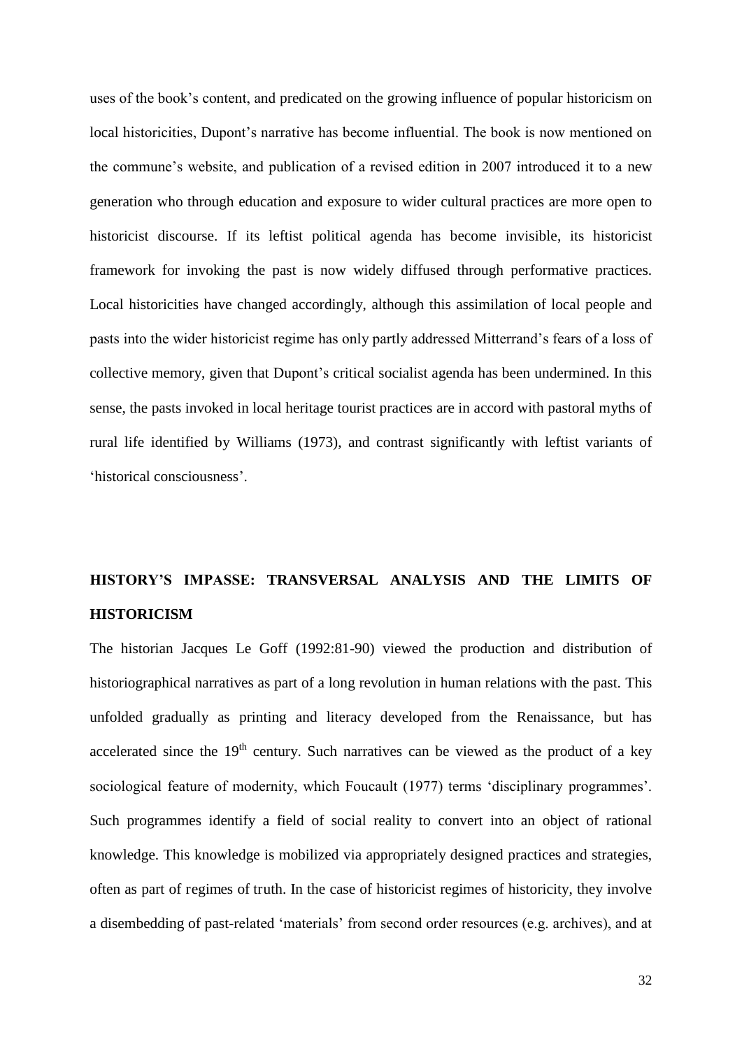uses of the book's content, and predicated on the growing influence of popular historicism on local historicities, Dupont's narrative has become influential. The book is now mentioned on the commune's website, and publication of a revised edition in 2007 introduced it to a new generation who through education and exposure to wider cultural practices are more open to historicist discourse. If its leftist political agenda has become invisible, its historicist framework for invoking the past is now widely diffused through performative practices. Local historicities have changed accordingly, although this assimilation of local people and pasts into the wider historicist regime has only partly addressed Mitterrand's fears of a loss of collective memory, given that Dupont's critical socialist agenda has been undermined. In this sense, the pasts invoked in local heritage tourist practices are in accord with pastoral myths of rural life identified by Williams (1973), and contrast significantly with leftist variants of 'historical consciousness'.

## HISTORY'S IMPASSE: TRANSVERSAL ANALYSIS AND THE LIMITS OF HISTORICISM

The historian Jacques Le Goff (1992:81-90) viewed the production and distribution of historiographical narratives as part of a long revolution in human relations with the past. This unfolded gradually as printing and literacy developed from the Renaissance, but has accelerated since the 19th century. Such narratives can be viewed as the product of a key sociological feature of modernity, which Foucault (1977) terms 'disciplinary programmes'. Such programmes identify a field of social reality to convert into an object of rational knowledge. This knowledge is mobilized via appropriately designed practices and strategies, often as part of regimes of truth. In the case of historicist regimes of historicity, they involve a disembedding of past-related 'materials' from second order resources (e.g. archives), and at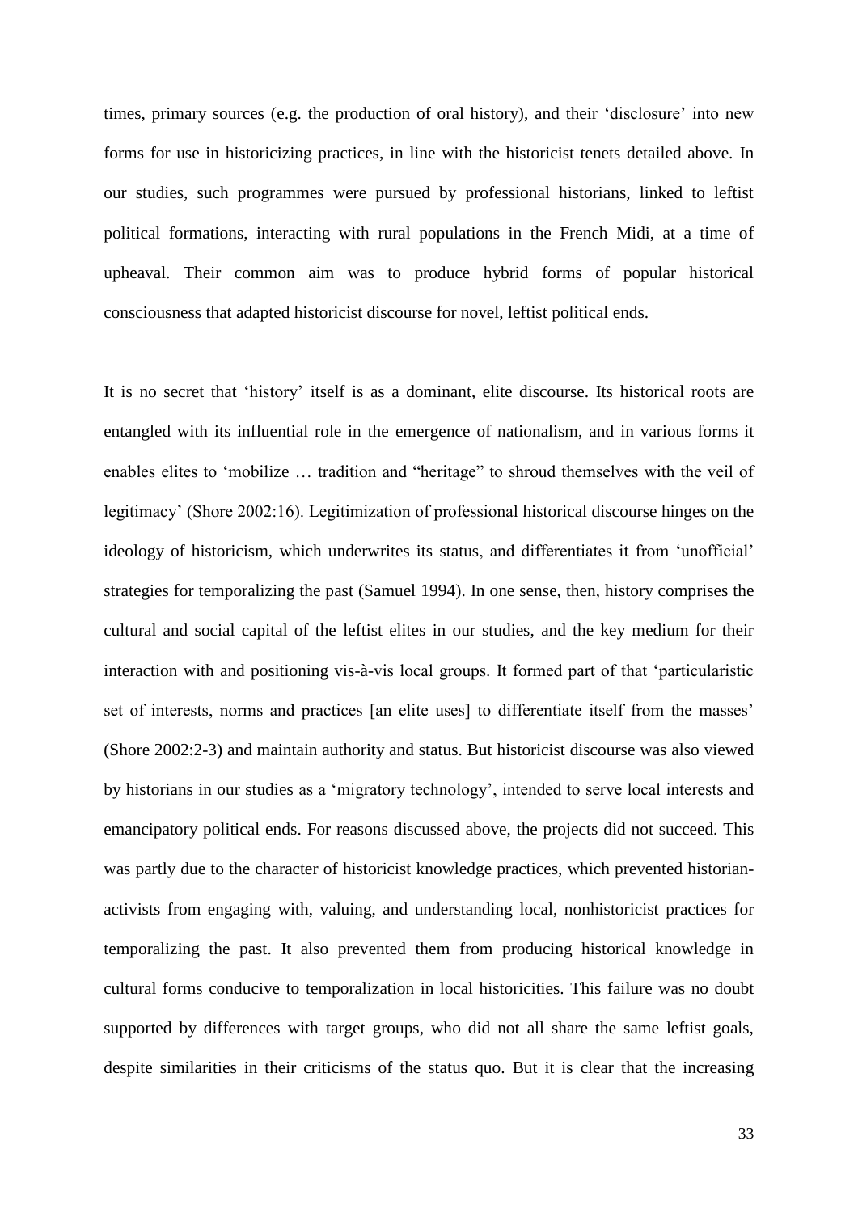times, primary sources (e.g. the production of oral history), and their 'disclosure' into new forms for use in historicizing practices, in line with the historicist tenets detailed above. In our studies, such programmes were pursued by professional historians, linked to leftist political formations, interacting with rural populations in the French Midi, at a time of upheaval. Their common aim was to produce hybrid forms of popular historical consciousness that adapted historicist discourse for novel, leftist political ends.

It is no secret that 'history' itself is as a dominant, elite discourse. Its historical roots are entangled with its influential role in the emergence of nationalism, and in various forms it enables elites to 'mobilize … tradition and "heritage" to shroud themselves with the veil of legitimacy' (Shore 2002:16). Legitimization of professional historical discourse hinges on the ideology of historicism, which underwrites its status, and differentiates it from 'unofficial' strategies for temporalizing the past (Samuel 1994). In one sense, then, history comprises the cultural and social capital of the leftist elites in our studies, and the key medium for their interaction with and positioning vis-à-vis local groups. It formed part of that 'particularistic set of interests, norms and practices [an elite uses] to differentiate itself from the masses' (Shore 2002:2-3) and maintain authority and status. But historicist discourse was also viewed by historians in our studies as a 'migratory technology', intended to serve local interests and emancipatory political ends. For reasons discussed above, the projects did not succeed. This was partly due to the character of historicist knowledge practices, which prevented historian-activists from engaging with, valuing, and understanding local, nonhistoricist practices for temporalizing the past. It also prevented them from producing historical knowledge in cultural forms conducive to temporalization in local historicities. This failure was no doubt supported by differences with target groups, who did not all share the same leftist goals, despite similarities in their criticisms of the status quo. But it is clear that the increasing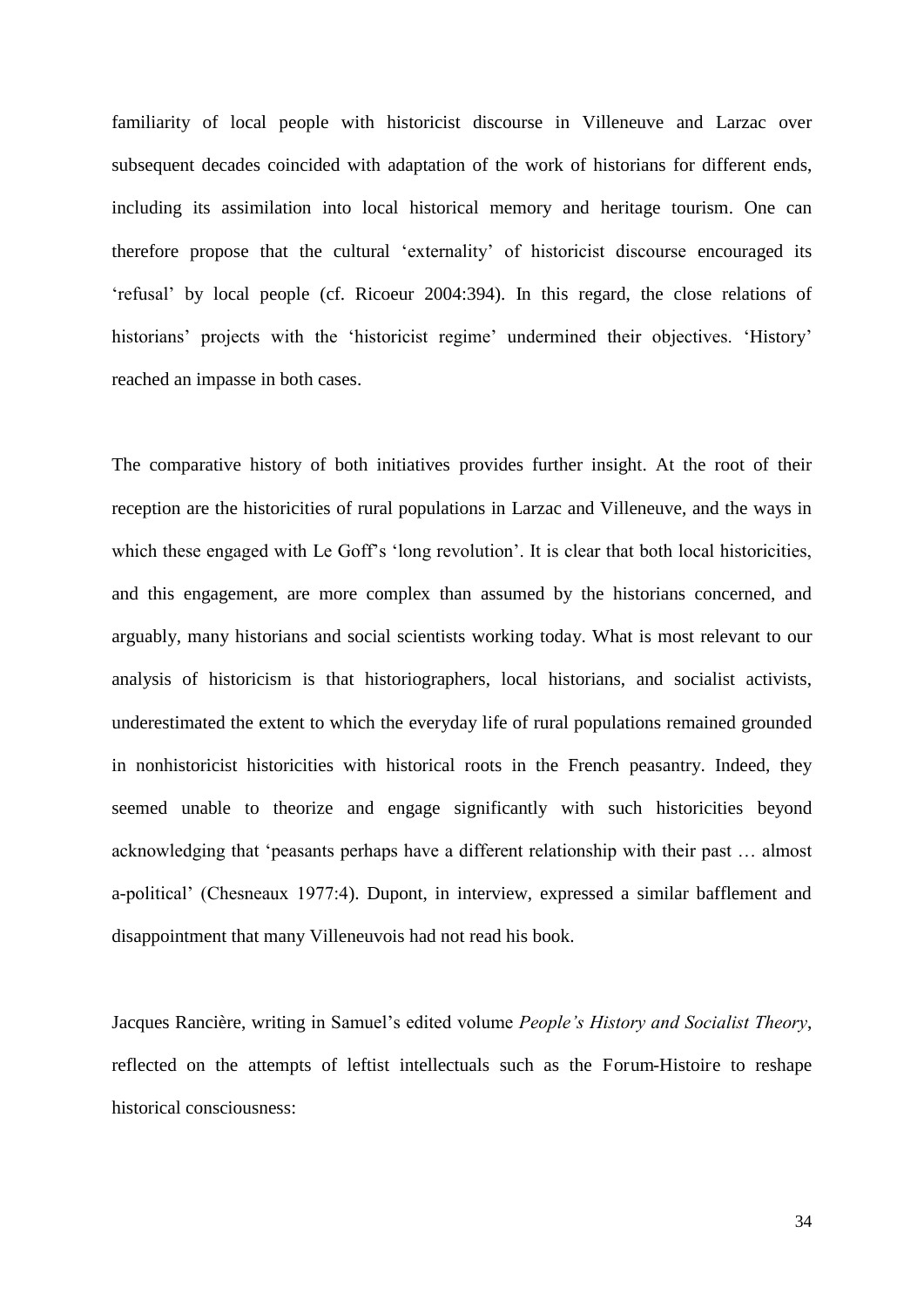familiarity of local people with historicist discourse in Villeneuve and Larzac over subsequent decades coincided with adaptation of the work of historians for different ends, including its assimilation into local historical memory and heritage tourism. One can therefore propose that the cultural 'externality' of historicist discourse encouraged its 'refusal' by local people (cf. Ricoeur 2004:394). In this regard, the close relations of historians' projects with the 'historicist regime' undermined their objectives. 'History' reached an impasse in both cases.

The comparative history of both initiatives provides further insight. At the root of their reception are the historicities of rural populations in Larzac and Villeneuve, and the ways in which these engaged with Le Goff's 'long revolution'. It is clear that both local historicities, and this engagement, are more complex than assumed by the historians concerned, and arguably, many historians and social scientists working today. What is most relevant to our analysis of historicism is that historiographers, local historians, and socialist activists, underestimated the extent to which the everyday life of rural populations remained grounded in nonhistoricist historicities with historical roots in the French peasantry. Indeed, they seemed unable to theorize and engage significantly with such historicities beyond acknowledging that 'peasants perhaps have a different relationship with their past … almost a-political' (Chesneaux 1977:4). Dupont, in interview, expressed a similar bafflement and disappointment that many Villeneuvois had not read his book.

Jacques Rancière, writing in Samuel's edited volume *People's History and Socialist Theory*, reflected on the attempts of leftist intellectuals such as the Forum-Histoire to reshape historical consciousness: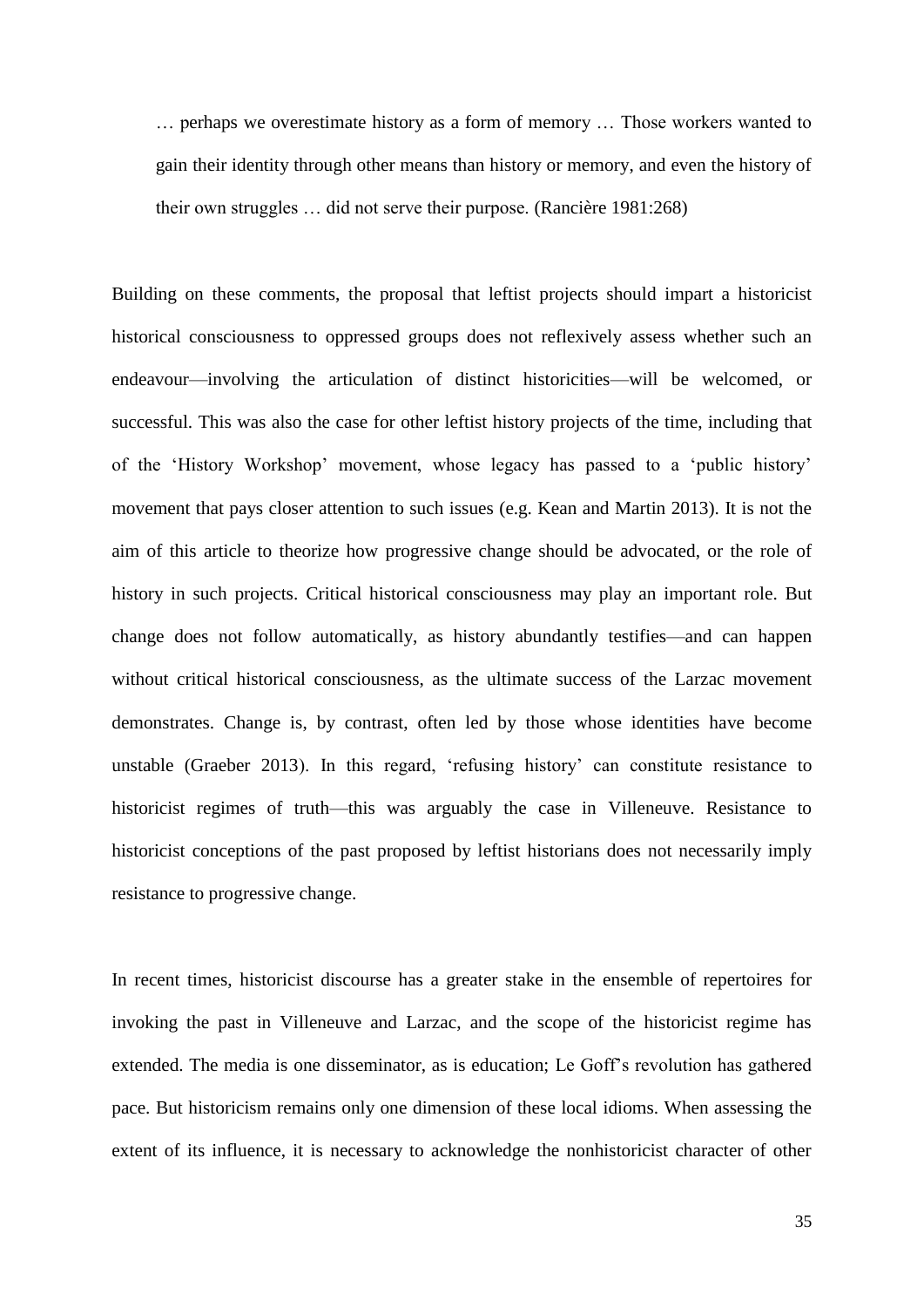> … perhaps we overestimate history as a form of memory … Those workers wanted to gain their identity through other means than history or memory, and even the history of their own struggles … did not serve their purpose. (Rancière 1981:268)

Building on these comments, the proposal that leftist projects should impart a historicist historical consciousness to oppressed groups does not reflexively assess whether such an endeavour—involving the articulation of distinct historicities—will be welcomed, or successful. This was also the case for other leftist history projects of the time, including that of the 'History Workshop' movement, whose legacy has passed to a 'public history' movement that pays closer attention to such issues (e.g. Kean and Martin 2013). It is not the aim of this article to theorize how progressive change should be advocated, or the role of history in such projects. Critical historical consciousness may play an important role. But change does not follow automatically, as history abundantly testifies—and can happen without critical historical consciousness, as the ultimate success of the Larzac movement demonstrates. Change is, by contrast, often led by those whose identities have become unstable (Graeber 2013). In this regard, 'refusing history' can constitute resistance to historicist regimes of truth—this was arguably the case in Villeneuve. Resistance to historicist conceptions of the past proposed by leftist historians does not necessarily imply resistance to progressive change.

In recent times, historicist discourse has a greater stake in the ensemble of repertoires for invoking the past in Villeneuve and Larzac, and the scope of the historicist regime has extended. The media is one disseminator, as is education; Le Goff's revolution has gathered pace. But historicism remains only one dimension of these local idioms. When assessing the extent of its influence, it is necessary to acknowledge the nonhistoricist character of other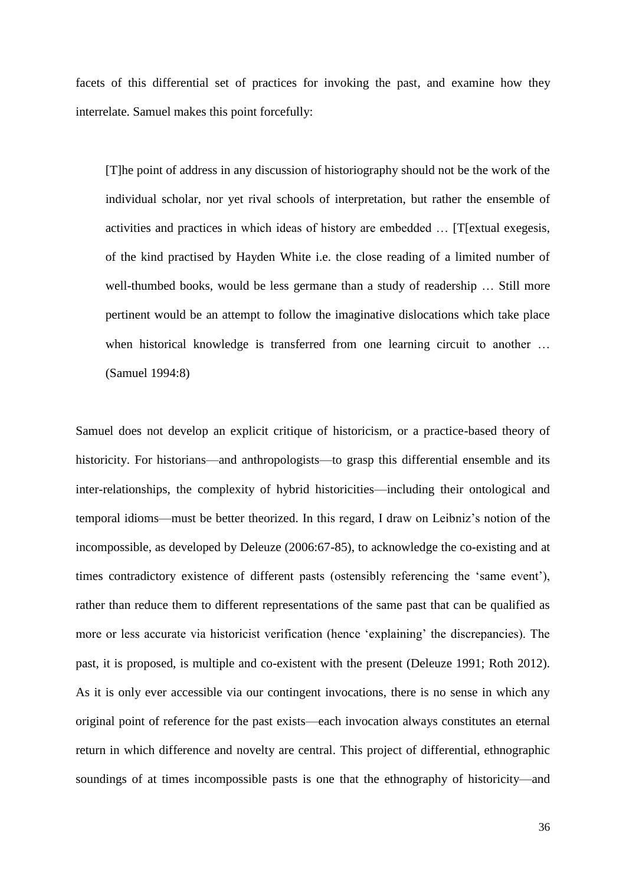facets of this differential set of practices for invoking the past, and examine how they interrelate. Samuel makes this point forcefully:

> [T]he point of address in any discussion of historiography should not be the work of the individual scholar, nor yet rival schools of interpretation, but rather the ensemble of activities and practices in which ideas of history are embedded … [T[extual exegesis, of the kind practised by Hayden White i.e. the close reading of a limited number of well-thumbed books, would be less germane than a study of readership … Still more pertinent would be an attempt to follow the imaginative dislocations which take place when historical knowledge is transferred from one learning circuit to another … (Samuel 1994:8)

Samuel does not develop an explicit critique of historicism, or a practice-based theory of historicity. For historians—and anthropologists—to grasp this differential ensemble and its inter-relationships, the complexity of hybrid historicities—including their ontological and temporal idioms—must be better theorized. In this regard, I draw on Leibniz's notion of the incompossible, as developed by Deleuze (2006:67-85), to acknowledge the co-existing and at times contradictory existence of different pasts (ostensibly referencing the 'same event'), rather than reduce them to different representations of the same past that can be qualified as more or less accurate via historicist verification (hence 'explaining' the discrepancies). The past, it is proposed, is multiple and co-existent with the present (Deleuze 1991; Roth 2012). As it is only ever accessible via our contingent invocations, there is no sense in which any original point of reference for the past exists—each invocation always constitutes an eternal return in which difference and novelty are central. This project of differential, ethnographic soundings of at times incompossible pasts is one that the ethnography of historicity—and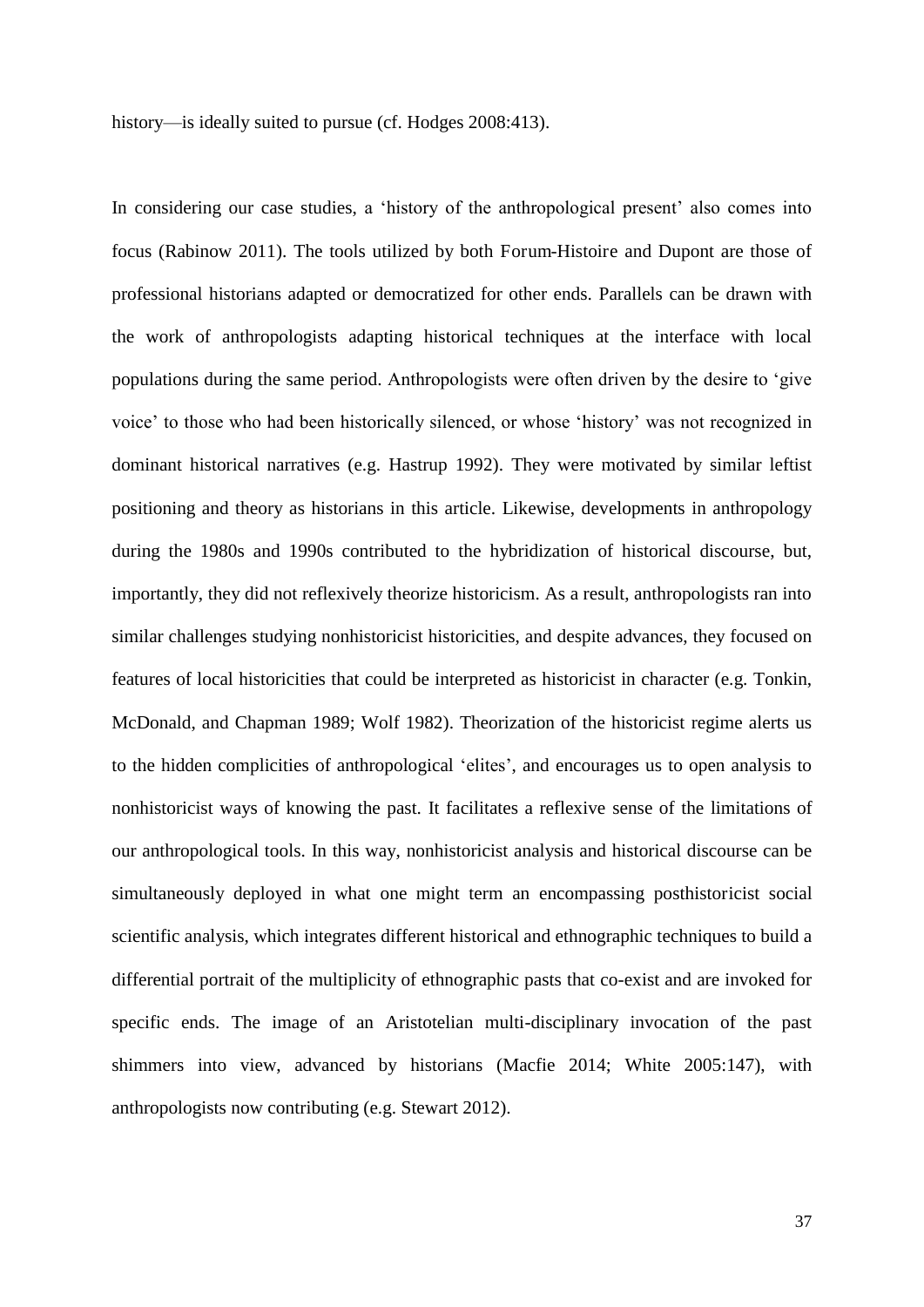history—is ideally suited to pursue (cf. Hodges 2008:413).

In considering our case studies, a 'history of the anthropological present' also comes into focus (Rabinow 2011). The tools utilized by both Forum-Histoire and Dupont are those of professional historians adapted or democratized for other ends. Parallels can be drawn with the work of anthropologists adapting historical techniques at the interface with local populations during the same period. Anthropologists were often driven by the desire to 'give voice' to those who had been historically silenced, or whose 'history' was not recognized in dominant historical narratives (e.g. Hastrup 1992). They were motivated by similar leftist positioning and theory as historians in this article. Likewise, developments in anthropology during the 1980s and 1990s contributed to the hybridization of historical discourse, but, importantly, they did not reflexively theorize historicism. As a result, anthropologists ran into similar challenges studying nonhistoricist historicities, and despite advances, they focused on features of local historicities that could be interpreted as historicist in character (e.g. Tonkin, McDonald, and Chapman 1989; Wolf 1982). Theorization of the historicist regime alerts us to the hidden complicities of anthropological 'elites', and encourages us to open analysis to nonhistoricist ways of knowing the past. It facilitates a reflexive sense of the limitations of our anthropological tools. In this way, nonhistoricist analysis and historical discourse can be simultaneously deployed in what one might term an encompassing posthistoricist social scientific analysis, which integrates different historical and ethnographic techniques to build a differential portrait of the multiplicity of ethnographic pasts that co-exist and are invoked for specific ends. The image of an Aristotelian multi-disciplinary invocation of the past shimmers into view, advanced by historians (Macfie 2014; White 2005:147), with anthropologists now contributing (e.g. Stewart 2012).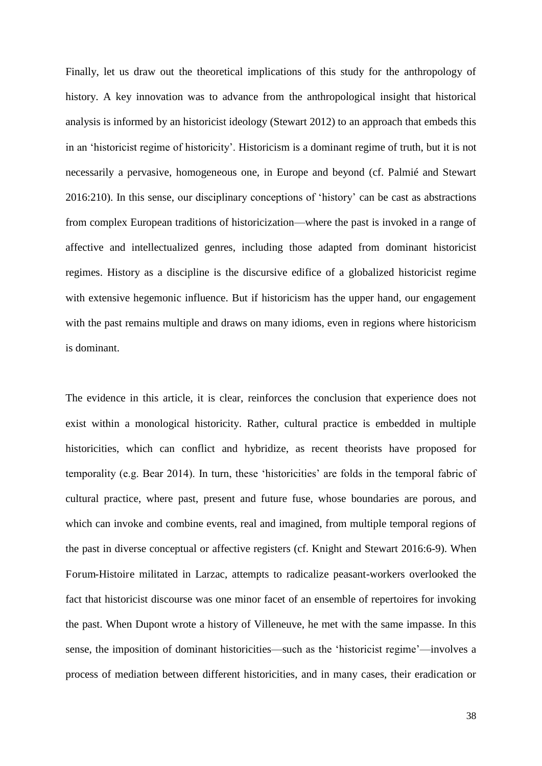Finally, let us draw out the theoretical implications of this study for the anthropology of history. A key innovation was to advance from the anthropological insight that historical analysis is informed by an historicist ideology (Stewart 2012) to an approach that embeds this in an 'historicist regime of historicity'. Historicism is a dominant regime of truth, but it is not necessarily a pervasive, homogeneous one, in Europe and beyond (cf. Palmié and Stewart 2016:210). In this sense, our disciplinary conceptions of 'history' can be cast as abstractions from complex European traditions of historicization—where the past is invoked in a range of affective and intellectualized genres, including those adapted from dominant historicist regimes. History as a discipline is the discursive edifice of a globalized historicist regime with extensive hegemonic influence. But if historicism has the upper hand, our engagement with the past remains multiple and draws on many idioms, even in regions where historicism is dominant.

The evidence in this article, it is clear, reinforces the conclusion that experience does not exist within a monological historicity. Rather, cultural practice is embedded in multiple historicities, which can conflict and hybridize, as recent theorists have proposed for temporality (e.g. Bear 2014). In turn, these 'historicities' are folds in the temporal fabric of cultural practice, where past, present and future fuse, whose boundaries are porous, and which can invoke and combine events, real and imagined, from multiple temporal regions of the past in diverse conceptual or affective registers (cf. Knight and Stewart 2016:6-9). When Forum-Histoire militated in Larzac, attempts to radicalize peasant-workers overlooked the fact that historicist discourse was one minor facet of an ensemble of repertoires for invoking the past. When Dupont wrote a history of Villeneuve, he met with the same impasse. In this sense, the imposition of dominant historicities—such as the 'historicist regime'—involves a process of mediation between different historicities, and in many cases, their eradication or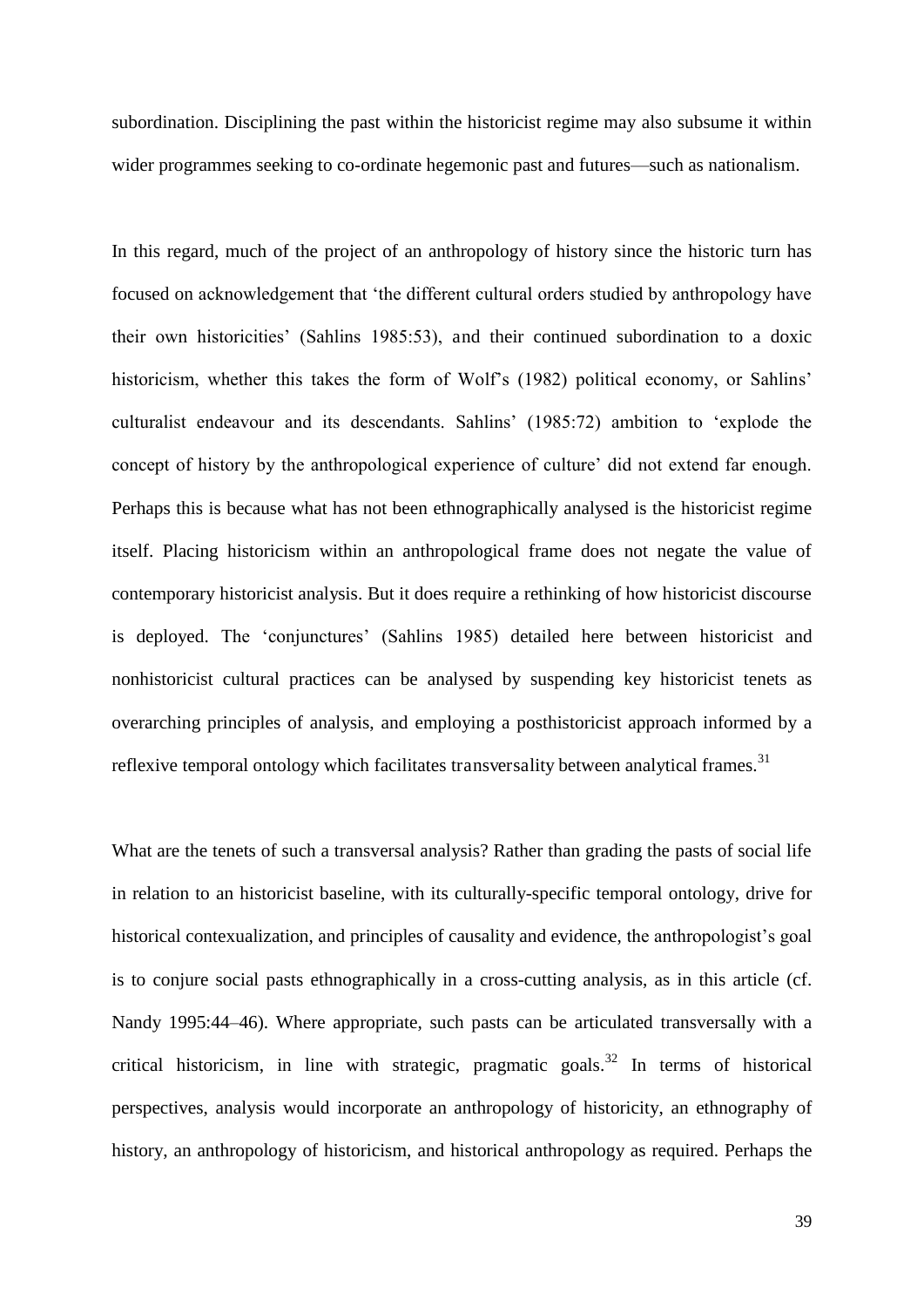subordination. Disciplining the past within the historicist regime may also subsume it within wider programmes seeking to co-ordinate hegemonic past and futures—such as nationalism.

In this regard, much of the project of an anthropology of history since the historic turn has focused on acknowledgement that 'the different cultural orders studied by anthropology have their own historicities' (Sahlins 1985:53), and their continued subordination to a doxic historicism, whether this takes the form of Wolf's (1982) political economy, or Sahlins' culturalist endeavour and its descendants. Sahlins' (1985:72) ambition to 'explode the concept of history by the anthropological experience of culture' did not extend far enough. Perhaps this is because what has not been ethnographically analysed is the historicist regime itself. Placing historicism within an anthropological frame does not negate the value of contemporary historicist analysis. But it does require a rethinking of how historicist discourse is deployed. The 'conjunctures' (Sahlins 1985) detailed here between historicist and nonhistoricist cultural practices can be analysed by suspending key historicist tenets as overarching principles of analysis, and employing a posthistoricist approach informed by a reflexive temporal ontology which facilitates transversality between analytical frames.[31]

What are the tenets of such a transversal analysis? Rather than grading the pasts of social life in relation to an historicist baseline, with its culturally-specific temporal ontology, drive for historical contexualization, and principles of causality and evidence, the anthropologist's goal is to conjure social pasts ethnographically in a cross-cutting analysis, as in this article (cf. Nandy 1995:44–46). Where appropriate, such pasts can be articulated transversally with a critical historicism, in line with strategic, pragmatic goals.[32] In terms of historical perspectives, analysis would incorporate an anthropology of historicity, an ethnography of history, an anthropology of historicism, and historical anthropology as required. Perhaps the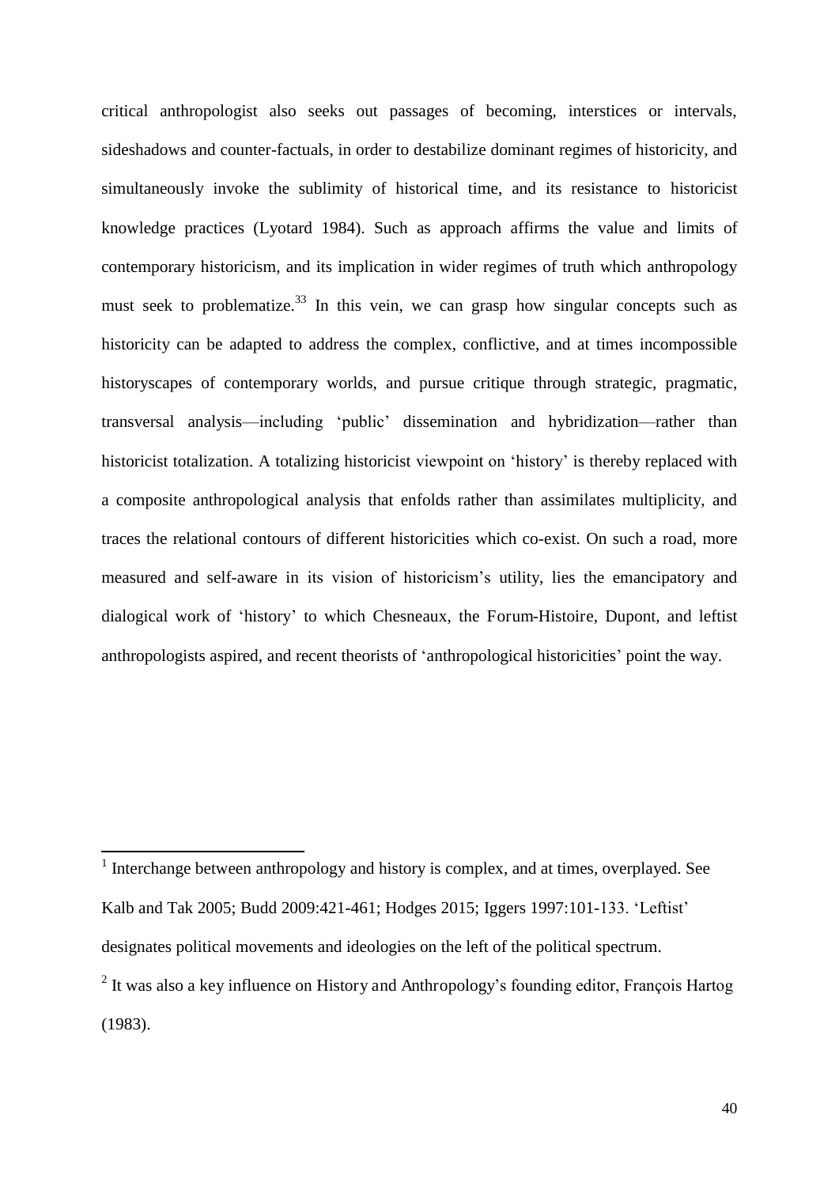critical anthropologist also seeks out passages of becoming, interstices or intervals, sideshadows and counter-factuals, in order to destabilize dominant regimes of historicity, and simultaneously invoke the sublimity of historical time, and its resistance to historicist knowledge practices (Lyotard 1984). Such as approach affirms the value and limits of contemporary historicism, and its implication in wider regimes of truth which anthropology must seek to problematize.[33] In this vein, we can grasp how singular concepts such as historicity can be adapted to address the complex, conflictive, and at times incompossible historyscapes of contemporary worlds, and pursue critique through strategic, pragmatic, transversal analysis—including 'public' dissemination and hybridization—rather than historicist totalization. A totalizing historicist viewpoint on 'history' is thereby replaced with a composite anthropological analysis that enfolds rather than assimilates multiplicity, and traces the relational contours of different historicities which co-exist. On such a road, more measured and self-aware in its vision of historicism's utility, lies the emancipatory and dialogical work of 'history' to which Chesneaux, the Forum-Histoire, Dupont, and leftist anthropologists aspired, and recent theorists of 'anthropological historicities' point the way.

---

[1] Interchange between anthropology and history is complex, and at times, overplayed. See Kalb and Tak 2005; Budd 2009:421-461; Hodges 2015; Iggers 1997:101-133. 'Leftist' designates political movements and ideologies on the left of the political spectrum.

[2] It was also a key influence on History and Anthropology's founding editor, François Hartog (1983).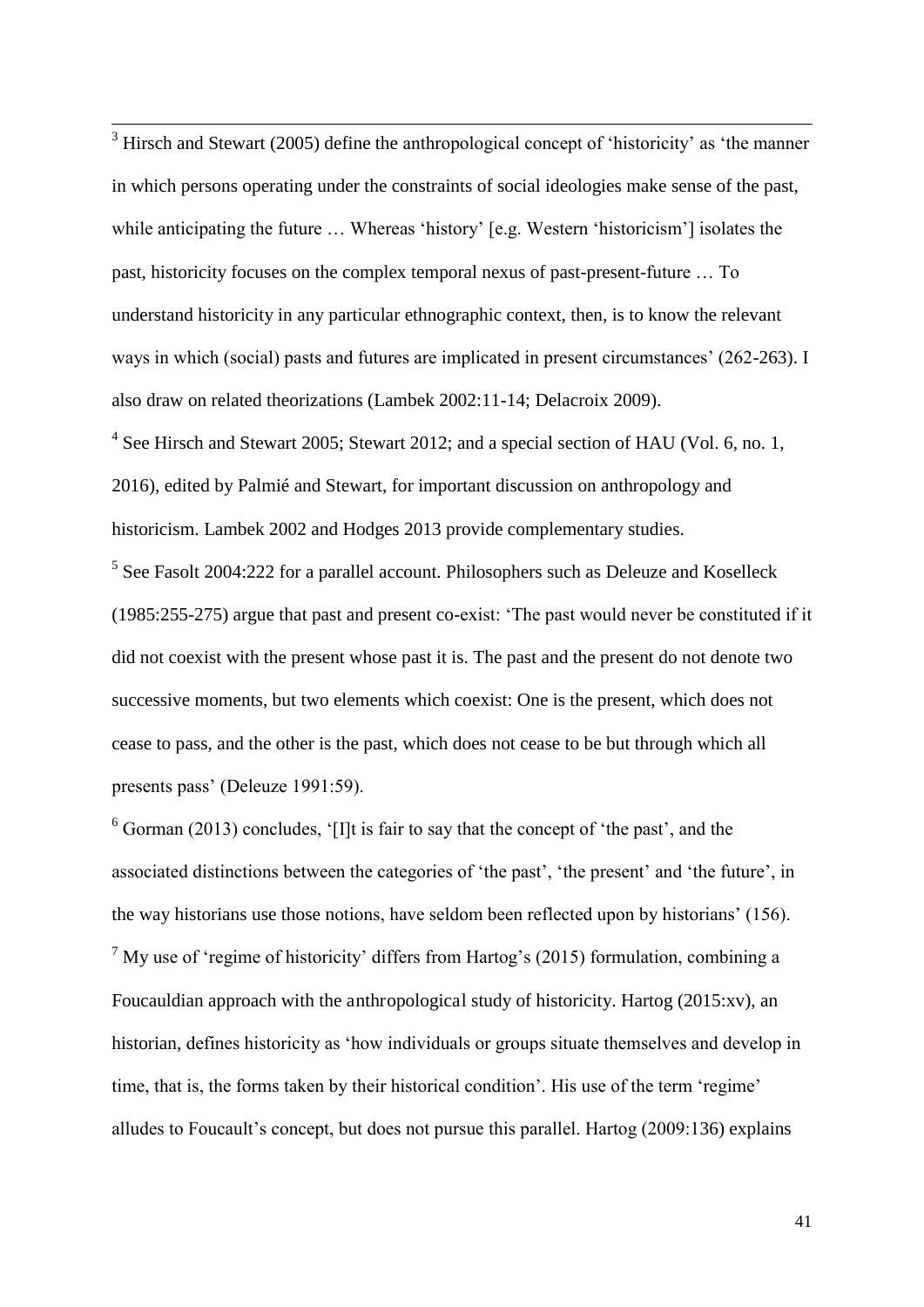[3] Hirsch and Stewart (2005) define the anthropological concept of 'historicity' as 'the manner in which persons operating under the constraints of social ideologies make sense of the past, while anticipating the future … Whereas 'history' [e.g. Western 'historicism'] isolates the past, historicity focuses on the complex temporal nexus of past-present-future … To understand historicity in any particular ethnographic context, then, is to know the relevant ways in which (social) pasts and futures are implicated in present circumstances' (262-263). I also draw on related theorizations (Lambek 2002:11-14; Delacroix 2009).

[4] See Hirsch and Stewart 2005; Stewart 2012; and a special section of HAU (Vol. 6, no. 1, 2016), edited by Palmié and Stewart, for important discussion on anthropology and historicism. Lambek 2002 and Hodges 2013 provide complementary studies.

[5] See Fasolt 2004:222 for a parallel account. Philosophers such as Deleuze and Koselleck (1985:255-275) argue that past and present co-exist: 'The past would never be constituted if it did not coexist with the present whose past it is. The past and the present do not denote two successive moments, but two elements which coexist: One is the present, which does not cease to pass, and the other is the past, which does not cease to be but through which all presents pass' (Deleuze 1991:59).

[6] Gorman (2013) concludes, '[I]t is fair to say that the concept of 'the past', and the associated distinctions between the categories of 'the past', 'the present' and 'the future', in the way historians use those notions, have seldom been reflected upon by historians' (156).

[7] My use of 'regime of historicity' differs from Hartog's (2015) formulation, combining a Foucauldian approach with the anthropological study of historicity. Hartog (2015:xv), an historian, defines historicity as 'how individuals or groups situate themselves and develop in time, that is, the forms taken by their historical condition'. His use of the term 'regime' alludes to Foucault's concept, but does not pursue this parallel. Hartog (2009:136) explains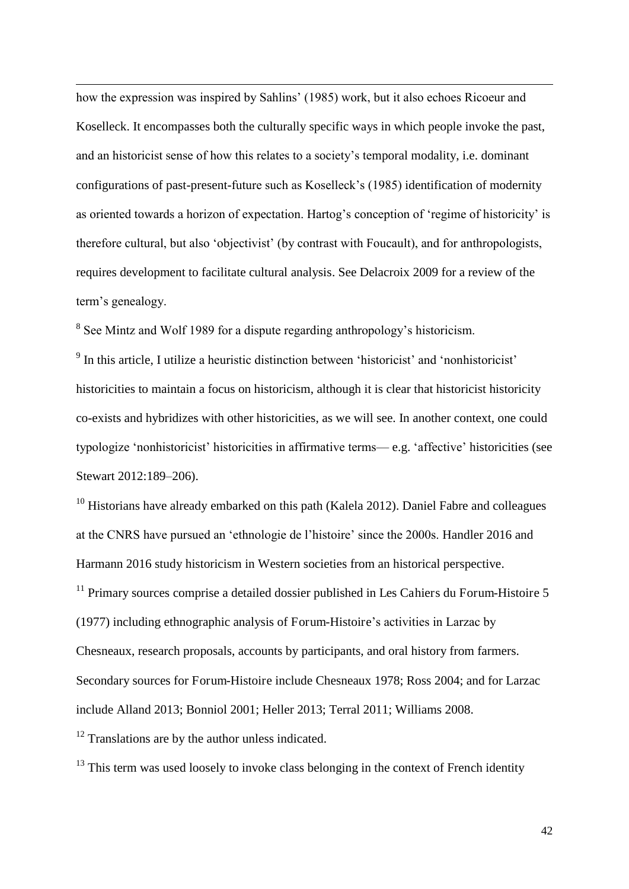how the expression was inspired by Sahlins' (1985) work, but it also echoes Ricoeur and Koselleck. It encompasses both the culturally specific ways in which people invoke the past, and an historicist sense of how this relates to a society's temporal modality, i.e. dominant configurations of past-present-future such as Koselleck's (1985) identification of modernity as oriented towards a horizon of expectation. Hartog's conception of 'regime of historicity' is therefore cultural, but also 'objectivist' (by contrast with Foucault), and for anthropologists, requires development to facilitate cultural analysis. See Delacroix 2009 for a review of the term's genealogy.

[8] See Mintz and Wolf 1989 for a dispute regarding anthropology's historicism.

[9] In this article, I utilize a heuristic distinction between 'historicist' and 'nonhistoricist' historicities to maintain a focus on historicism, although it is clear that historicist historicity co-exists and hybridizes with other historicities, as we will see. In another context, one could typologize 'nonhistoricist' historicities in affirmative terms— e.g. 'affective' historicities (see Stewart 2012:189–206).

[10] Historians have already embarked on this path (Kalela 2012). Daniel Fabre and colleagues at the CNRS have pursued an 'ethnologie de l'histoire' since the 2000s. Handler 2016 and Harmann 2016 study historicism in Western societies from an historical perspective.

[11] Primary sources comprise a detailed dossier published in Les Cahiers du Forum-Histoire 5 (1977) including ethnographic analysis of Forum-Histoire's activities in Larzac by Chesneaux, research proposals, accounts by participants, and oral history from farmers. Secondary sources for Forum-Histoire include Chesneaux 1978; Ross 2004; and for Larzac include Alland 2013; Bonniol 2001; Heller 2013; Terral 2011; Williams 2008.

[12] Translations are by the author unless indicated.

[13] This term was used loosely to invoke class belonging in the context of French identity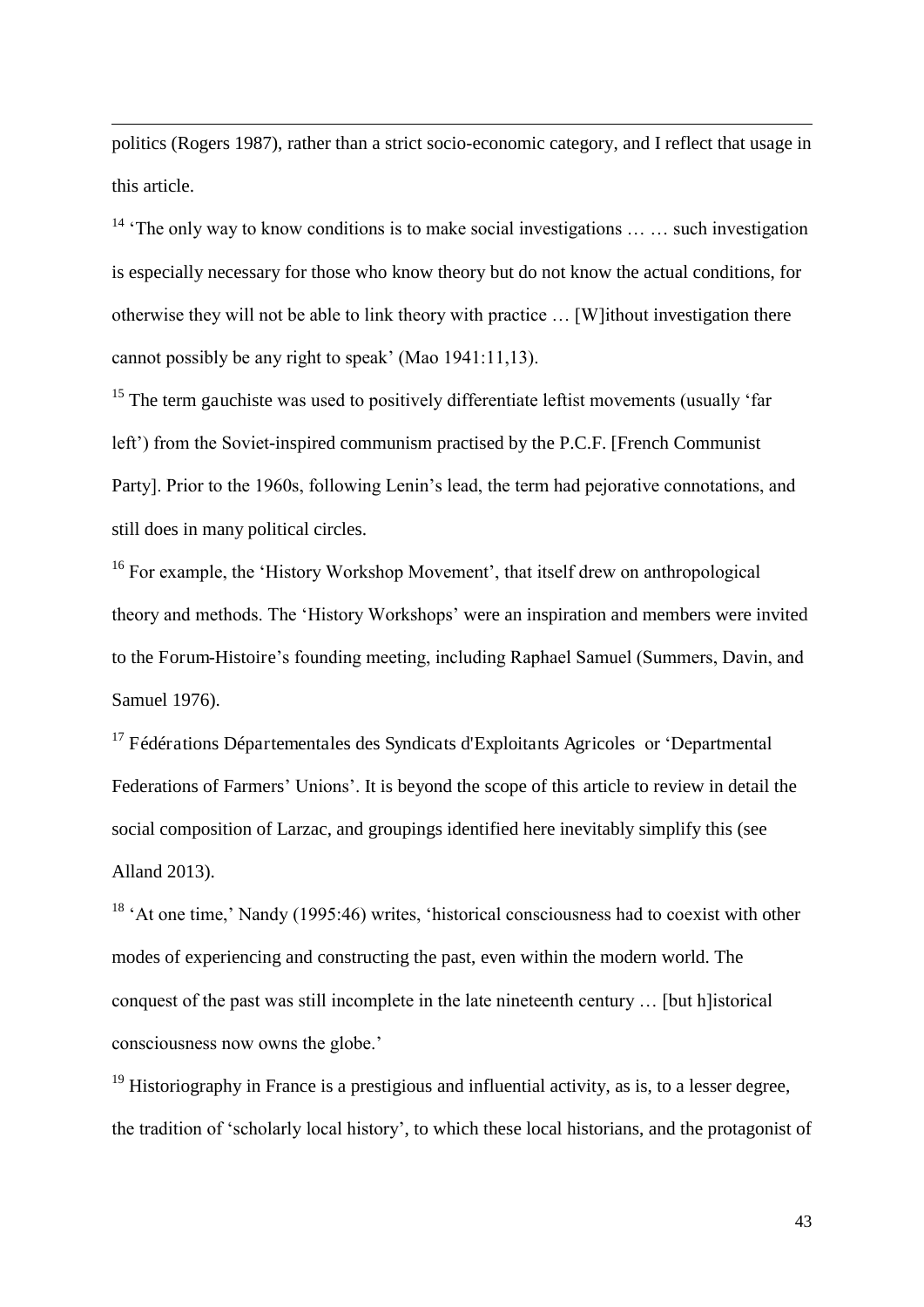politics (Rogers 1987), rather than a strict socio-economic category, and I reflect that usage in this article.

[14] 'The only way to know conditions is to make social investigations … … such investigation is especially necessary for those who know theory but do not know the actual conditions, for otherwise they will not be able to link theory with practice … [W]ithout investigation there cannot possibly be any right to speak' (Mao 1941:11,13).

[15] The term gauchiste was used to positively differentiate leftist movements (usually 'far left') from the Soviet-inspired communism practised by the P.C.F. [French Communist Party]. Prior to the 1960s, following Lenin's lead, the term had pejorative connotations, and still does in many political circles.

[16] For example, the 'History Workshop Movement', that itself drew on anthropological theory and methods. The 'History Workshops' were an inspiration and members were invited to the Forum-Histoire's founding meeting, including Raphael Samuel (Summers, Davin, and Samuel 1976).

[17] Fédérations Départementales des Syndicats d'Exploitants Agricoles or 'Departmental Federations of Farmers' Unions'. It is beyond the scope of this article to review in detail the social composition of Larzac, and groupings identified here inevitably simplify this (see Alland 2013).

[18] 'At one time,' Nandy (1995:46) writes, 'historical consciousness had to coexist with other modes of experiencing and constructing the past, even within the modern world. The conquest of the past was still incomplete in the late nineteenth century … [but h]istorical consciousness now owns the globe.'

[19] Historiography in France is a prestigious and influential activity, as is, to a lesser degree, the tradition of 'scholarly local history', to which these local historians, and the protagonist of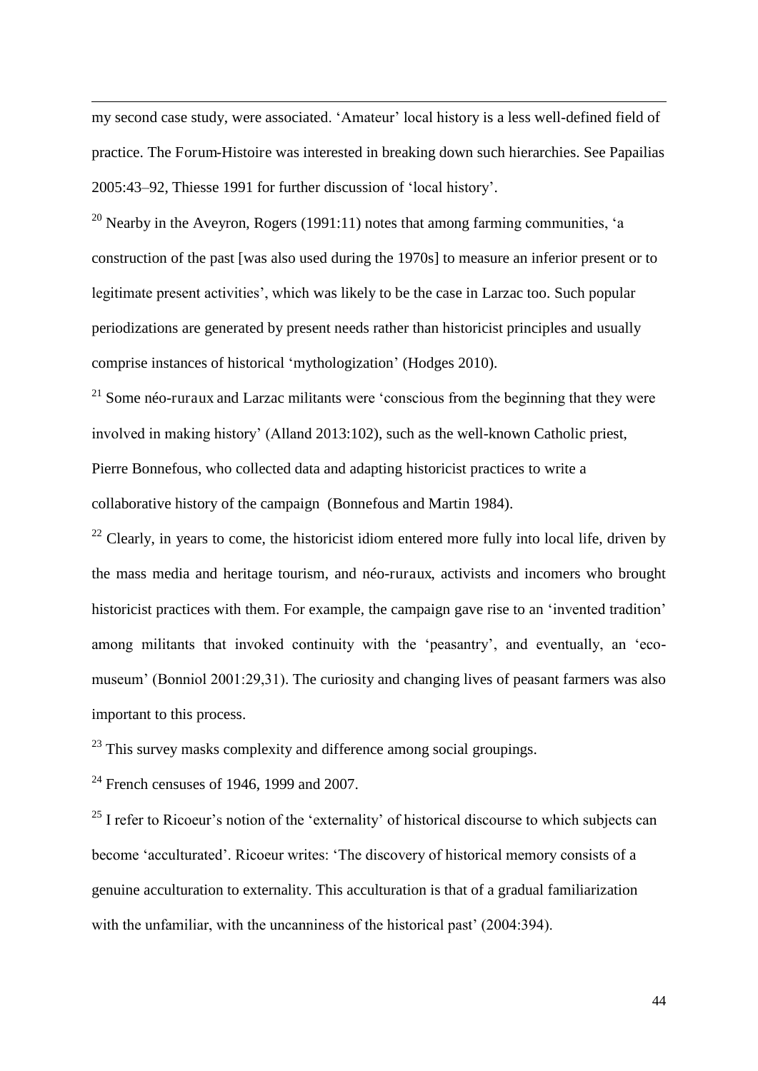my second case study, were associated. 'Amateur' local history is a less well-defined field of practice. The Forum-Histoire was interested in breaking down such hierarchies. See Papailias 2005:43–92, Thiesse 1991 for further discussion of 'local history'.

[20] Nearby in the Aveyron, Rogers (1991:11) notes that among farming communities, 'a construction of the past [was also used during the 1970s] to measure an inferior present or to legitimate present activities', which was likely to be the case in Larzac too. Such popular periodizations are generated by present needs rather than historicist principles and usually comprise instances of historical 'mythologization' (Hodges 2010).

[21] Some néo-ruraux and Larzac militants were 'conscious from the beginning that they were involved in making history' (Alland 2013:102), such as the well-known Catholic priest, Pierre Bonnefous, who collected data and adapting historicist practices to write a collaborative history of the campaign (Bonnefous and Martin 1984).

[22] Clearly, in years to come, the historicist idiom entered more fully into local life, driven by the mass media and heritage tourism, and néo-ruraux, activists and incomers who brought historicist practices with them. For example, the campaign gave rise to an 'invented tradition' among militants that invoked continuity with the 'peasantry', and eventually, an 'eco-museum' (Bonniol 2001:29,31). The curiosity and changing lives of peasant farmers was also important to this process.

[23] This survey masks complexity and difference among social groupings.

[24] French censuses of 1946, 1999 and 2007.

[25] I refer to Ricoeur's notion of the 'externality' of historical discourse to which subjects can become 'acculturated'. Ricoeur writes: 'The discovery of historical memory consists of a genuine acculturation to externality. This acculturation is that of a gradual familiarization with the unfamiliar, with the uncanniness of the historical past' (2004:394).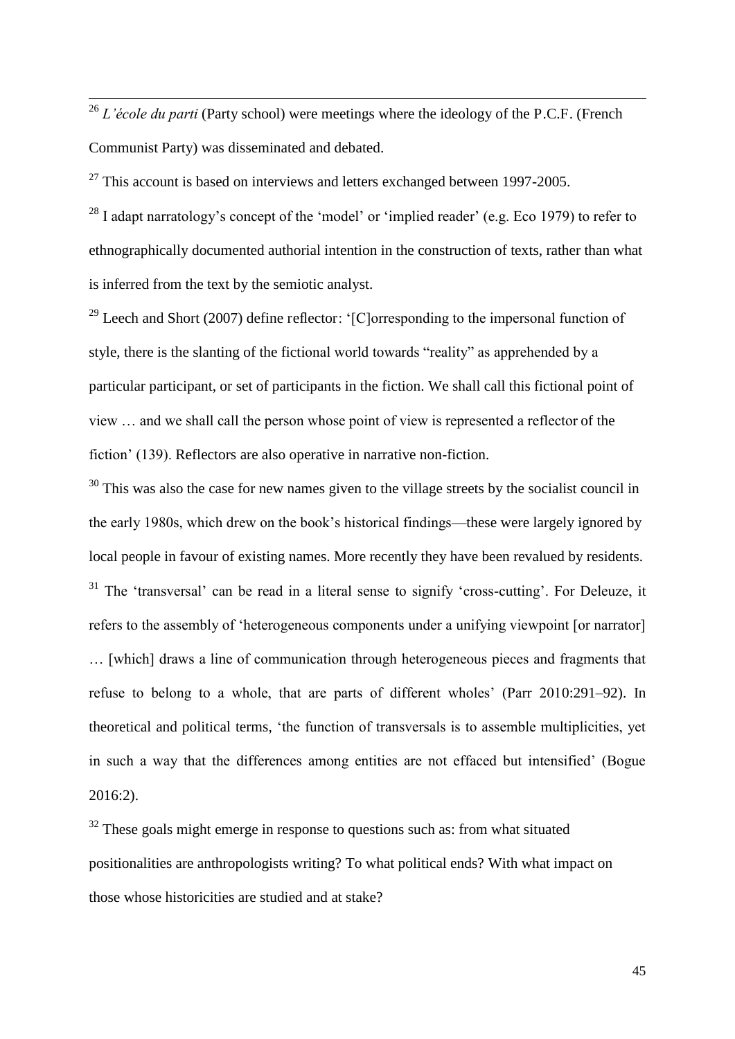[26] *L'école du parti* (Party school) were meetings where the ideology of the P.C.F. (French Communist Party) was disseminated and debated.

[27] This account is based on interviews and letters exchanged between 1997-2005.

[28] I adapt narratology's concept of the 'model' or 'implied reader' (e.g. Eco 1979) to refer to ethnographically documented authorial intention in the construction of texts, rather than what is inferred from the text by the semiotic analyst.

[29] Leech and Short (2007) define reflector: '[C]orresponding to the impersonal function of style, there is the slanting of the fictional world towards "reality" as apprehended by a particular participant, or set of participants in the fiction. We shall call this fictional point of view … and we shall call the person whose point of view is represented a reflector of the fiction' (139). Reflectors are also operative in narrative non-fiction.

[30] This was also the case for new names given to the village streets by the socialist council in the early 1980s, which drew on the book's historical findings—these were largely ignored by local people in favour of existing names. More recently they have been revalued by residents.

[31] The 'transversal' can be read in a literal sense to signify 'cross-cutting'. For Deleuze, it refers to the assembly of 'heterogeneous components under a unifying viewpoint [or narrator] … [which] draws a line of communication through heterogeneous pieces and fragments that refuse to belong to a whole, that are parts of different wholes' (Parr 2010:291–92). In theoretical and political terms, 'the function of transversals is to assemble multiplicities, yet in such a way that the differences among entities are not effaced but intensified' (Bogue 2016:2).

[32] These goals might emerge in response to questions such as: from what situated positionalities are anthropologists writing? To what political ends? With what impact on those whose historicities are studied and at stake?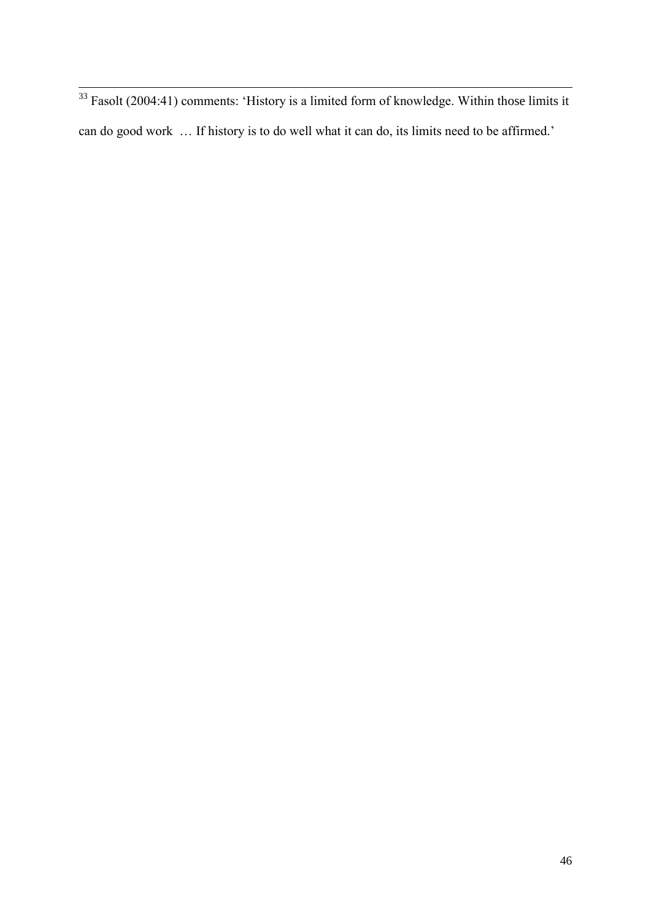[33] Fasolt (2004:41) comments: 'History is a limited form of knowledge. Within those limits it can do good work … If history is to do well what it can do, its limits need to be affirmed.'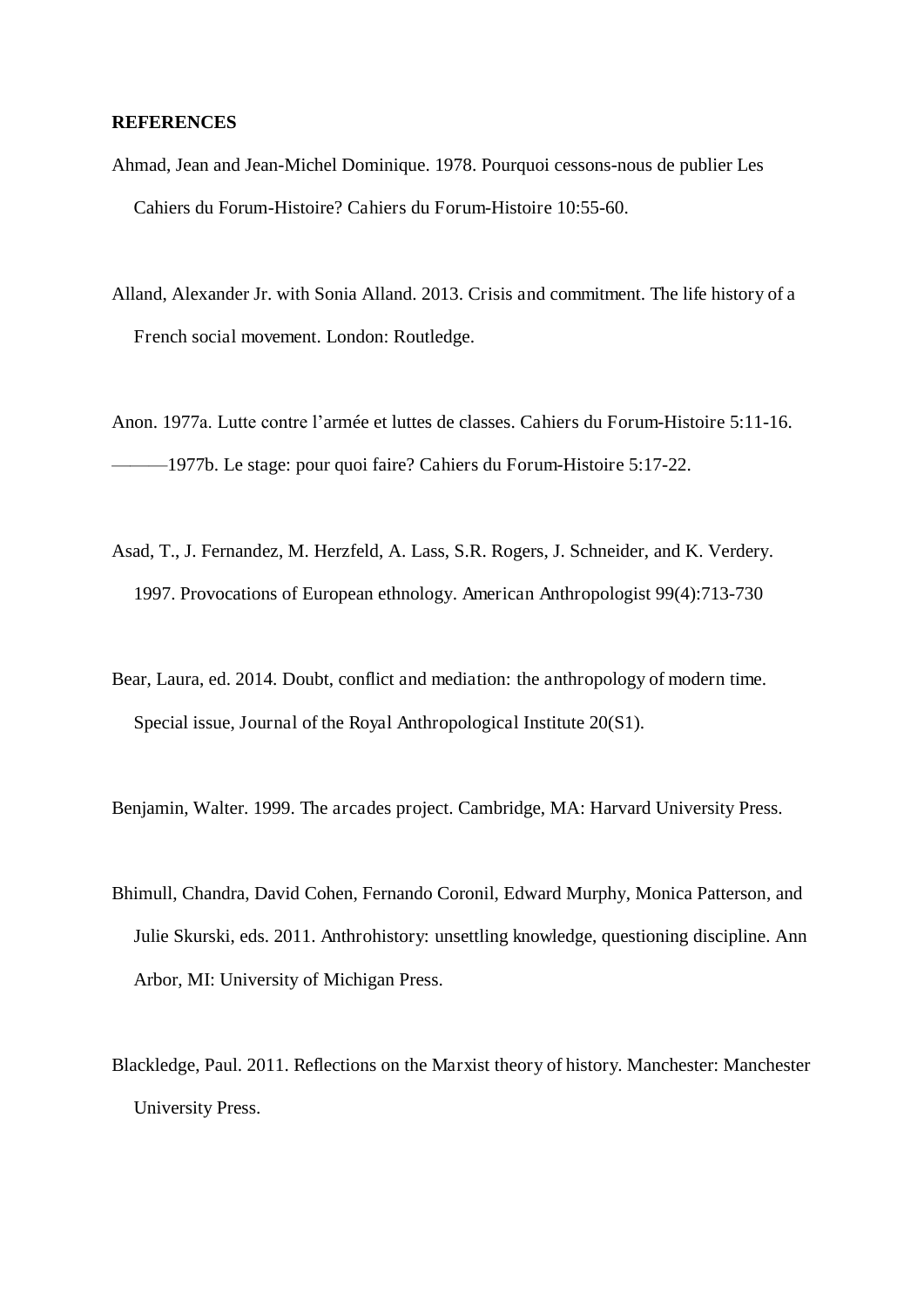**REFERENCES**

Ahmad, Jean and Jean-Michel Dominique. 1978. Pourquoi cessons-nous de publier Les Cahiers du Forum-Histoire? Cahiers du Forum-Histoire 10:55-60.

Alland, Alexander Jr. with Sonia Alland. 2013. Crisis and commitment. The life history of a French social movement. London: Routledge.

Anon. 1977a. Lutte contre l'armée et luttes de classes. Cahiers du Forum-Histoire 5:11-16.
———1977b. Le stage: pour quoi faire? Cahiers du Forum-Histoire 5:17-22.

Asad, T., J. Fernandez, M. Herzfeld, A. Lass, S.R. Rogers, J. Schneider, and K. Verdery. 1997. Provocations of European ethnology. American Anthropologist 99(4):713-730

Bear, Laura, ed. 2014. Doubt, conflict and mediation: the anthropology of modern time. Special issue, Journal of the Royal Anthropological Institute 20(S1).

Benjamin, Walter. 1999. The arcades project. Cambridge, MA: Harvard University Press.

Bhimull, Chandra, David Cohen, Fernando Coronil, Edward Murphy, Monica Patterson, and Julie Skurski, eds. 2011. Anthrohistory: unsettling knowledge, questioning discipline. Ann Arbor, MI: University of Michigan Press.

Blackledge, Paul. 2011. Reflections on the Marxist theory of history. Manchester: Manchester University Press.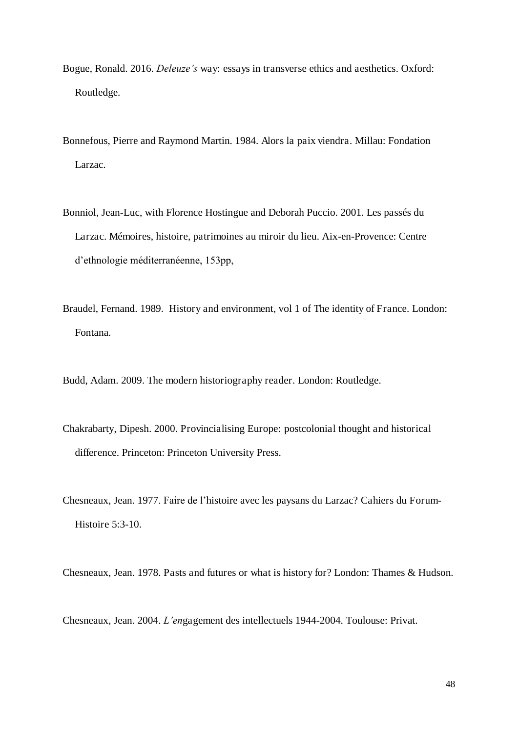Bogue, Ronald. 2016. *Deleuze's* way: essays in transverse ethics and aesthetics. Oxford: Routledge.

Bonnefous, Pierre and Raymond Martin. 1984. Alors la paix viendra. Millau: Fondation Larzac.

Bonniol, Jean-Luc, with Florence Hostingue and Deborah Puccio. 2001. Les passés du Larzac. Mémoires, histoire, patrimoines au miroir du lieu. Aix-en-Provence: Centre d'ethnologie méditerranéenne, 153pp,

Braudel, Fernand. 1989. History and environment, vol 1 of The identity of France. London: Fontana.

Budd, Adam. 2009. The modern historiography reader. London: Routledge.

Chakrabarty, Dipesh. 2000. Provincialising Europe: postcolonial thought and historical difference. Princeton: Princeton University Press.

Chesneaux, Jean. 1977. Faire de l'histoire avec les paysans du Larzac? Cahiers du Forum-Histoire 5:3-10.

Chesneaux, Jean. 1978. Pasts and futures or what is history for? London: Thames & Hudson.

Chesneaux, Jean. 2004. *L'en*gagement des intellectuels 1944-2004. Toulouse: Privat.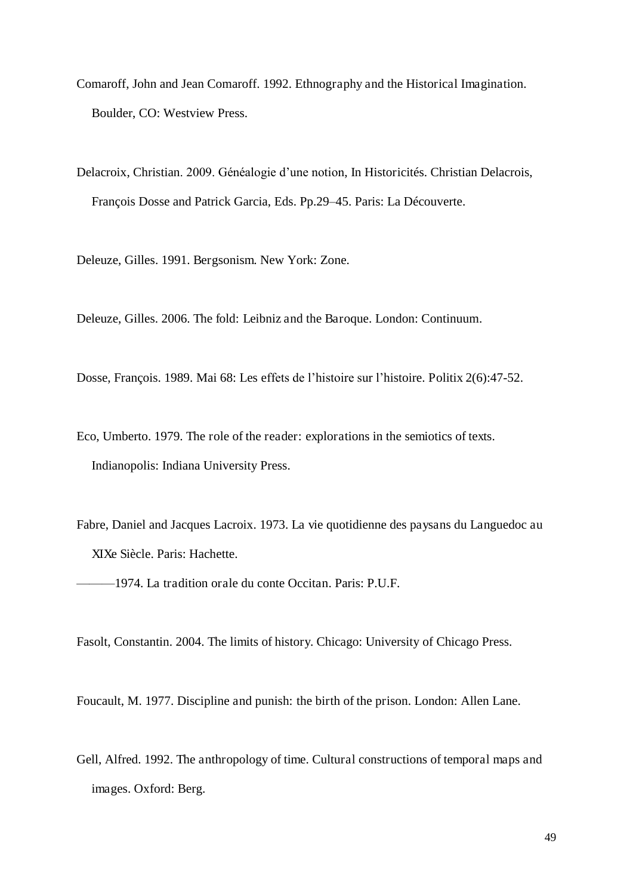Comaroff, John and Jean Comaroff. 1992. Ethnography and the Historical Imagination. Boulder, CO: Westview Press.

Delacroix, Christian. 2009. Généalogie d'une notion, In Historicités. Christian Delacrois, François Dosse and Patrick Garcia, Eds. Pp.29–45. Paris: La Découverte.

Deleuze, Gilles. 1991. Bergsonism. New York: Zone.

Deleuze, Gilles. 2006. The fold: Leibniz and the Baroque. London: Continuum.

Dosse, François. 1989. Mai 68: Les effets de l'histoire sur l'histoire. Politix 2(6):47-52.

Eco, Umberto. 1979. The role of the reader: explorations in the semiotics of texts. Indianopolis: Indiana University Press.

Fabre, Daniel and Jacques Lacroix. 1973. La vie quotidienne des paysans du Languedoc au XIXe Siècle. Paris: Hachette.

———1974. La tradition orale du conte Occitan. Paris: P.U.F.

Fasolt, Constantin. 2004. The limits of history. Chicago: University of Chicago Press.

Foucault, M. 1977. Discipline and punish: the birth of the prison. London: Allen Lane.

Gell, Alfred. 1992. The anthropology of time. Cultural constructions of temporal maps and images. Oxford: Berg.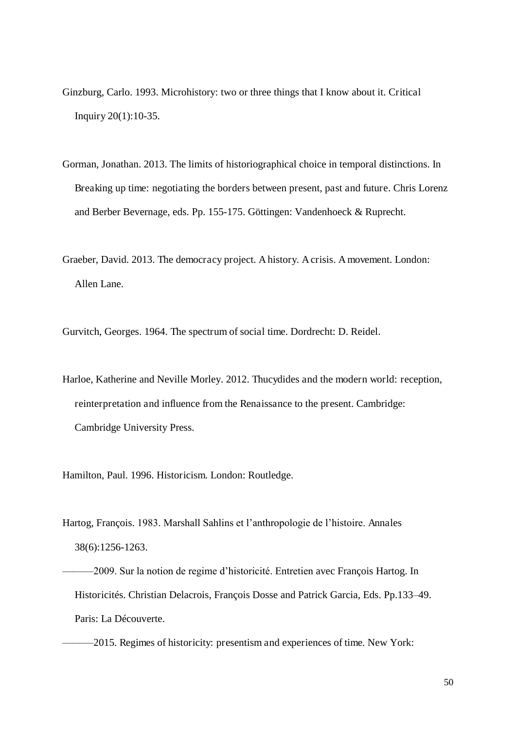Ginzburg, Carlo. 1993. Microhistory: two or three things that I know about it. Critical Inquiry 20(1):10-35.

Gorman, Jonathan. 2013. The limits of historiographical choice in temporal distinctions. In Breaking up time: negotiating the borders between present, past and future. Chris Lorenz and Berber Bevernage, eds. Pp. 155-175. Göttingen: Vandenhoeck & Ruprecht.

Graeber, David. 2013. The democracy project. A history. A crisis. A movement. London: Allen Lane.

Gurvitch, Georges. 1964. The spectrum of social time. Dordrecht: D. Reidel.

Harloe, Katherine and Neville Morley. 2012. Thucydides and the modern world: reception, reinterpretation and influence from the Renaissance to the present. Cambridge: Cambridge University Press.

Hamilton, Paul. 1996. Historicism. London: Routledge.

Hartog, François. 1983. Marshall Sahlins et l'anthropologie de l'histoire. Annales 38(6):1256-1263.

———2009. Sur la notion de regime d'historicité. Entretien avec François Hartog. In Historicités. Christian Delacrois, François Dosse and Patrick Garcia, Eds. Pp.133–49. Paris: La Découverte.

———2015. Regimes of historicity: presentism and experiences of time. New York: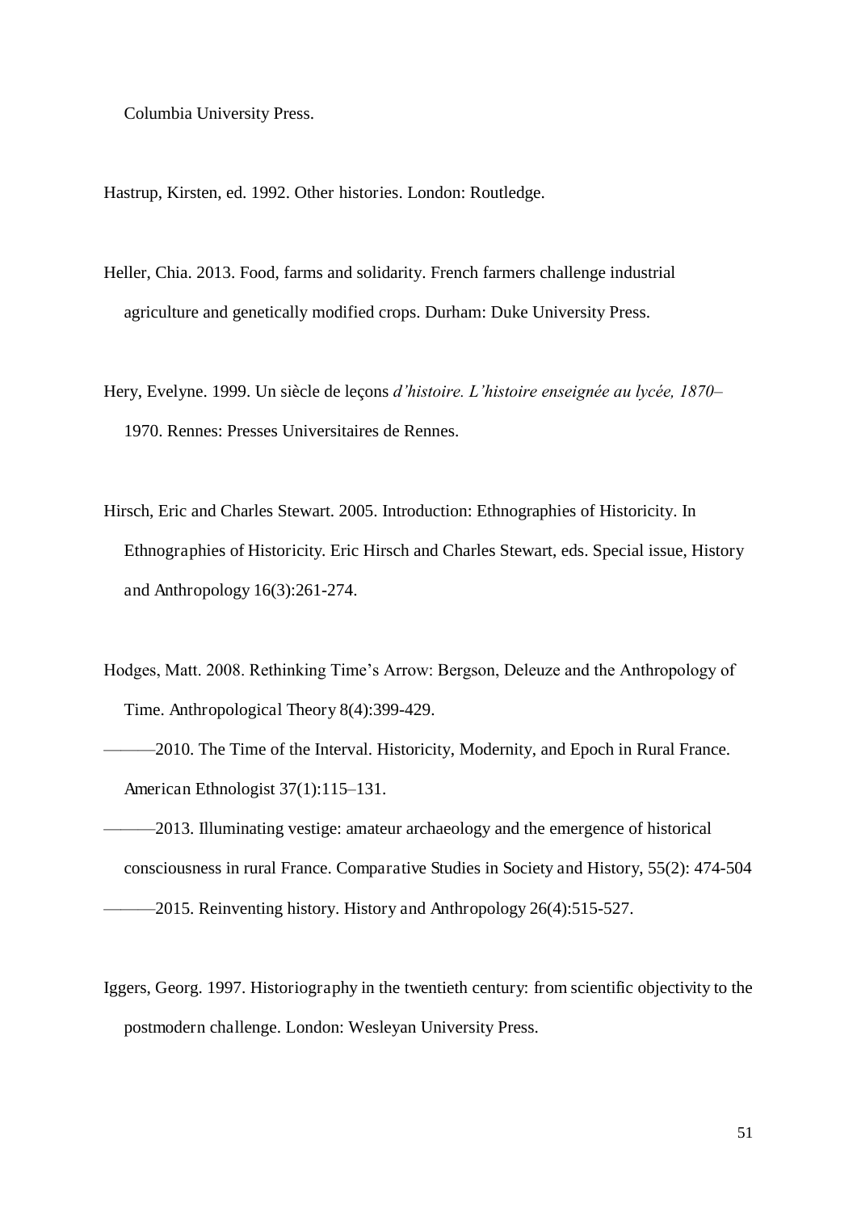Columbia University Press.

Hastrup, Kirsten, ed. 1992. Other histories. London: Routledge.

Heller, Chia. 2013. Food, farms and solidarity. French farmers challenge industrial agriculture and genetically modified crops. Durham: Duke University Press.

Hery, Evelyne. 1999. Un siècle de leçons *d'histoire. L'histoire enseignée au lycée, 1870–* 1970. Rennes: Presses Universitaires de Rennes.

Hirsch, Eric and Charles Stewart. 2005. Introduction: Ethnographies of Historicity. In Ethnographies of Historicity. Eric Hirsch and Charles Stewart, eds. Special issue, History and Anthropology 16(3):261-274.

Hodges, Matt. 2008. Rethinking Time's Arrow: Bergson, Deleuze and the Anthropology of Time. Anthropological Theory 8(4):399-429.

———2010. The Time of the Interval. Historicity, Modernity, and Epoch in Rural France. American Ethnologist 37(1):115–131.

———2013. Illuminating vestige: amateur archaeology and the emergence of historical consciousness in rural France. Comparative Studies in Society and History, 55(2): 474-504

———2015. Reinventing history. History and Anthropology 26(4):515-527.

Iggers, Georg. 1997. Historiography in the twentieth century: from scientific objectivity to the postmodern challenge. London: Wesleyan University Press.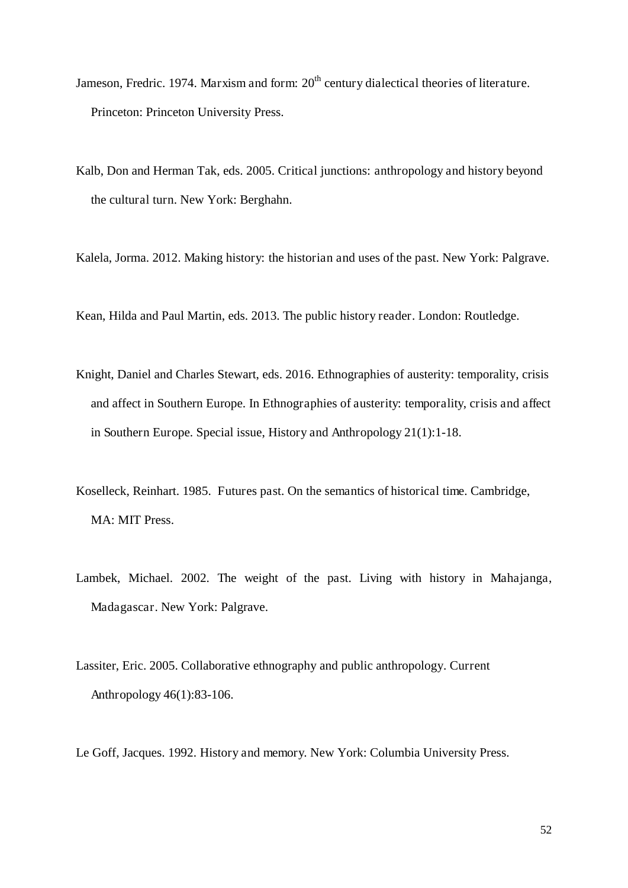Jameson, Fredric. 1974. Marxism and form: 20th century dialectical theories of literature. Princeton: Princeton University Press.

Kalb, Don and Herman Tak, eds. 2005. Critical junctions: anthropology and history beyond the cultural turn. New York: Berghahn.

Kalela, Jorma. 2012. Making history: the historian and uses of the past. New York: Palgrave.

Kean, Hilda and Paul Martin, eds. 2013. The public history reader. London: Routledge.

Knight, Daniel and Charles Stewart, eds. 2016. Ethnographies of austerity: temporality, crisis and affect in Southern Europe. In Ethnographies of austerity: temporality, crisis and affect in Southern Europe. Special issue, History and Anthropology 21(1):1-18.

Koselleck, Reinhart. 1985. Futures past. On the semantics of historical time. Cambridge, MA: MIT Press.

Lambek, Michael. 2002. The weight of the past. Living with history in Mahajanga, Madagascar. New York: Palgrave.

Lassiter, Eric. 2005. Collaborative ethnography and public anthropology. Current Anthropology 46(1):83-106.

Le Goff, Jacques. 1992. History and memory. New York: Columbia University Press.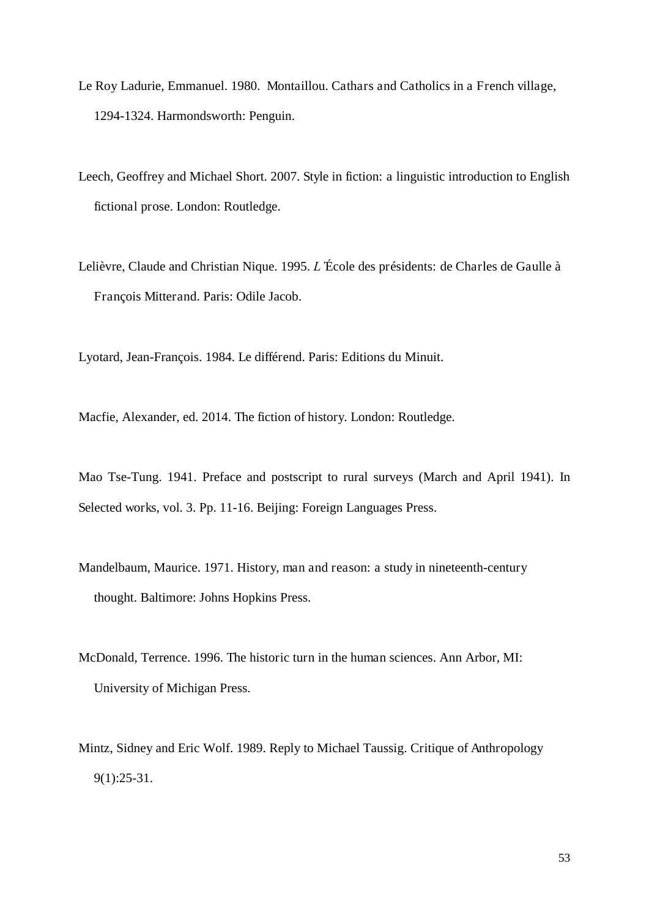Le Roy Ladurie, Emmanuel. 1980. Montaillou. Cathars and Catholics in a French village, 1294-1324. Harmondsworth: Penguin.

Leech, Geoffrey and Michael Short. 2007. Style in fiction: a linguistic introduction to English fictional prose. London: Routledge.

Lelièvre, Claude and Christian Nique. 1995. *L'*École des présidents: de Charles de Gaulle à François Mitterand. Paris: Odile Jacob.

Lyotard, Jean-François. 1984. Le différend. Paris: Editions du Minuit.

Macfie, Alexander, ed. 2014. The fiction of history. London: Routledge.

Mao Tse-Tung. 1941. Preface and postscript to rural surveys (March and April 1941). In Selected works, vol. 3. Pp. 11-16. Beijing: Foreign Languages Press.

Mandelbaum, Maurice. 1971. History, man and reason: a study in nineteenth-century thought. Baltimore: Johns Hopkins Press.

McDonald, Terrence. 1996. The historic turn in the human sciences. Ann Arbor, MI: University of Michigan Press.

Mintz, Sidney and Eric Wolf. 1989. Reply to Michael Taussig. Critique of Anthropology 9(1):25-31.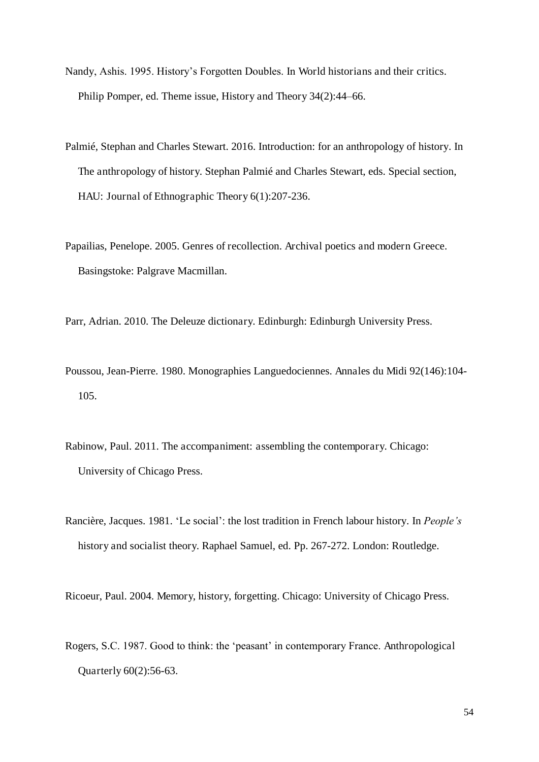Nandy, Ashis. 1995. History's Forgotten Doubles. In World historians and their critics. Philip Pomper, ed. Theme issue, History and Theory 34(2):44–66.

Palmié, Stephan and Charles Stewart. 2016. Introduction: for an anthropology of history. In The anthropology of history. Stephan Palmié and Charles Stewart, eds. Special section, HAU: Journal of Ethnographic Theory 6(1):207-236.

Papailias, Penelope. 2005. Genres of recollection. Archival poetics and modern Greece. Basingstoke: Palgrave Macmillan.

Parr, Adrian. 2010. The Deleuze dictionary. Edinburgh: Edinburgh University Press.

Poussou, Jean-Pierre. 1980. Monographies Languedociennes. Annales du Midi 92(146):104-105.

Rabinow, Paul. 2011. The accompaniment: assembling the contemporary. Chicago: University of Chicago Press.

Rancière, Jacques. 1981. 'Le social': the lost tradition in French labour history. In *People's* history and socialist theory. Raphael Samuel, ed. Pp. 267-272. London: Routledge.

Ricoeur, Paul. 2004. Memory, history, forgetting. Chicago: University of Chicago Press.

Rogers, S.C. 1987. Good to think: the 'peasant' in contemporary France. Anthropological Quarterly 60(2):56-63.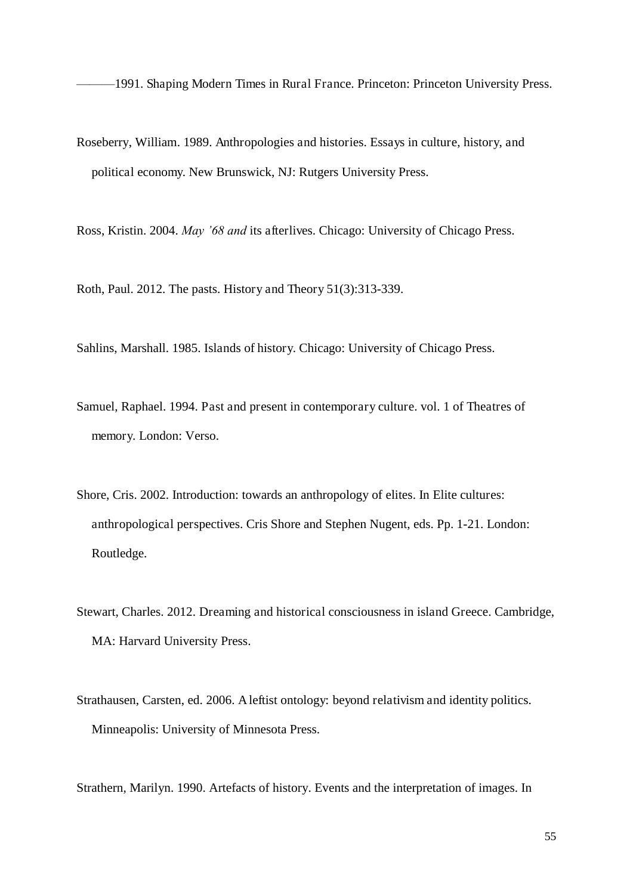———1991. Shaping Modern Times in Rural France. Princeton: Princeton University Press.

Roseberry, William. 1989. Anthropologies and histories. Essays in culture, history, and political economy. New Brunswick, NJ: Rutgers University Press.

Ross, Kristin. 2004. *May '68 and* its afterlives. Chicago: University of Chicago Press.

Roth, Paul. 2012. The pasts. History and Theory 51(3):313-339.

Sahlins, Marshall. 1985. Islands of history. Chicago: University of Chicago Press.

Samuel, Raphael. 1994. Past and present in contemporary culture. vol. 1 of Theatres of memory. London: Verso.

Shore, Cris. 2002. Introduction: towards an anthropology of elites. In Elite cultures: anthropological perspectives. Cris Shore and Stephen Nugent, eds. Pp. 1-21. London: Routledge.

Stewart, Charles. 2012. Dreaming and historical consciousness in island Greece. Cambridge, MA: Harvard University Press.

Strathausen, Carsten, ed. 2006. A leftist ontology: beyond relativism and identity politics. Minneapolis: University of Minnesota Press.

Strathern, Marilyn. 1990. Artefacts of history. Events and the interpretation of images. In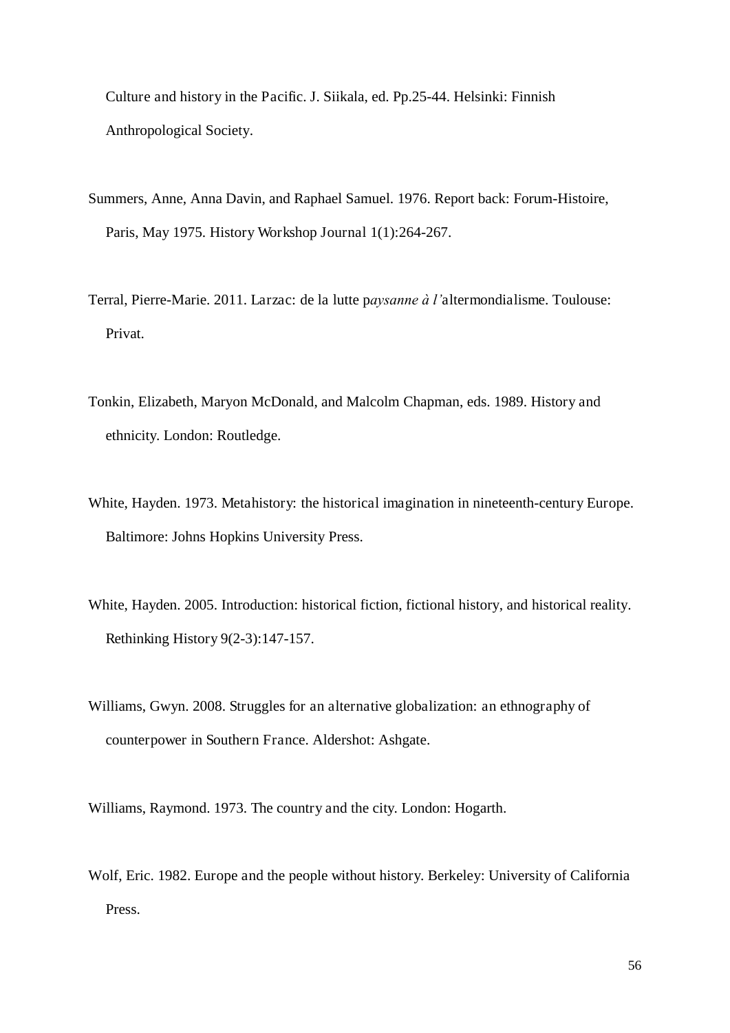Culture and history in the Pacific. J. Siikala, ed. Pp.25-44. Helsinki: Finnish Anthropological Society.

Summers, Anne, Anna Davin, and Raphael Samuel. 1976. Report back: Forum-Histoire, Paris, May 1975. History Workshop Journal 1(1):264-267.

Terral, Pierre-Marie. 2011. Larzac: de la lutte p*aysanne à l'*altermondialisme. Toulouse: Privat.

Tonkin, Elizabeth, Maryon McDonald, and Malcolm Chapman, eds. 1989. History and ethnicity. London: Routledge.

White, Hayden. 1973. Metahistory: the historical imagination in nineteenth-century Europe. Baltimore: Johns Hopkins University Press.

White, Hayden. 2005. Introduction: historical fiction, fictional history, and historical reality. Rethinking History 9(2-3):147-157.

Williams, Gwyn. 2008. Struggles for an alternative globalization: an ethnography of counterpower in Southern France. Aldershot: Ashgate.

Williams, Raymond. 1973. The country and the city. London: Hogarth.

Wolf, Eric. 1982. Europe and the people without history. Berkeley: University of California Press.